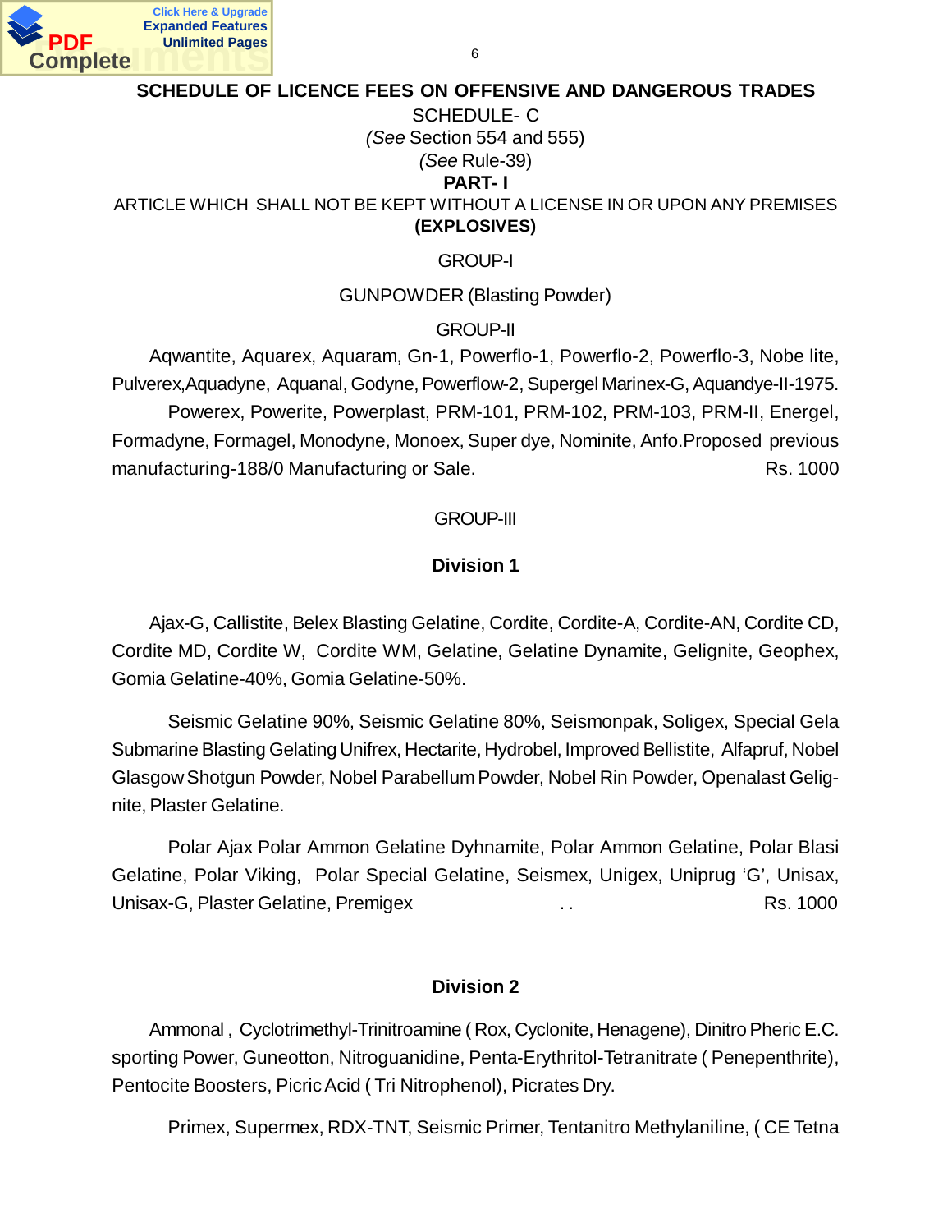## SCHEDULE OF LICENCE FEES ON OFFENSIVE AND DANGEROUS TRADES

SCHEDULE- C

(*See* Section 554 and 555)

(*See* Rule-39)

**PART- I**

ARTICLE WHICH SHALL NOT BE KEPT WITHOUT A LICENSE IN OR UPON ANY PREMISES

**(EXPLOSIVES)**

GROUP-I

GUNPOWDER (Blasting Powder)

GROUP-II

Aqwantite, Aquarex, Aquaram, Gn-1, Powerflo-1, Powerflo-2, Powerflo-3, Nobe lite, Pulverex,Aquadyne, Aquanal, Godyne, Powerflow-2, Supergel Marinex-G, Aquandye-II-1975.

Powerex, Powerite, Powerplast, PRM-101, PRM-102, PRM-103, PRM-II, Energel, Formadyne, Formagel, Monodyne, Monoex, Super dye, Nominite, Anfo.Proposed previous manufacturing-188/0 Manufacturing or Sale. Rs. 1000

GROUP-III

**Division 1**

Ajax-G, Callistite, Belex Blasting Gelatine, Cordite, Cordite-A, Cordite-AN, Cordite CD, Cordite MD, Cordite W, Cordite WM, Gelatine, Gelatine Dynamite, Gelignite, Geophex, Gomia Gelatine-40%, Gomia Gelatine-50%.

Seismic Gelatine 90%, Seismic Gelatine 80%, Seismonpak, Soligex, Special Gela Submarine Blasting Gelating Unifrex, Hectarite, Hydrobel, Improved Bellistite, Alfapruf, Nobel Glasgow Shotgun Powder, Nobel Parabellum Powder, Nobel Rin Powder, Openalast Gelignite, Plaster Gelatine.

Polar Ajax Polar Ammon Gelatine Dyhnamite, Polar Ammon Gelatine, Polar Blasi Gelatine, Polar Viking, Polar Special Gelatine, Seismex, Unigex, Uniprug 'G', Unisax, Unisax-G, Plaster Gelatine, Premigex . . Rs. 1000

**Division 2**

Ammonal , Cyclotrimethyl-Trinitroamine ( Rox, Cyclonite, Henagene), Dinitro Pheric E.C. sporting Power, Guneotton, Nitroguanidine, Penta-Erythritol-Tetranitrate ( Penepenthrite), Pentocite Boosters, Picric Acid ( Tri Nitrophenol), Picrates Dry.

Primex, Supermex, RDX-TNT, Seismic Primer, Tentanitro Methylaniline, ( CE Tetna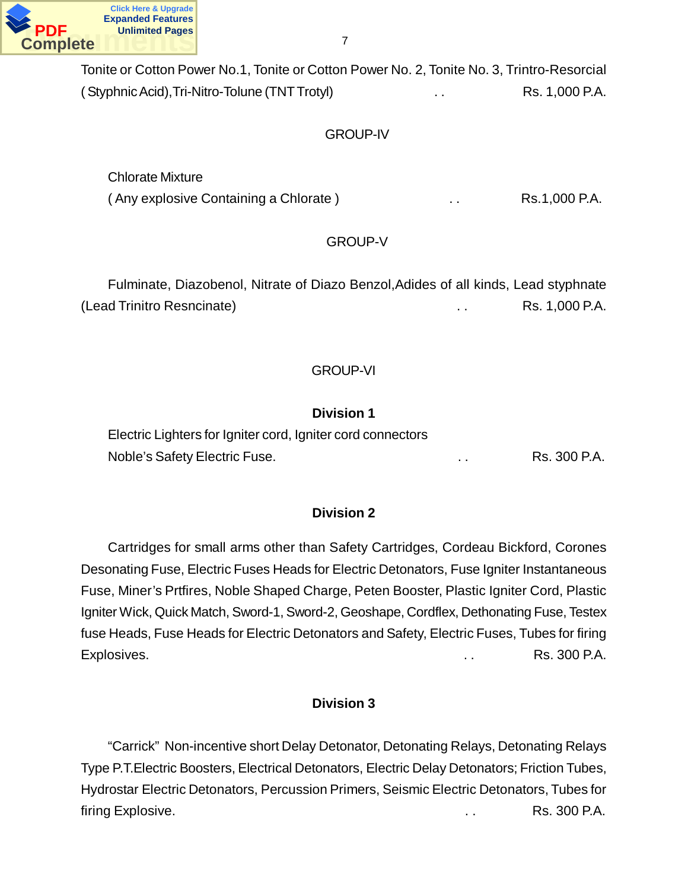Tonite or Cotton Power No.1, Tonite or Cotton Power No. 2, Tonite No. 3, Trintro-Resorcial (Styphnic Acid), Tri-Nitro-Tolune (TNT Trotyl) . . Rs. 1,000 P.A.

GROUP-IV

Chlorate Mixture
( Any explosive Containing a Chlorate ) . . Rs.1,000 P.A.

GROUP-V

Fulminate, Diazobenol, Nitrate of Diazo Benzol, Adides of all kinds, Lead styphnate (Lead Trinitro Resncinate) . . Rs. 1,000 P.A.

GROUP-VI

**Division 1**

Electric Lighters for Igniter cord, Igniter cord connectors
Noble's Safety Electric Fuse. . . Rs. 300 P.A.

**Division 2**

Cartridges for small arms other than Safety Cartridges, Cordeau Bickford, Corones Desonating Fuse, Electric Fuses Heads for Electric Detonators, Fuse Igniter Instantaneous Fuse, Miner's Prtfires, Noble Shaped Charge, Peten Booster, Plastic Igniter Cord, Plastic Igniter Wick, Quick Match, Sword-1, Sword-2, Geoshape, Cordflex, Dethonating Fuse, Testex fuse Heads, Fuse Heads for Electric Detonators and Safety, Electric Fuses, Tubes for firing Explosives. . . Rs. 300 P.A.

**Division 3**

"Carrick" Non-incentive short Delay Detonator, Detonating Relays, Detonating Relays Type P.T.Electric Boosters, Electrical Detonators, Electric Delay Detonators; Friction Tubes, Hydrostar Electric Detonators, Percussion Primers, Seismic Electric Detonators, Tubes for firing Explosive. . . Rs. 300 P.A.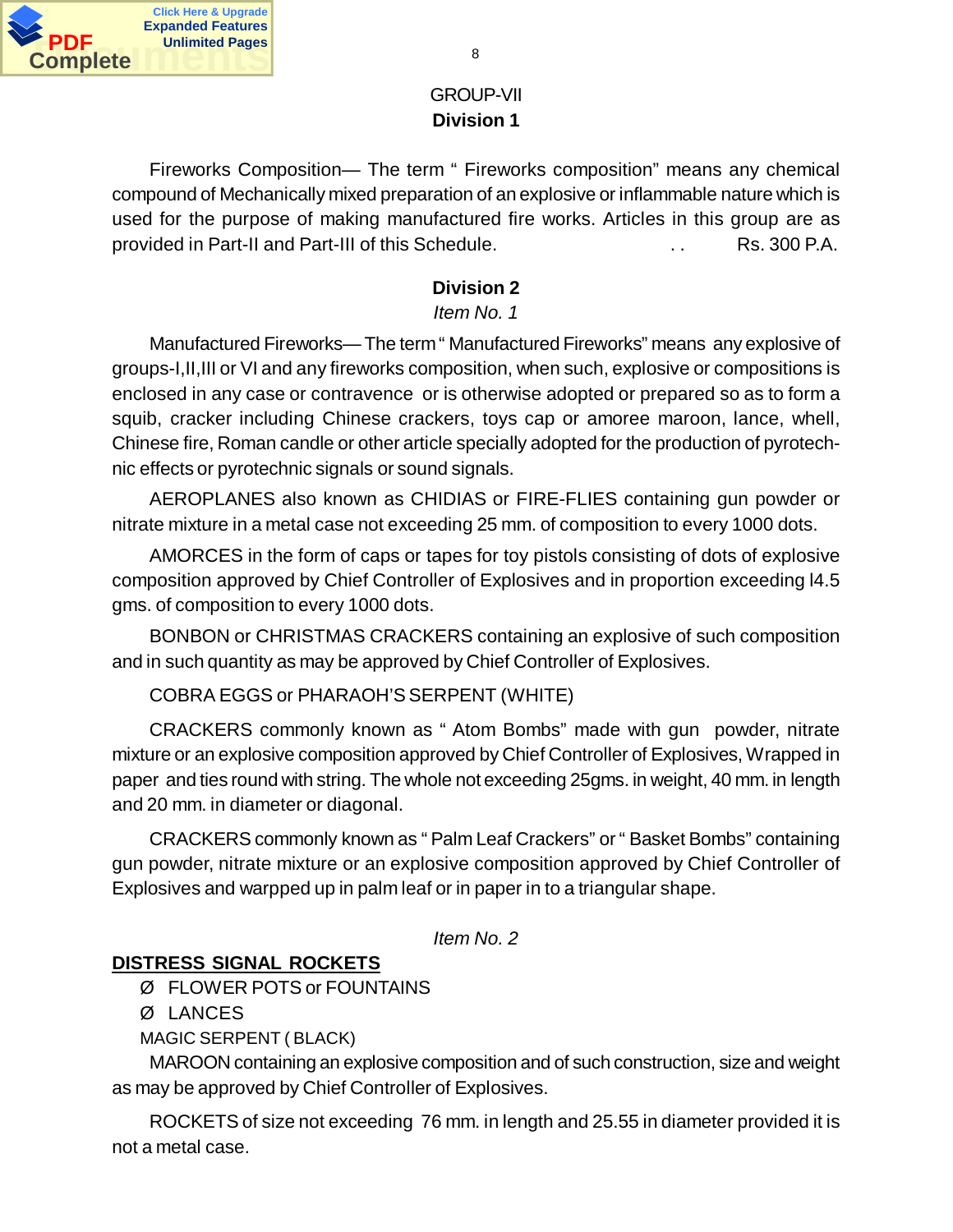GROUP-VII

**Division 1**

Fireworks Composition— The term " Fireworks composition" means any chemical compound of Mechanically mixed preparation of an explosive or inflammable nature which is used for the purpose of making manufactured fire works. Articles in this group are as provided in Part-II and Part-III of this Schedule. . . Rs. 300 P.A.

**Division 2**

*Item No. 1*

Manufactured Fireworks— The term " Manufactured Fireworks" means any explosive of groups-I,II,III or VI and any fireworks composition, when such, explosive or compositions is enclosed in any case or contravence or is otherwise adopted or prepared so as to form a squib, cracker including Chinese crackers, toys cap or amoree maroon, lance, whell, Chinese fire, Roman candle or other article specially adopted for the production of pyrotechnic effects or pyrotechnic signals or sound signals.

AEROPLANES also known as CHIDIAS or FIRE-FLIES containing gun powder or nitrate mixture in a metal case not exceeding 25 mm. of composition to every 1000 dots.

AMORCES in the form of caps or tapes for toy pistols consisting of dots of explosive composition approved by Chief Controller of Explosives and in proportion exceeding l4.5 gms. of composition to every 1000 dots.

BONBON or CHRISTMAS CRACKERS containing an explosive of such composition and in such quantity as may be approved by Chief Controller of Explosives.

COBRA EGGS or PHARAOH'S SERPENT (WHITE)

CRACKERS commonly known as " Atom Bombs" made with gun powder, nitrate mixture or an explosive composition approved by Chief Controller of Explosives, Wrapped in paper and ties round with string. The whole not exceeding 25gms. in weight, 40 mm. in length and 20 mm. in diameter or diagonal.

CRACKERS commonly known as " Palm Leaf Crackers" or " Basket Bombs" containing gun powder, nitrate mixture or an explosive composition approved by Chief Controller of Explosives and warpped up in palm leaf or in paper in to a triangular shape.

*Item No. 2*

**DISTRESS SIGNAL ROCKETS**

- FLOWER POTS or FOUNTAINS
- LANCES

MAGIC SERPENT ( BLACK)

MAROON containing an explosive composition and of such construction, size and weight as may be approved by Chief Controller of Explosives.

ROCKETS of size not exceeding 76 mm. in length and 25.55 in diameter provided it is not a metal case.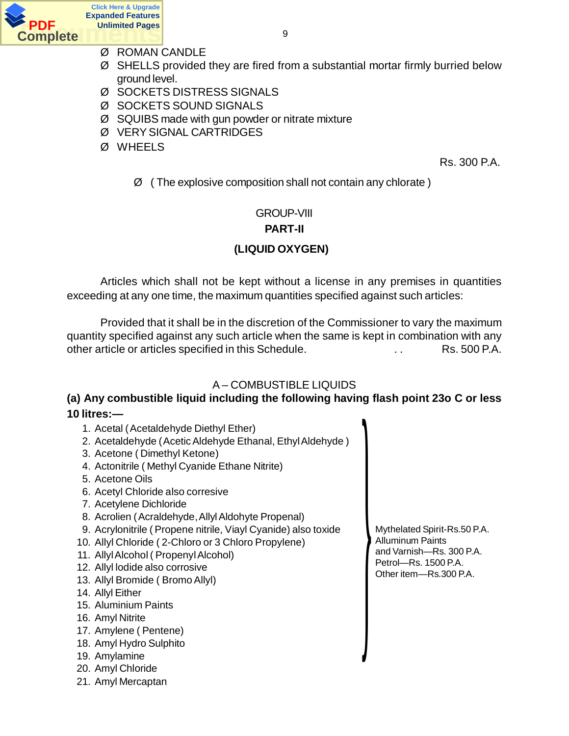- ROMAN CANDLE
- SHELLS provided they are fired from a substantial mortar firmly burried below ground level.
- SOCKETS DISTRESS SIGNALS
- SOCKETS SOUND SIGNALS
- SQUIBS made with gun powder or nitrate mixture
- VERY SIGNAL CARTRIDGES
- WHEELS

Rs. 300 P.A.

- ( The explosive composition shall not contain any chlorate )

GROUP-VIII

**PART-II**

**(LIQUID OXYGEN)**

Articles which shall not be kept without a license in any premises in quantities exceeding at any one time, the maximum quantities specified against such articles:

Provided that it shall be in the discretion of the Commissioner to vary the maximum quantity specified against any such article when the same is kept in combination with any other article or articles specified in this Schedule. . . Rs. 500 P.A.

A – COMBUSTIBLE LIQUIDS

**(a) Any combustible liquid including the following having flash point 23o C or less 10 litres:—**

1. Acetal ( Acetaldehyde Diethyl Ether)
2. Acetaldehyde ( Acetic Aldehyde Ethanal, Ethyl Aldehyde )
3. Acetone ( Dimethyl Ketone)
4. Actonitrile ( Methyl Cyanide Ethane Nitrite)
5. Acetone Oils
6. Acetyl Chloride also corresive
7. Acetylene Dichloride
8. Acrolien ( Acraldehyde, Allyl Aldohyte Propenal)
9. Acrylonitrile ( Propene nitrile, Viayl Cyanide) also toxide
10. Allyl Chloride ( 2-Chloro or 3 Chloro Propylene)
11. Allyl Alcohol ( Propenyl Alcohol)
12. Allyl Iodide also corrosive
13. Allyl Bromide ( Bromo Allyl)
14. Allyl Either
15. Aluminium Paints
16. Amyl Nitrite
17. Amylene ( Pentene)
18. Amyl Hydro Sulphito
19. Amylamine
20. Amyl Chloride
21. Amyl Mercaptan

Mythelated Spirit-Rs.50 P.A.
Alluminum Paints and Varnish—Rs. 300 P.A.
Petrol—Rs. 1500 P.A.
Other item—Rs.300 P.A.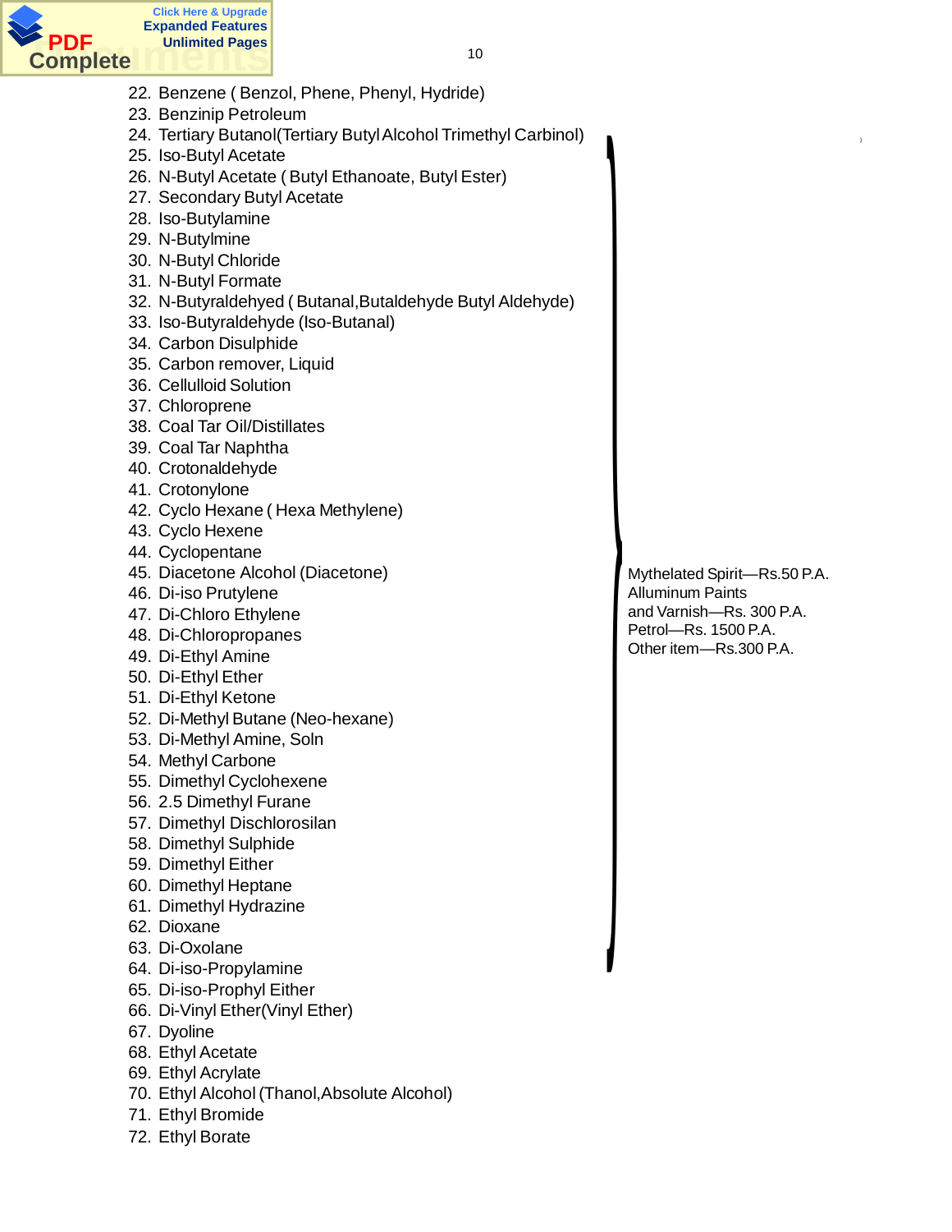22. Benzene ( Benzol, Phene, Phenyl, Hydride)
23. Benzinip Petroleum
24. Tertiary Butanol(Tertiary Butyl Alcohol Trimethyl Carbinol)
25. Iso-Butyl Acetate
26. N-Butyl Acetate ( Butyl Ethanoate, Butyl Ester)
27. Secondary Butyl Acetate
28. Iso-Butylamine
29. N-Butylmine
30. N-Butyl Chloride
31. N-Butyl Formate
32. N-Butyraldehyed ( Butanal,Butaldehyde Butyl Aldehyde)
33. Iso-Butyraldehyde (Iso-Butanal)
34. Carbon Disulphide
35. Carbon remover, Liquid
36. Celluloid Solution
37. Chloroprene
38. Coal Tar Oil/Distillates
39. Coal Tar Naphtha
40. Crotonaldehyde
41. Crotonylone
42. Cyclo Hexane ( Hexa Methylene)
43. Cyclo Hexene
44. Cyclopentane
45. Diacetone Alcohol (Diacetone)
46. Di-iso Prutylene
47. Di-Chloro Ethylene
48. Di-Chloropropanes
49. Di-Ethyl Amine
50. Di-Ethyl Ether
51. Di-Ethyl Ketone
52. Di-Methyl Butane (Neo-hexane)
53. Di-Methyl Amine, Soln
54. Methyl Carbone
55. Dimethyl Cyclohexene
56. 2.5 Dimethyl Furane
57. Dimethyl Dischlorosilan
58. Dimethyl Sulphide
59. Dimethyl Either
60. Dimethyl Heptane
61. Dimethyl Hydrazine
62. Dioxane
63. Di-Oxolane
64. Di-iso-Propylamine
65. Di-iso-Prophyl Either
66. Di-Vinyl Ether(Vinyl Ether)
67. Dyoline
68. Ethyl Acetate
69. Ethyl Acrylate
70. Ethyl Alcohol (Thanol,Absolute Alcohol)
71. Ethyl Bromide
72. Ethyl Borate

(Items 24–64 bracketed:)

Mythelated Spirit—Rs.50 P.A.
Alluminum Paints
and Varnish—Rs. 300 P.A.
Petrol—Rs. 1500 P.A.
Other item—Rs.300 P.A.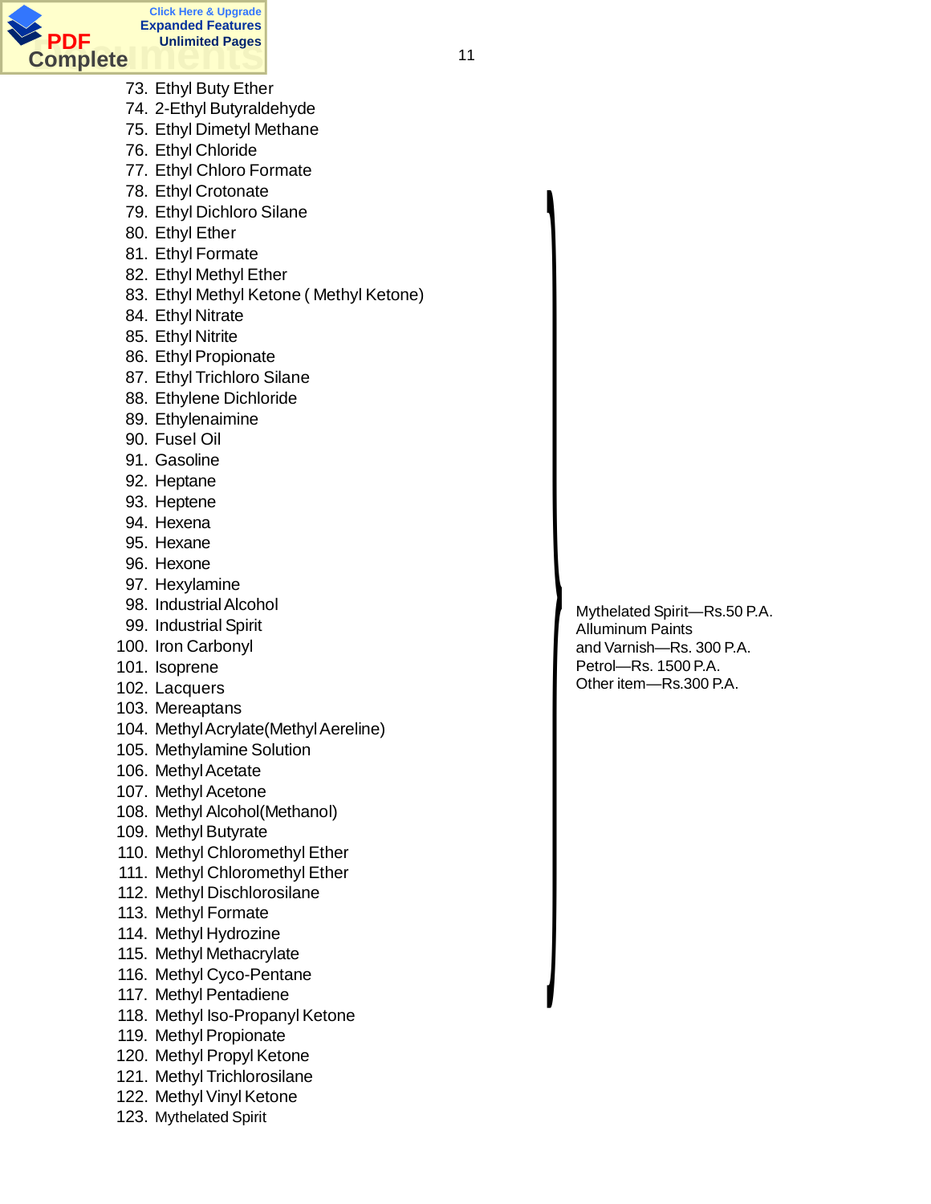73. Ethyl Buty Ether
74. 2-Ethyl Butyraldehyde
75. Ethyl Dimetyl Methane
76. Ethyl Chloride
77. Ethyl Chloro Formate
78. Ethyl Crotonate
79. Ethyl Dichloro Silane
80. Ethyl Ether
81. Ethyl Formate
82. Ethyl Methyl Ether
83. Ethyl Methyl Ketone ( Methyl Ketone)
84. Ethyl Nitrate
85. Ethyl Nitrite
86. Ethyl Propionate
87. Ethyl Trichloro Silane
88. Ethylene Dichloride
89. Ethylenaimine
90. Fusel Oil
91. Gasoline
92. Heptane
93. Heptene
94. Hexena
95. Hexane
96. Hexone
97. Hexylamine
98. Industrial Alcohol
99. Industrial Spirit
100. Iron Carbonyl
101. Isoprene
102. Lacquers
103. Mereaptans
104. Methyl Acrylate(Methyl Aereline)
105. Methylamine Solution
106. Methyl Acetate
107. Methyl Acetone
108. Methyl Alcohol(Methanol)
109. Methyl Butyrate
110. Methyl Chloromethyl Ether
111. Methyl Chloromethyl Ether
112. Methyl Dischlorosilane
113. Methyl Formate
114. Methyl Hydrozine
115. Methyl Methacrylate
116. Methyl Cyco-Pentane
117. Methyl Pentadiene
118. Methyl Iso-Propanyl Ketone
119. Methyl Propionate
120. Methyl Propyl Ketone
121. Methyl Trichlorosilane
122. Methyl Vinyl Ketone
123. Mythelated Spirit

Mythelated Spirit—Rs.50 P.A.
Alluminum Paints
and Varnish—Rs. 300 P.A.
Petrol—Rs. 1500 P.A.
Other item—Rs.300 P.A.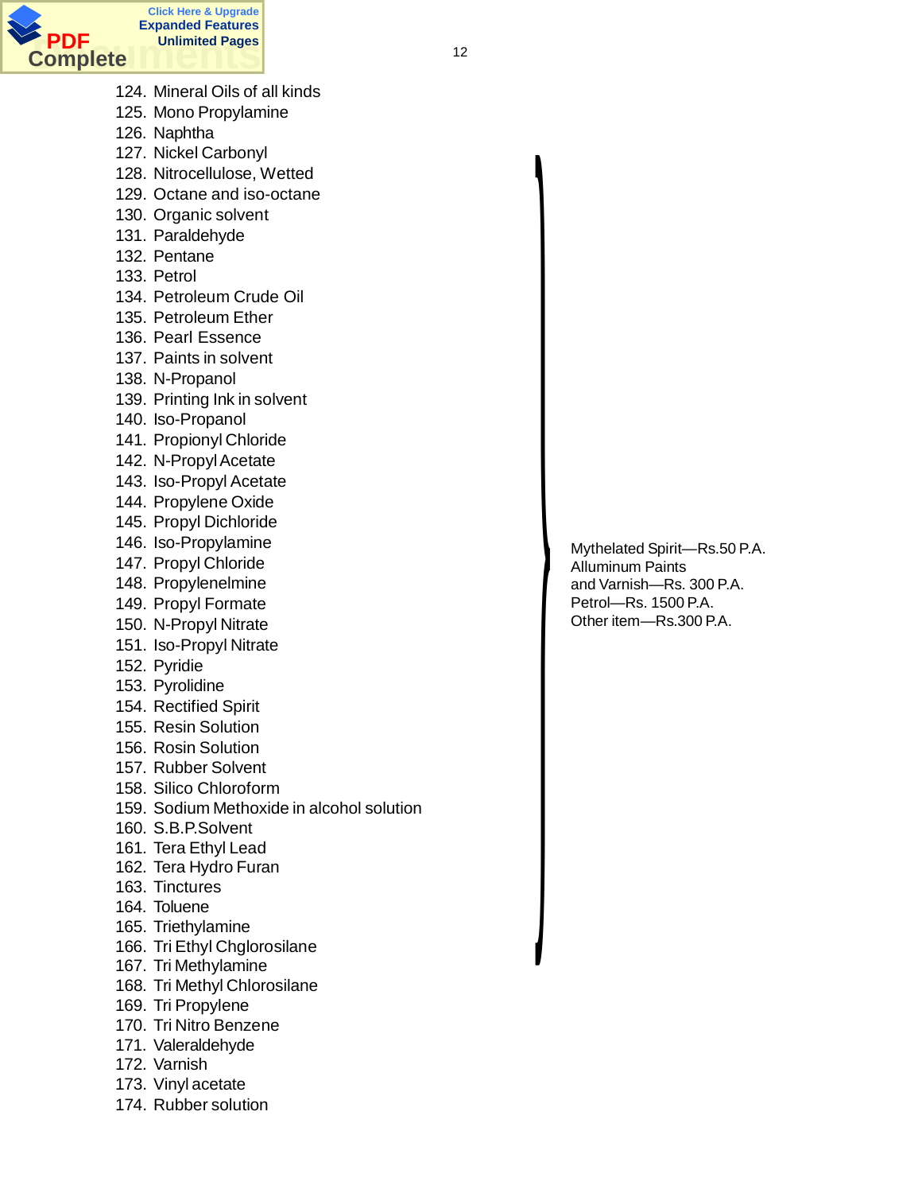124. Mineral Oils of all kinds
125. Mono Propylamine
126. Naphtha
127. Nickel Carbonyl
128. Nitrocellulose, Wetted
129. Octane and iso-octane
130. Organic solvent
131. Paraldehyde
132. Pentane
133. Petrol
134. Petroleum Crude Oil
135. Petroleum Ether
136. Pearl Essence
137. Paints in solvent
138. N-Propanol
139. Printing Ink in solvent
140. Iso-Propanol
141. Propionyl Chloride
142. N-Propyl Acetate
143. Iso-Propyl Acetate
144. Propylene Oxide
145. Propyl Dichloride
146. Iso-Propylamine
147. Propyl Chloride
148. Propylenelmine
149. Propyl Formate
150. N-Propyl Nitrate
151. Iso-Propyl Nitrate
152. Pyridie
153. Pyrolidine
154. Rectified Spirit
155. Resin Solution
156. Rosin Solution
157. Rubber Solvent
158. Silico Chloroform
159. Sodium Methoxide in alcohol solution
160. S.B.P.Solvent
161. Tera Ethyl Lead
162. Tera Hydro Furan
163. Tinctures
164. Toluene
165. Triethylamine
166. Tri Ethyl Chglorosilane
167. Tri Methylamine
168. Tri Methyl Chlorosilane
169. Tri Propylene
170. Tri Nitro Benzene
171. Valeraldehyde
172. Varnish
173. Vinyl acetate
174. Rubber solution

Mythelated Spirit—Rs.50 P.A.
Alluminum Paints
and Varnish—Rs. 300 P.A.
Petrol—Rs. 1500 P.A.
Other item—Rs.300 P.A.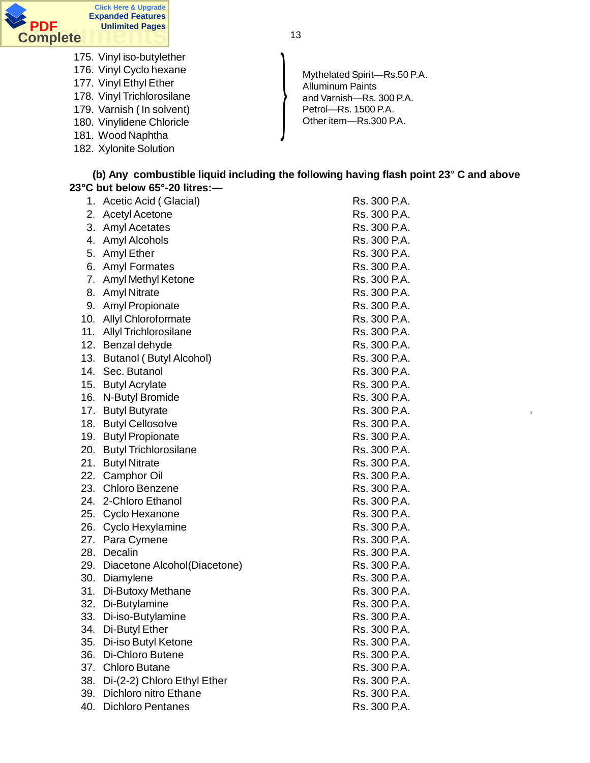175. Vinyl iso-butylether
176. Vinyl Cyclo hexane
177. Vinyl Ethyl Ether
178. Vinyl Trichlorosilane
179. Varnish ( In solvent)
180. Vinylidene Chloricle
181. Wood Naphtha
182. Xylonite Solution

Mythelated Spirit—Rs.50 P.A.
Alluminum Paints
and Varnish—Rs. 300 P.A.
Petrol—Rs. 1500 P.A.
Other item—Rs.300 P.A.

**(b) Any combustible liquid including the following having flash point 23° C and above 23°C but below 65°-20 litres:—**

| | | |
|---|---|---|
| 1. | Acetic Acid ( Glacial) | Rs. 300 P.A. |
| 2. | Acetyl Acetone | Rs. 300 P.A. |
| 3. | Amyl Acetates | Rs. 300 P.A. |
| 4. | Amyl Alcohols | Rs. 300 P.A. |
| 5. | Amyl Ether | Rs. 300 P.A. |
| 6. | Amyl Formates | Rs. 300 P.A. |
| 7. | Amyl Methyl Ketone | Rs. 300 P.A. |
| 8. | Amyl Nitrate | Rs. 300 P.A. |
| 9. | Amyl Propionate | Rs. 300 P.A. |
| 10. | Allyl Chloroformate | Rs. 300 P.A. |
| 11. | Allyl Trichlorosilane | Rs. 300 P.A. |
| 12. | Benzal dehyde | Rs. 300 P.A. |
| 13. | Butanol ( Butyl Alcohol) | Rs. 300 P.A. |
| 14. | Sec. Butanol | Rs. 300 P.A. |
| 15. | Butyl Acrylate | Rs. 300 P.A. |
| 16. | N-Butyl Bromide | Rs. 300 P.A. |
| 17. | Butyl Butyrate | Rs. 300 P.A. |
| 18. | Butyl Cellosolve | Rs. 300 P.A. |
| 19. | Butyl Propionate | Rs. 300 P.A. |
| 20. | Butyl Trichlorosilane | Rs. 300 P.A. |
| 21. | Butyl Nitrate | Rs. 300 P.A. |
| 22. | Camphor Oil | Rs. 300 P.A. |
| 23. | Chloro Benzene | Rs. 300 P.A. |
| 24. | 2-Chloro Ethanol | Rs. 300 P.A. |
| 25. | Cyclo Hexanone | Rs. 300 P.A. |
| 26. | Cyclo Hexylamine | Rs. 300 P.A. |
| 27. | Para Cymene | Rs. 300 P.A. |
| 28. | Decalin | Rs. 300 P.A. |
| 29. | Diacetone Alcohol(Diacetone) | Rs. 300 P.A. |
| 30. | Diamylene | Rs. 300 P.A. |
| 31. | Di-Butoxy Methane | Rs. 300 P.A. |
| 32. | Di-Butylamine | Rs. 300 P.A. |
| 33. | Di-iso-Butylamine | Rs. 300 P.A. |
| 34. | Di-Butyl Ether | Rs. 300 P.A. |
| 35. | Di-iso Butyl Ketone | Rs. 300 P.A. |
| 36. | Di-Chloro Butene | Rs. 300 P.A. |
| 37. | Chloro Butane | Rs. 300 P.A. |
| 38. | Di-(2-2) Chloro Ethyl Ether | Rs. 300 P.A. |
| 39. | Dichloro nitro Ethane | Rs. 300 P.A. |
| 40. | Dichloro Pentanes | Rs. 300 P.A. |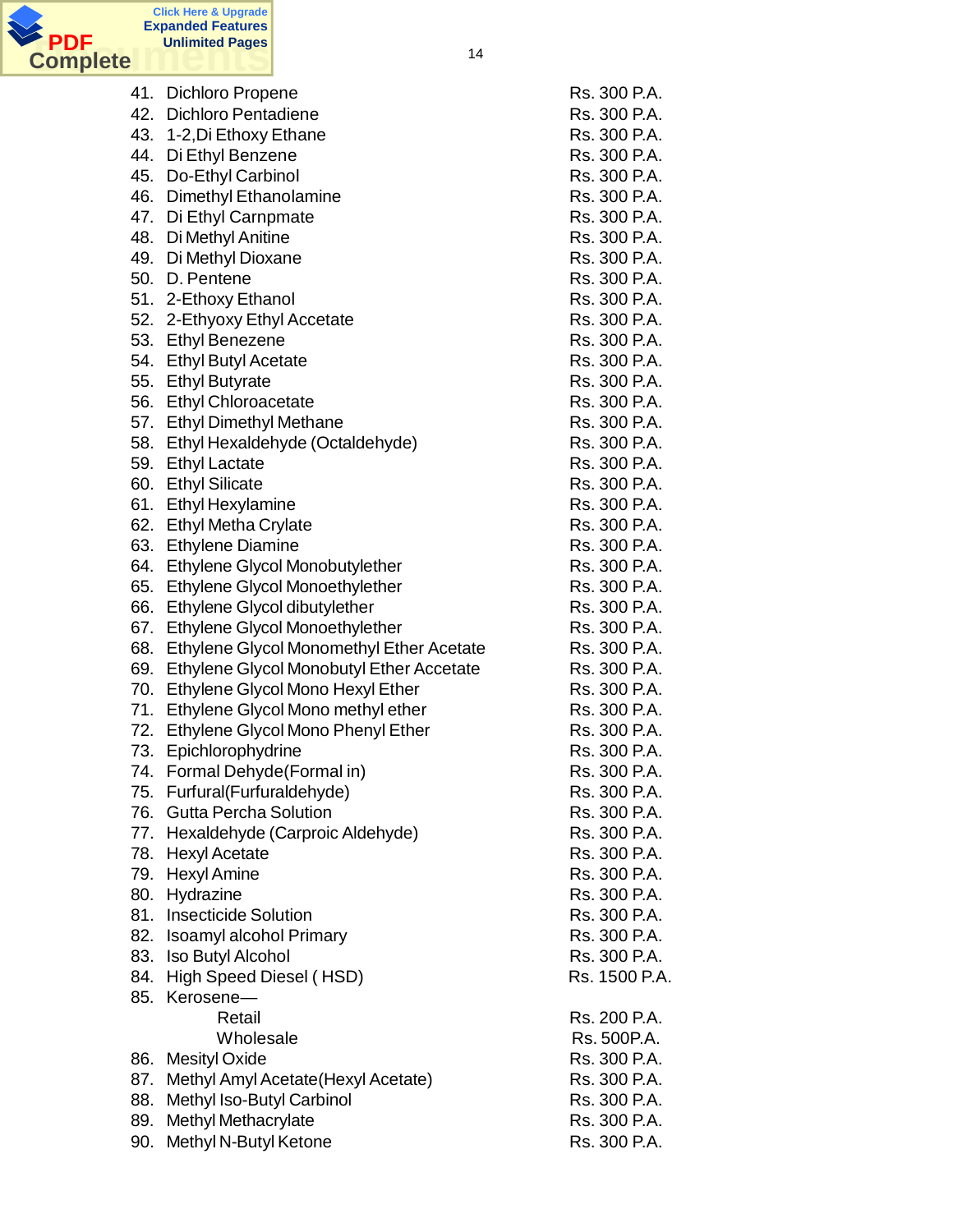41. Dichloro Propene — Rs. 300 P.A.
42. Dichloro Pentadiene — Rs. 300 P.A.
43. 1-2,Di Ethoxy Ethane — Rs. 300 P.A.
44. Di Ethyl Benzene — Rs. 300 P.A.
45. Do-Ethyl Carbinol — Rs. 300 P.A.
46. Dimethyl Ethanolamine — Rs. 300 P.A.
47. Di Ethyl Carnpmate — Rs. 300 P.A.
48. Di Methyl Anitine — Rs. 300 P.A.
49. Di Methyl Dioxane — Rs. 300 P.A.
50. D. Pentene — Rs. 300 P.A.
51. 2-Ethoxy Ethanol — Rs. 300 P.A.
52. 2-Ethyoxy Ethyl Accetate — Rs. 300 P.A.
53. Ethyl Benezene — Rs. 300 P.A.
54. Ethyl Butyl Acetate — Rs. 300 P.A.
55. Ethyl Butyrate — Rs. 300 P.A.
56. Ethyl Chloroacetate — Rs. 300 P.A.
57. Ethyl Dimethyl Methane — Rs. 300 P.A.
58. Ethyl Hexaldehyde (Octaldehyde) — Rs. 300 P.A.
59. Ethyl Lactate — Rs. 300 P.A.
60. Ethyl Silicate — Rs. 300 P.A.
61. Ethyl Hexylamine — Rs. 300 P.A.
62. Ethyl Metha Crylate — Rs. 300 P.A.
63. Ethylene Diamine — Rs. 300 P.A.
64. Ethylene Glycol Monobutylether — Rs. 300 P.A.
65. Ethylene Glycol Monoethylether — Rs. 300 P.A.
66. Ethylene Glycol dibutylether — Rs. 300 P.A.
67. Ethylene Glycol Monoethylether — Rs. 300 P.A.
68. Ethylene Glycol Monomethyl Ether Acetate — Rs. 300 P.A.
69. Ethylene Glycol Monobutyl Ether Accetate — Rs. 300 P.A.
70. Ethylene Glycol Mono Hexyl Ether — Rs. 300 P.A.
71. Ethylene Glycol Mono methyl ether — Rs. 300 P.A.
72. Ethylene Glycol Mono Phenyl Ether — Rs. 300 P.A.
73. Epichlorophydrine — Rs. 300 P.A.
74. Formal Dehyde(Formal in) — Rs. 300 P.A.
75. Furfural(Furfuraldehyde) — Rs. 300 P.A.
76. Gutta Percha Solution — Rs. 300 P.A.
77. Hexaldehyde (Carproic Aldehyde) — Rs. 300 P.A.
78. Hexyl Acetate — Rs. 300 P.A.
79. Hexyl Amine — Rs. 300 P.A.
80. Hydrazine — Rs. 300 P.A.
81. Insecticide Solution — Rs. 300 P.A.
82. Isoamyl alcohol Primary — Rs. 300 P.A.
83. Iso Butyl Alcohol — Rs. 300 P.A.
84. High Speed Diesel ( HSD) — Rs. 1500 P.A.
85. Kerosene—
    - Retail — Rs. 200 P.A.
    - Wholesale — Rs. 500P.A.
86. Mesityl Oxide — Rs. 300 P.A.
87. Methyl Amyl Acetate(Hexyl Acetate) — Rs. 300 P.A.
88. Methyl Iso-Butyl Carbinol — Rs. 300 P.A.
89. Methyl Methacrylate — Rs. 300 P.A.
90. Methyl N-Butyl Ketone — Rs. 300 P.A.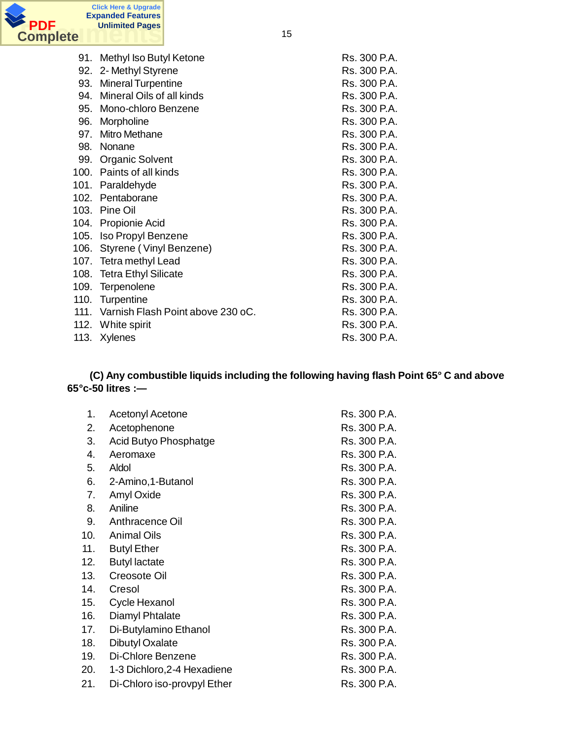| | | |
|---|---|---|
| 91. | Methyl Iso Butyl Ketone | Rs. 300 P.A. |
| 92. | 2- Methyl Styrene | Rs. 300 P.A. |
| 93. | Mineral Turpentine | Rs. 300 P.A. |
| 94. | Mineral Oils of all kinds | Rs. 300 P.A. |
| 95. | Mono-chloro Benzene | Rs. 300 P.A. |
| 96. | Morpholine | Rs. 300 P.A. |
| 97. | Mitro Methane | Rs. 300 P.A. |
| 98. | Nonane | Rs. 300 P.A. |
| 99. | Organic Solvent | Rs. 300 P.A. |
| 100. | Paints of all kinds | Rs. 300 P.A. |
| 101. | Paraldehyde | Rs. 300 P.A. |
| 102. | Pentaborane | Rs. 300 P.A. |
| 103. | Pine Oil | Rs. 300 P.A. |
| 104. | Propionie Acid | Rs. 300 P.A. |
| 105. | Iso Propyl Benzene | Rs. 300 P.A. |
| 106. | Styrene ( Vinyl Benzene) | Rs. 300 P.A. |
| 107. | Tetra methyl Lead | Rs. 300 P.A. |
| 108. | Tetra Ethyl Silicate | Rs. 300 P.A. |
| 109. | Terpenolene | Rs. 300 P.A. |
| 110. | Turpentine | Rs. 300 P.A. |
| 111. | Varnish Flash Point above 230 oC. | Rs. 300 P.A. |
| 112. | White spirit | Rs. 300 P.A. |
| 113. | Xylenes | Rs. 300 P.A. |

**(C) Any combustible liquids including the following having flash Point 65° C and above 65°c-50 litres :—**

| | | |
|---|---|---|
| 1. | Acetonyl Acetone | Rs. 300 P.A. |
| 2. | Acetophenone | Rs. 300 P.A. |
| 3. | Acid Butyo Phosphatge | Rs. 300 P.A. |
| 4. | Aeromaxe | Rs. 300 P.A. |
| 5. | Aldol | Rs. 300 P.A. |
| 6. | 2-Amino,1-Butanol | Rs. 300 P.A. |
| 7. | Amyl Oxide | Rs. 300 P.A. |
| 8. | Aniline | Rs. 300 P.A. |
| 9. | Anthracence Oil | Rs. 300 P.A. |
| 10. | Animal Oils | Rs. 300 P.A. |
| 11. | Butyl Ether | Rs. 300 P.A. |
| 12. | Butyl lactate | Rs. 300 P.A. |
| 13. | Creosote Oil | Rs. 300 P.A. |
| 14. | Cresol | Rs. 300 P.A. |
| 15. | Cycle Hexanol | Rs. 300 P.A. |
| 16. | Diamyl Phtalate | Rs. 300 P.A. |
| 17. | Di-Butylamino Ethanol | Rs. 300 P.A. |
| 18. | Dibutyl Oxalate | Rs. 300 P.A. |
| 19. | Di-Chlore Benzene | Rs. 300 P.A. |
| 20. | 1-3 Dichloro,2-4 Hexadiene | Rs. 300 P.A. |
| 21. | Di-Chloro iso-provpyl Ether | Rs. 300 P.A. |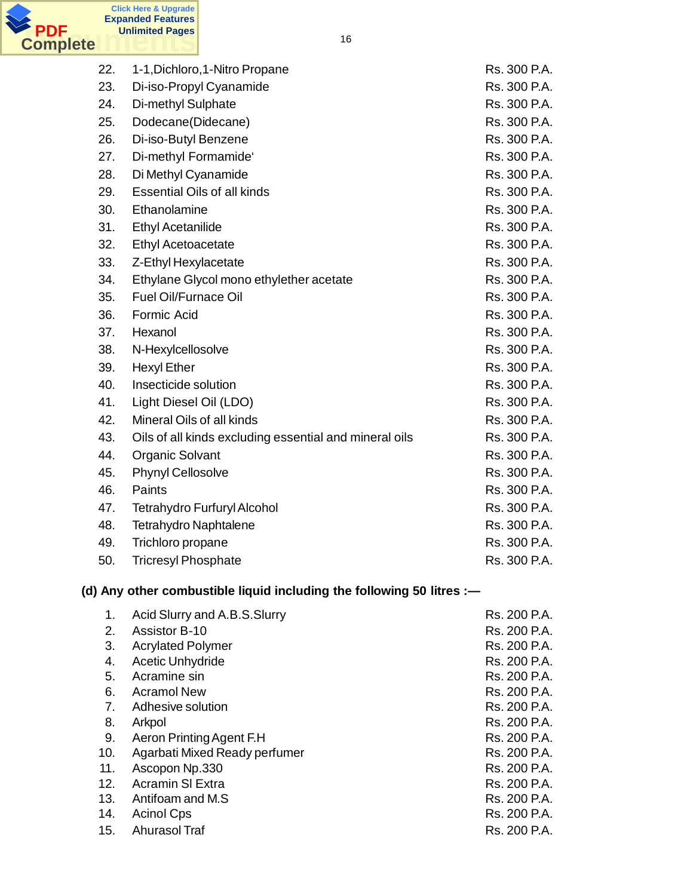| | | |
|---|---|---|
| 22. | 1-1,Dichloro,1-Nitro Propane | Rs. 300 P.A. |
| 23. | Di-iso-Propyl Cyanamide | Rs. 300 P.A. |
| 24. | Di-methyl Sulphate | Rs. 300 P.A. |
| 25. | Dodecane(Didecane) | Rs. 300 P.A. |
| 26. | Di-iso-Butyl Benzene | Rs. 300 P.A. |
| 27. | Di-methyl Formamide' | Rs. 300 P.A. |
| 28. | Di Methyl Cyanamide | Rs. 300 P.A. |
| 29. | Essential Oils of all kinds | Rs. 300 P.A. |
| 30. | Ethanolamine | Rs. 300 P.A. |
| 31. | Ethyl Acetanilide | Rs. 300 P.A. |
| 32. | Ethyl Acetoacetate | Rs. 300 P.A. |
| 33. | Z-Ethyl Hexylacetate | Rs. 300 P.A. |
| 34. | Ethylane Glycol mono ethylether acetate | Rs. 300 P.A. |
| 35. | Fuel Oil/Furnace Oil | Rs. 300 P.A. |
| 36. | Formic Acid | Rs. 300 P.A. |
| 37. | Hexanol | Rs. 300 P.A. |
| 38. | N-Hexylcellosolve | Rs. 300 P.A. |
| 39. | Hexyl Ether | Rs. 300 P.A. |
| 40. | Insecticide solution | Rs. 300 P.A. |
| 41. | Light Diesel Oil (LDO) | Rs. 300 P.A. |
| 42. | Mineral Oils of all kinds | Rs. 300 P.A. |
| 43. | Oils of all kinds excluding essential and mineral oils | Rs. 300 P.A. |
| 44. | Organic Solvant | Rs. 300 P.A. |
| 45. | Phynyl Cellosolve | Rs. 300 P.A. |
| 46. | Paints | Rs. 300 P.A. |
| 47. | Tetrahydro Furfuryl Alcohol | Rs. 300 P.A. |
| 48. | Tetrahydro Naphtalene | Rs. 300 P.A. |
| 49. | Trichloro propane | Rs. 300 P.A. |
| 50. | Tricresyl Phosphate | Rs. 300 P.A. |

**(d) Any other combustible liquid including the following 50 litres :—**

| | | |
|---|---|---|
| 1. | Acid Slurry and A.B.S.Slurry | Rs. 200 P.A. |
| 2. | Assistor B-10 | Rs. 200 P.A. |
| 3. | Acrylated Polymer | Rs. 200 P.A. |
| 4. | Acetic Unhydride | Rs. 200 P.A. |
| 5. | Acramine sin | Rs. 200 P.A. |
| 6. | Acramol New | Rs. 200 P.A. |
| 7. | Adhesive solution | Rs. 200 P.A. |
| 8. | Arkpol | Rs. 200 P.A. |
| 9. | Aeron Printing Agent F.H | Rs. 200 P.A. |
| 10. | Agarbati Mixed Ready perfumer | Rs. 200 P.A. |
| 11. | Ascopon Np.330 | Rs. 200 P.A. |
| 12. | Acramin Sl Extra | Rs. 200 P.A. |
| 13. | Antifoam and M.S | Rs. 200 P.A. |
| 14. | Acinol Cps | Rs. 200 P.A. |
| 15. | Ahurasol Traf | Rs. 200 P.A. |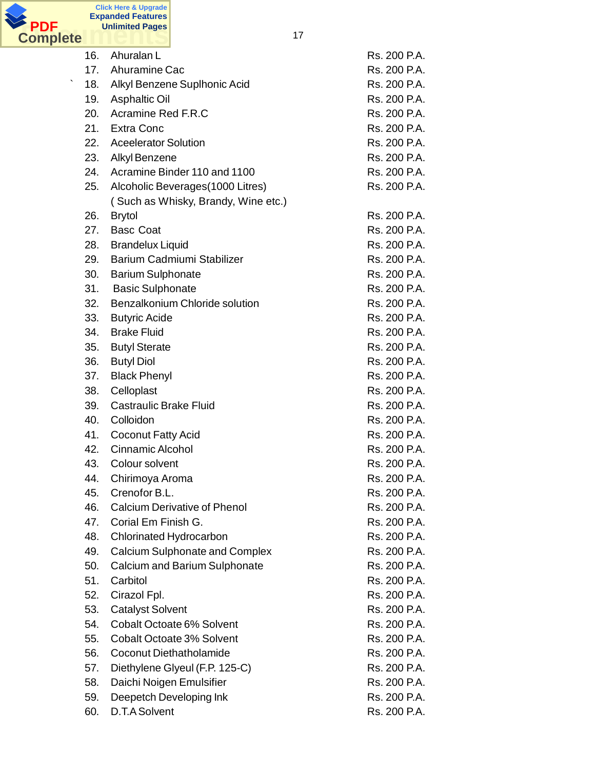| No. | Item | Rate |
|---|---|---|
| 16. | Ahuralan L | Rs. 200 P.A. |
| 17. | Ahuramine Cac | Rs. 200 P.A. |
| 18. | Alkyl Benzene Suplhonic Acid | Rs. 200 P.A. |
| 19. | Asphaltic Oil | Rs. 200 P.A. |
| 20. | Acramine Red F.R.C | Rs. 200 P.A. |
| 21. | Extra Conc | Rs. 200 P.A. |
| 22. | Aceelerator Solution | Rs. 200 P.A. |
| 23. | Alkyl Benzene | Rs. 200 P.A. |
| 24. | Acramine Binder 110 and 1100 | Rs. 200 P.A. |
| 25. | Alcoholic Beverages(1000 Litres) ( Such as Whisky, Brandy, Wine etc.) | Rs. 200 P.A. |
| 26. | Brytol | Rs. 200 P.A. |
| 27. | Basc Coat | Rs. 200 P.A. |
| 28. | Brandelux Liquid | Rs. 200 P.A. |
| 29. | Barium Cadmiumi Stabilizer | Rs. 200 P.A. |
| 30. | Barium Sulphonate | Rs. 200 P.A. |
| 31. | Basic Sulphonate | Rs. 200 P.A. |
| 32. | Benzalkonium Chloride solution | Rs. 200 P.A. |
| 33. | Butyric Acide | Rs. 200 P.A. |
| 34. | Brake Fluid | Rs. 200 P.A. |
| 35. | Butyl Sterate | Rs. 200 P.A. |
| 36. | Butyl Diol | Rs. 200 P.A. |
| 37. | Black Phenyl | Rs. 200 P.A. |
| 38. | Celloplast | Rs. 200 P.A. |
| 39. | Castraulic Brake Fluid | Rs. 200 P.A. |
| 40. | Colloidon | Rs. 200 P.A. |
| 41. | Coconut Fatty Acid | Rs. 200 P.A. |
| 42. | Cinnamic Alcohol | Rs. 200 P.A. |
| 43. | Colour solvent | Rs. 200 P.A. |
| 44. | Chirimoya Aroma | Rs. 200 P.A. |
| 45. | Crenofor B.L. | Rs. 200 P.A. |
| 46. | Calcium Derivative of Phenol | Rs. 200 P.A. |
| 47. | Corial Em Finish G. | Rs. 200 P.A. |
| 48. | Chlorinated Hydrocarbon | Rs. 200 P.A. |
| 49. | Calcium Sulphonate and Complex | Rs. 200 P.A. |
| 50. | Calcium and Barium Sulphonate | Rs. 200 P.A. |
| 51. | Carbitol | Rs. 200 P.A. |
| 52. | Cirazol Fpl. | Rs. 200 P.A. |
| 53. | Catalyst Solvent | Rs. 200 P.A. |
| 54. | Cobalt Octoate 6% Solvent | Rs. 200 P.A. |
| 55. | Cobalt Octoate 3% Solvent | Rs. 200 P.A. |
| 56. | Coconut Diethatholamide | Rs. 200 P.A. |
| 57. | Diethylene Glyeul (F.P. 125-C) | Rs. 200 P.A. |
| 58. | Daichi Noigen Emulsifier | Rs. 200 P.A. |
| 59. | Deepetch Developing Ink | Rs. 200 P.A. |
| 60. | D.T.A Solvent | Rs. 200 P.A. |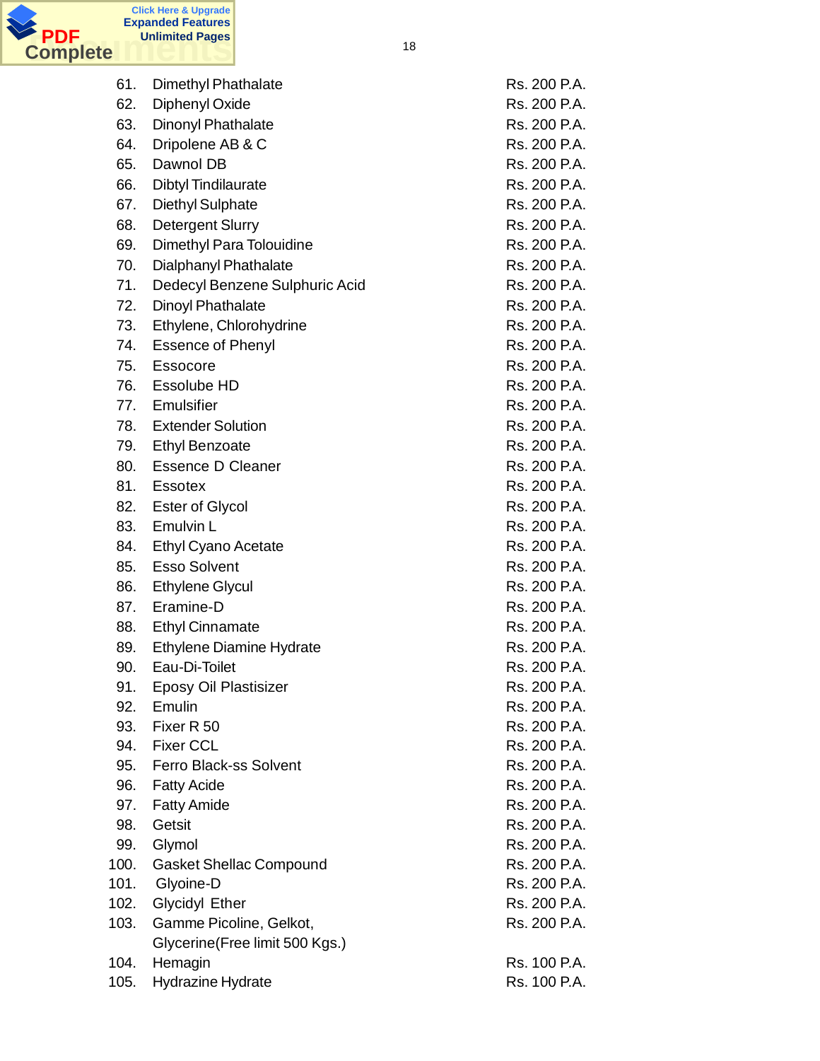| | | |
|---|---|---|
| 61. | Dimethyl Phathalate | Rs. 200 P.A. |
| 62. | Diphenyl Oxide | Rs. 200 P.A. |
| 63. | Dinonyl Phathalate | Rs. 200 P.A. |
| 64. | Dripolene AB & C | Rs. 200 P.A. |
| 65. | Dawnol DB | Rs. 200 P.A. |
| 66. | Dibtyl Tindilaurate | Rs. 200 P.A. |
| 67. | Diethyl Sulphate | Rs. 200 P.A. |
| 68. | Detergent Slurry | Rs. 200 P.A. |
| 69. | Dimethyl Para Tolouidine | Rs. 200 P.A. |
| 70. | Dialphanyl Phathalate | Rs. 200 P.A. |
| 71. | Dedecyl Benzene Sulphuric Acid | Rs. 200 P.A. |
| 72. | Dinoyl Phathalate | Rs. 200 P.A. |
| 73. | Ethylene, Chlorohydrine | Rs. 200 P.A. |
| 74. | Essence of Phenyl | Rs. 200 P.A. |
| 75. | Essocore | Rs. 200 P.A. |
| 76. | Essolube HD | Rs. 200 P.A. |
| 77. | Emulsifier | Rs. 200 P.A. |
| 78. | Extender Solution | Rs. 200 P.A. |
| 79. | Ethyl Benzoate | Rs. 200 P.A. |
| 80. | Essence D Cleaner | Rs. 200 P.A. |
| 81. | Essotex | Rs. 200 P.A. |
| 82. | Ester of Glycol | Rs. 200 P.A. |
| 83. | Emulvin L | Rs. 200 P.A. |
| 84. | Ethyl Cyano Acetate | Rs. 200 P.A. |
| 85. | Esso Solvent | Rs. 200 P.A. |
| 86. | Ethylene Glycul | Rs. 200 P.A. |
| 87. | Eramine-D | Rs. 200 P.A. |
| 88. | Ethyl Cinnamate | Rs. 200 P.A. |
| 89. | Ethylene Diamine Hydrate | Rs. 200 P.A. |
| 90. | Eau-Di-Toilet | Rs. 200 P.A. |
| 91. | Eposy Oil Plastisizer | Rs. 200 P.A. |
| 92. | Emulin | Rs. 200 P.A. |
| 93. | Fixer R 50 | Rs. 200 P.A. |
| 94. | Fixer CCL | Rs. 200 P.A. |
| 95. | Ferro Black-ss Solvent | Rs. 200 P.A. |
| 96. | Fatty Acide | Rs. 200 P.A. |
| 97. | Fatty Amide | Rs. 200 P.A. |
| 98. | Getsit | Rs. 200 P.A. |
| 99. | Glymol | Rs. 200 P.A. |
| 100. | Gasket Shellac Compound | Rs. 200 P.A. |
| 101. | Glyoine-D | Rs. 200 P.A. |
| 102. | Glycidyl Ether | Rs. 200 P.A. |
| 103. | Gamme Picoline, Gelkot, Glycerine(Free limit 500 Kgs.) | Rs. 200 P.A. |
| 104. | Hemagin | Rs. 100 P.A. |
| 105. | Hydrazine Hydrate | Rs. 100 P.A. |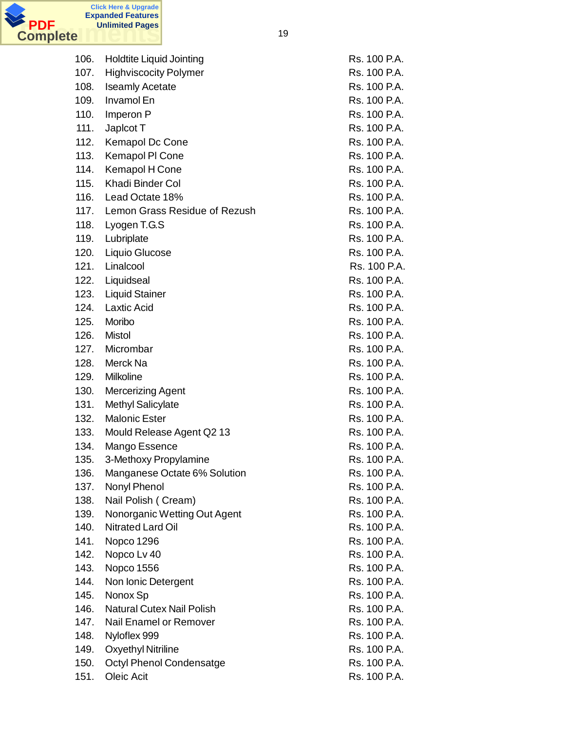| | | |
|---|---|---|
| 106. | Holdtite Liquid Jointing | Rs. 100 P.A. |
| 107. | Highviscocity Polymer | Rs. 100 P.A. |
| 108. | Iseamly Acetate | Rs. 100 P.A. |
| 109. | Invamol En | Rs. 100 P.A. |
| 110. | Imperon P | Rs. 100 P.A. |
| 111. | Japlcot T | Rs. 100 P.A. |
| 112. | Kemapol Dc Cone | Rs. 100 P.A. |
| 113. | Kemapol Pl Cone | Rs. 100 P.A. |
| 114. | Kemapol H Cone | Rs. 100 P.A. |
| 115. | Khadi Binder Col | Rs. 100 P.A. |
| 116. | Lead Octate 18% | Rs. 100 P.A. |
| 117. | Lemon Grass Residue of Rezush | Rs. 100 P.A. |
| 118. | Lyogen T.G.S | Rs. 100 P.A. |
| 119. | Lubriplate | Rs. 100 P.A. |
| 120. | Liquio Glucose | Rs. 100 P.A. |
| 121. | Linalcool | Rs. 100 P.A. |
| 122. | Liquidseal | Rs. 100 P.A. |
| 123. | Liquid Stainer | Rs. 100 P.A. |
| 124. | Laxtic Acid | Rs. 100 P.A. |
| 125. | Moribo | Rs. 100 P.A. |
| 126. | Mistol | Rs. 100 P.A. |
| 127. | Micrombar | Rs. 100 P.A. |
| 128. | Merck Na | Rs. 100 P.A. |
| 129. | Milkoline | Rs. 100 P.A. |
| 130. | Mercerizing Agent | Rs. 100 P.A. |
| 131. | Methyl Salicylate | Rs. 100 P.A. |
| 132. | Malonic Ester | Rs. 100 P.A. |
| 133. | Mould Release Agent Q2 13 | Rs. 100 P.A. |
| 134. | Mango Essence | Rs. 100 P.A. |
| 135. | 3-Methoxy Propylamine | Rs. 100 P.A. |
| 136. | Manganese Octate 6% Solution | Rs. 100 P.A. |
| 137. | Nonyl Phenol | Rs. 100 P.A. |
| 138. | Nail Polish ( Cream) | Rs. 100 P.A. |
| 139. | Nonorganic Wetting Out Agent | Rs. 100 P.A. |
| 140. | Nitrated Lard Oil | Rs. 100 P.A. |
| 141. | Nopco 1296 | Rs. 100 P.A. |
| 142. | Nopco Lv 40 | Rs. 100 P.A. |
| 143. | Nopco 1556 | Rs. 100 P.A. |
| 144. | Non Ionic Detergent | Rs. 100 P.A. |
| 145. | Nonox Sp | Rs. 100 P.A. |
| 146. | Natural Cutex Nail Polish | Rs. 100 P.A. |
| 147. | Nail Enamel or Remover | Rs. 100 P.A. |
| 148. | Nyloflex 999 | Rs. 100 P.A. |
| 149. | Oxyethyl Nitriline | Rs. 100 P.A. |
| 150. | Octyl Phenol Condensatge | Rs. 100 P.A. |
| 151. | Oleic Acit | Rs. 100 P.A. |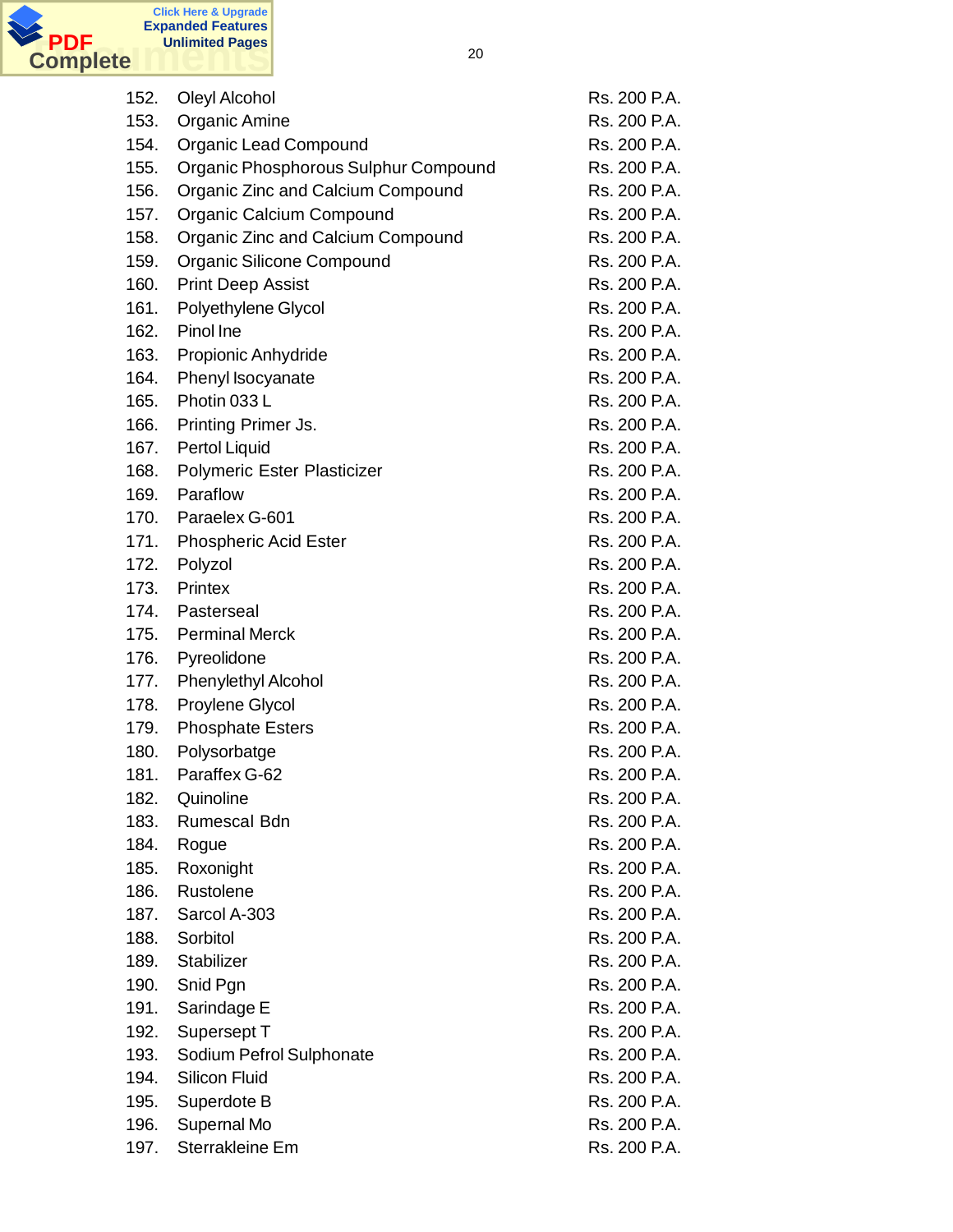| | | |
|---|---|---|
| 152. | Oleyl Alcohol | Rs. 200 P.A. |
| 153. | Organic Amine | Rs. 200 P.A. |
| 154. | Organic Lead Compound | Rs. 200 P.A. |
| 155. | Organic Phosphorous Sulphur Compound | Rs. 200 P.A. |
| 156. | Organic Zinc and Calcium Compound | Rs. 200 P.A. |
| 157. | Organic Calcium Compound | Rs. 200 P.A. |
| 158. | Organic Zinc and Calcium Compound | Rs. 200 P.A. |
| 159. | Organic Silicone Compound | Rs. 200 P.A. |
| 160. | Print Deep Assist | Rs. 200 P.A. |
| 161. | Polyethylene Glycol | Rs. 200 P.A. |
| 162. | Pinol Ine | Rs. 200 P.A. |
| 163. | Propionic Anhydride | Rs. 200 P.A. |
| 164. | Phenyl Isocyanate | Rs. 200 P.A. |
| 165. | Photin 033 L | Rs. 200 P.A. |
| 166. | Printing Primer Js. | Rs. 200 P.A. |
| 167. | Pertol Liquid | Rs. 200 P.A. |
| 168. | Polymeric Ester Plasticizer | Rs. 200 P.A. |
| 169. | Paraflow | Rs. 200 P.A. |
| 170. | Paraelex G-601 | Rs. 200 P.A. |
| 171. | Phospheric Acid Ester | Rs. 200 P.A. |
| 172. | Polyzol | Rs. 200 P.A. |
| 173. | Printex | Rs. 200 P.A. |
| 174. | Pasterseal | Rs. 200 P.A. |
| 175. | Perminal Merck | Rs. 200 P.A. |
| 176. | Pyreolidone | Rs. 200 P.A. |
| 177. | Phenylethyl Alcohol | Rs. 200 P.A. |
| 178. | Proylene Glycol | Rs. 200 P.A. |
| 179. | Phosphate Esters | Rs. 200 P.A. |
| 180. | Polysorbatge | Rs. 200 P.A. |
| 181. | Paraffex G-62 | Rs. 200 P.A. |
| 182. | Quinoline | Rs. 200 P.A. |
| 183. | Rumescal Bdn | Rs. 200 P.A. |
| 184. | Rogue | Rs. 200 P.A. |
| 185. | Roxonight | Rs. 200 P.A. |
| 186. | Rustolene | Rs. 200 P.A. |
| 187. | Sarcol A-303 | Rs. 200 P.A. |
| 188. | Sorbitol | Rs. 200 P.A. |
| 189. | Stabilizer | Rs. 200 P.A. |
| 190. | Snid Pgn | Rs. 200 P.A. |
| 191. | Sarindage E | Rs. 200 P.A. |
| 192. | Supersept T | Rs. 200 P.A. |
| 193. | Sodium Pefrol Sulphonate | Rs. 200 P.A. |
| 194. | Silicon Fluid | Rs. 200 P.A. |
| 195. | Superdote B | Rs. 200 P.A. |
| 196. | Supernal Mo | Rs. 200 P.A. |
| 197. | Sterrakleine Em | Rs. 200 P.A. |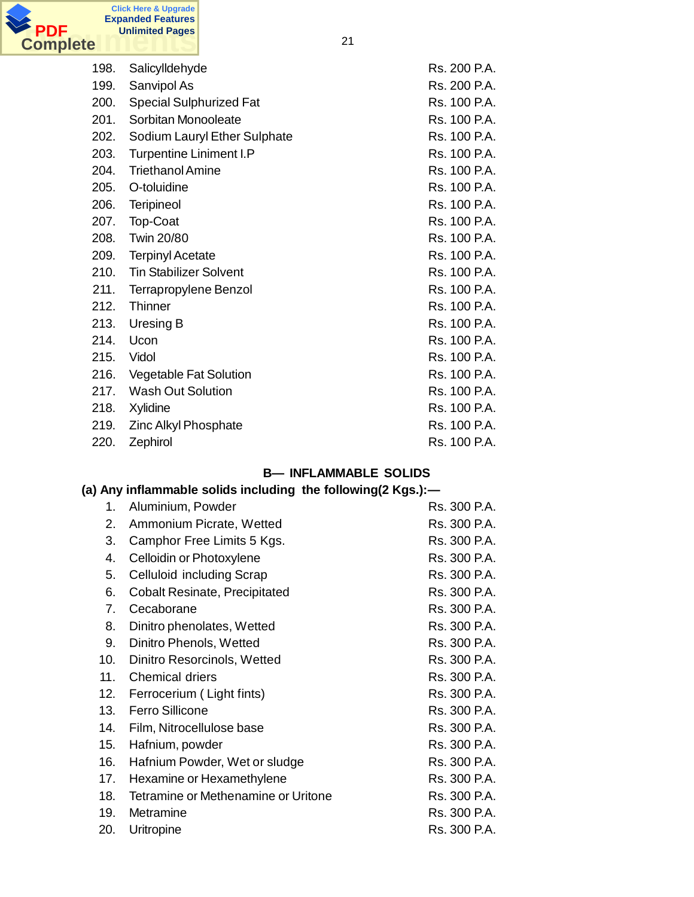| | | |
|---|---|---|
| 198. | Salicylldehyde | Rs. 200 P.A. |
| 199. | Sanvipol As | Rs. 200 P.A. |
| 200. | Special Sulphurized Fat | Rs. 100 P.A. |
| 201. | Sorbitan Monooleate | Rs. 100 P.A. |
| 202. | Sodium Lauryl Ether Sulphate | Rs. 100 P.A. |
| 203. | Turpentine Liniment I.P | Rs. 100 P.A. |
| 204. | Triethanol Amine | Rs. 100 P.A. |
| 205. | O-toluidine | Rs. 100 P.A. |
| 206. | Teripineol | Rs. 100 P.A. |
| 207. | Top-Coat | Rs. 100 P.A. |
| 208. | Twin 20/80 | Rs. 100 P.A. |
| 209. | Terpinyl Acetate | Rs. 100 P.A. |
| 210. | Tin Stabilizer Solvent | Rs. 100 P.A. |
| 211. | Terrapropylene Benzol | Rs. 100 P.A. |
| 212. | Thinner | Rs. 100 P.A. |
| 213. | Uresing B | Rs. 100 P.A. |
| 214. | Ucon | Rs. 100 P.A. |
| 215. | Vidol | Rs. 100 P.A. |
| 216. | Vegetable Fat Solution | Rs. 100 P.A. |
| 217. | Wash Out Solution | Rs. 100 P.A. |
| 218. | Xylidine | Rs. 100 P.A. |
| 219. | Zinc Alkyl Phosphate | Rs. 100 P.A. |
| 220. | Zephirol | Rs. 100 P.A. |

## B— INFLAMMABLE SOLIDS

**(a) Any inflammable solids including the following(2 Kgs.):—**

| | | |
|---|---|---|
| 1. | Aluminium, Powder | Rs. 300 P.A. |
| 2. | Ammonium Picrate, Wetted | Rs. 300 P.A. |
| 3. | Camphor Free Limits 5 Kgs. | Rs. 300 P.A. |
| 4. | Celloidin or Photoxylene | Rs. 300 P.A. |
| 5. | Celluloid including Scrap | Rs. 300 P.A. |
| 6. | Cobalt Resinate, Precipitated | Rs. 300 P.A. |
| 7. | Cecaborane | Rs. 300 P.A. |
| 8. | Dinitro phenolates, Wetted | Rs. 300 P.A. |
| 9. | Dinitro Phenols, Wetted | Rs. 300 P.A. |
| 10. | Dinitro Resorcinols, Wetted | Rs. 300 P.A. |
| 11. | Chemical driers | Rs. 300 P.A. |
| 12. | Ferrocerium ( Light fints) | Rs. 300 P.A. |
| 13. | Ferro Sillicone | Rs. 300 P.A. |
| 14. | Film, Nitrocellulose base | Rs. 300 P.A. |
| 15. | Hafnium, powder | Rs. 300 P.A. |
| 16. | Hafnium Powder, Wet or sludge | Rs. 300 P.A. |
| 17. | Hexamine or Hexamethylene | Rs. 300 P.A. |
| 18. | Tetramine or Methenamine or Uritone | Rs. 300 P.A. |
| 19. | Metramine | Rs. 300 P.A. |
| 20. | Uritropine | Rs. 300 P.A. |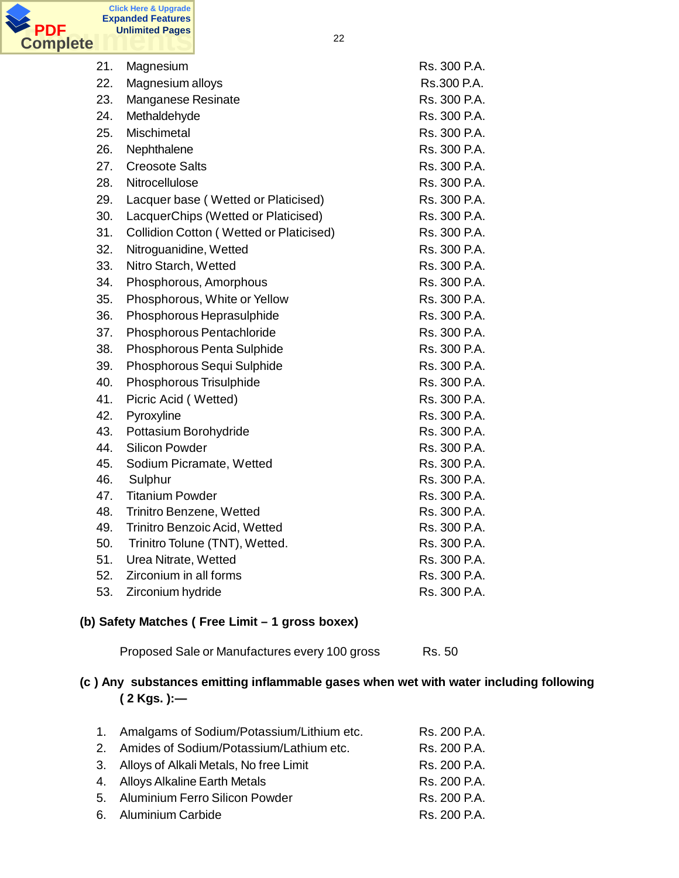| | | |
|---|---|---|
| 21. | Magnesium | Rs. 300 P.A. |
| 22. | Magnesium alloys | Rs.300 P.A. |
| 23. | Manganese Resinate | Rs. 300 P.A. |
| 24. | Methaldehyde | Rs. 300 P.A. |
| 25. | Mischimetal | Rs. 300 P.A. |
| 26. | Nephthalene | Rs. 300 P.A. |
| 27. | Creosote Salts | Rs. 300 P.A. |
| 28. | Nitrocellulose | Rs. 300 P.A. |
| 29. | Lacquer base ( Wetted or Platicised) | Rs. 300 P.A. |
| 30. | LacquerChips (Wetted or Platicised) | Rs. 300 P.A. |
| 31. | Collidion Cotton ( Wetted or Platicised) | Rs. 300 P.A. |
| 32. | Nitroguanidine, Wetted | Rs. 300 P.A. |
| 33. | Nitro Starch, Wetted | Rs. 300 P.A. |
| 34. | Phosphorous, Amorphous | Rs. 300 P.A. |
| 35. | Phosphorous, White or Yellow | Rs. 300 P.A. |
| 36. | Phosphorous Heprasulphide | Rs. 300 P.A. |
| 37. | Phosphorous Pentachloride | Rs. 300 P.A. |
| 38. | Phosphorous Penta Sulphide | Rs. 300 P.A. |
| 39. | Phosphorous Sequi Sulphide | Rs. 300 P.A. |
| 40. | Phosphorous Trisulphide | Rs. 300 P.A. |
| 41. | Picric Acid ( Wetted) | Rs. 300 P.A. |
| 42. | Pyroxyline | Rs. 300 P.A. |
| 43. | Pottasium Borohydride | Rs. 300 P.A. |
| 44. | Silicon Powder | Rs. 300 P.A. |
| 45. | Sodium Picramate, Wetted | Rs. 300 P.A. |
| 46. | Sulphur | Rs. 300 P.A. |
| 47. | Titanium Powder | Rs. 300 P.A. |
| 48. | Trinitro Benzene, Wetted | Rs. 300 P.A. |
| 49. | Trinitro Benzoic Acid, Wetted | Rs. 300 P.A. |
| 50. | Trinitro Tolune (TNT), Wetted. | Rs. 300 P.A. |
| 51. | Urea Nitrate, Wetted | Rs. 300 P.A. |
| 52. | Zirconium in all forms | Rs. 300 P.A. |
| 53. | Zirconium hydride | Rs. 300 P.A. |

**(b) Safety Matches ( Free Limit – 1 gross boxex)**

| | |
|---|---|
| Proposed Sale or Manufactures every 100 gross | Rs. 50 |

**(c ) Any substances emitting inflammable gases when wet with water including following ( 2 Kgs. ):—**

| | | |
|---|---|---|
| 1. | Amalgams of Sodium/Potassium/Lithium etc. | Rs. 200 P.A. |
| 2. | Amides of Sodium/Potassium/Lathium etc. | Rs. 200 P.A. |
| 3. | Alloys of Alkali Metals, No free Limit | Rs. 200 P.A. |
| 4. | Alloys Alkaline Earth Metals | Rs. 200 P.A. |
| 5. | Aluminium Ferro Silicon Powder | Rs. 200 P.A. |
| 6. | Aluminium Carbide | Rs. 200 P.A. |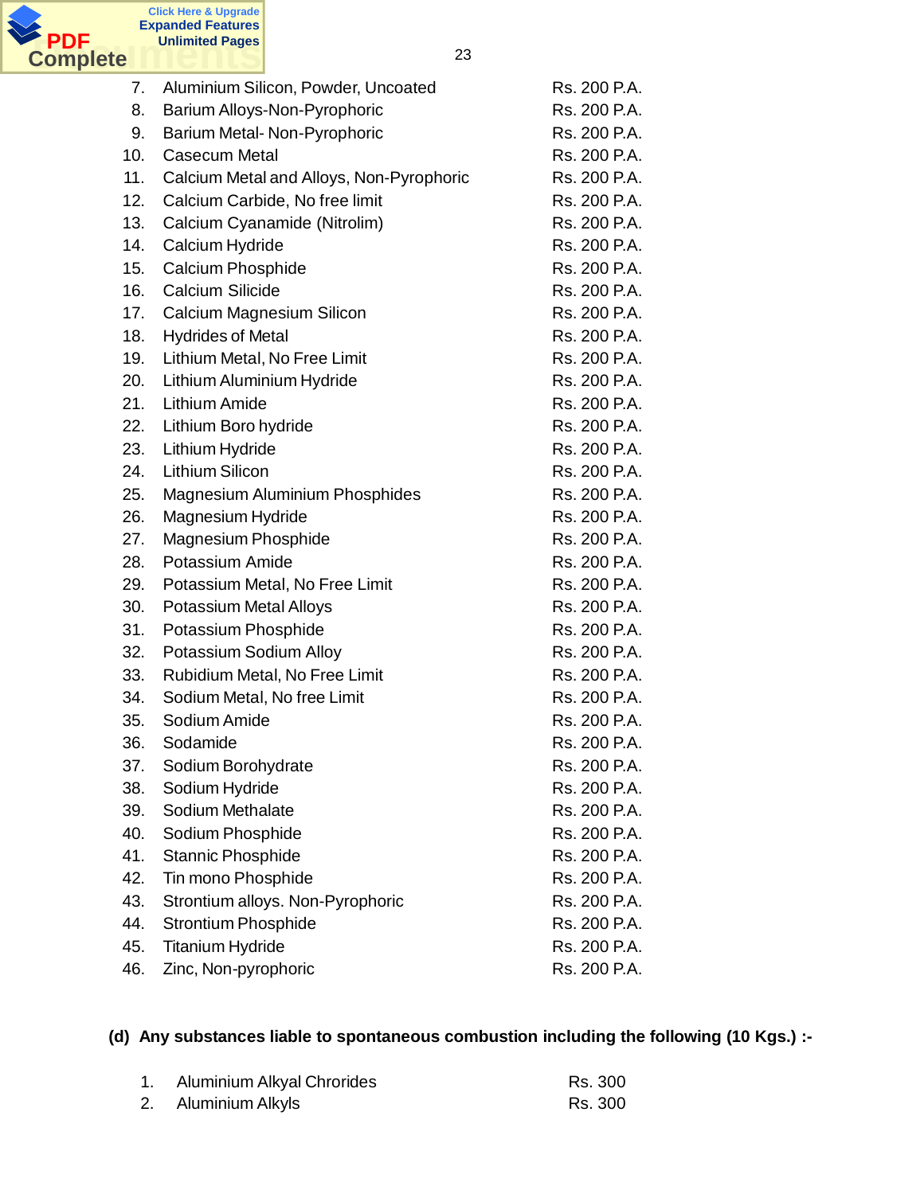| | | |
|---|---|---|
| 7. | Aluminium Silicon, Powder, Uncoated | Rs. 200 P.A. |
| 8. | Barium Alloys-Non-Pyrophoric | Rs. 200 P.A. |
| 9. | Barium Metal- Non-Pyrophoric | Rs. 200 P.A. |
| 10. | Casecum Metal | Rs. 200 P.A. |
| 11. | Calcium Metal and Alloys, Non-Pyrophoric | Rs. 200 P.A. |
| 12. | Calcium Carbide, No free limit | Rs. 200 P.A. |
| 13. | Calcium Cyanamide (Nitrolim) | Rs. 200 P.A. |
| 14. | Calcium Hydride | Rs. 200 P.A. |
| 15. | Calcium Phosphide | Rs. 200 P.A. |
| 16. | Calcium Silicide | Rs. 200 P.A. |
| 17. | Calcium Magnesium Silicon | Rs. 200 P.A. |
| 18. | Hydrides of Metal | Rs. 200 P.A. |
| 19. | Lithium Metal, No Free Limit | Rs. 200 P.A. |
| 20. | Lithium Aluminium Hydride | Rs. 200 P.A. |
| 21. | Lithium Amide | Rs. 200 P.A. |
| 22. | Lithium Boro hydride | Rs. 200 P.A. |
| 23. | Lithium Hydride | Rs. 200 P.A. |
| 24. | Lithium Silicon | Rs. 200 P.A. |
| 25. | Magnesium Aluminium Phosphides | Rs. 200 P.A. |
| 26. | Magnesium Hydride | Rs. 200 P.A. |
| 27. | Magnesium Phosphide | Rs. 200 P.A. |
| 28. | Potassium Amide | Rs. 200 P.A. |
| 29. | Potassium Metal, No Free Limit | Rs. 200 P.A. |
| 30. | Potassium Metal Alloys | Rs. 200 P.A. |
| 31. | Potassium Phosphide | Rs. 200 P.A. |
| 32. | Potassium Sodium Alloy | Rs. 200 P.A. |
| 33. | Rubidium Metal, No Free Limit | Rs. 200 P.A. |
| 34. | Sodium Metal, No free Limit | Rs. 200 P.A. |
| 35. | Sodium Amide | Rs. 200 P.A. |
| 36. | Sodamide | Rs. 200 P.A. |
| 37. | Sodium Borohydrate | Rs. 200 P.A. |
| 38. | Sodium Hydride | Rs. 200 P.A. |
| 39. | Sodium Methalate | Rs. 200 P.A. |
| 40. | Sodium Phosphide | Rs. 200 P.A. |
| 41. | Stannic Phosphide | Rs. 200 P.A. |
| 42. | Tin mono Phosphide | Rs. 200 P.A. |
| 43. | Strontium alloys. Non-Pyrophoric | Rs. 200 P.A. |
| 44. | Strontium Phosphide | Rs. 200 P.A. |
| 45. | Titanium Hydride | Rs. 200 P.A. |
| 46. | Zinc, Non-pyrophoric | Rs. 200 P.A. |

**(d) Any substances liable to spontaneous combustion including the following (10 Kgs.) :-**

| | | |
|---|---|---|
| 1. | Aluminium Alkyal Chrorides | Rs. 300 |
| 2. | Aluminium Alkyls | Rs. 300 |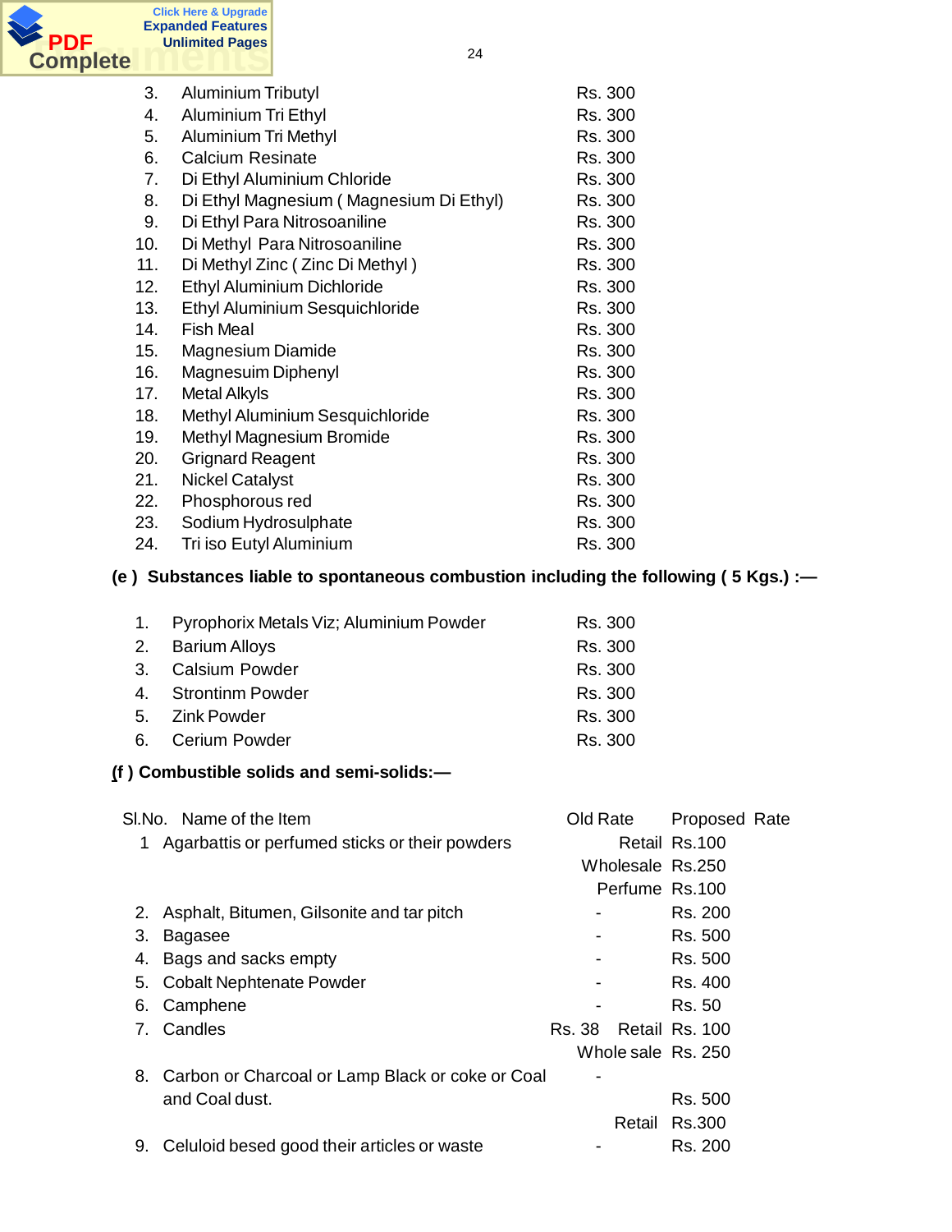| | | |
|---|---|---|
| 3. | Aluminium Tributyl | Rs. 300 |
| 4. | Aluminium Tri Ethyl | Rs. 300 |
| 5. | Aluminium Tri Methyl | Rs. 300 |
| 6. | Calcium Resinate | Rs. 300 |
| 7. | Di Ethyl Aluminium Chloride | Rs. 300 |
| 8. | Di Ethyl Magnesium ( Magnesium Di Ethyl) | Rs. 300 |
| 9. | Di Ethyl Para Nitrosoaniline | Rs. 300 |
| 10. | Di Methyl Para Nitrosoaniline | Rs. 300 |
| 11. | Di Methyl Zinc ( Zinc Di Methyl ) | Rs. 300 |
| 12. | Ethyl Aluminium Dichloride | Rs. 300 |
| 13. | Ethyl Aluminium Sesquichloride | Rs. 300 |
| 14. | Fish Meal | Rs. 300 |
| 15. | Magnesium Diamide | Rs. 300 |
| 16. | Magnesuim Diphenyl | Rs. 300 |
| 17. | Metal Alkyls | Rs. 300 |
| 18. | Methyl Aluminium Sesquichloride | Rs. 300 |
| 19. | Methyl Magnesium Bromide | Rs. 300 |
| 20. | Grignard Reagent | Rs. 300 |
| 21. | Nickel Catalyst | Rs. 300 |
| 22. | Phosphorous red | Rs. 300 |
| 23. | Sodium Hydrosulphate | Rs. 300 |
| 24. | Tri iso Eutyl Aluminium | Rs. 300 |

**(e ) Substances liable to spontaneous combustion including the following ( 5 Kgs.) :—**

| | | |
|---|---|---|
| 1. | Pyrophorix Metals Viz; Aluminium Powder | Rs. 300 |
| 2. | Barium Alloys | Rs. 300 |
| 3. | Calsium Powder | Rs. 300 |
| 4. | Strontinm Powder | Rs. 300 |
| 5. | Zink Powder | Rs. 300 |
| 6. | Cerium Powder | Rs. 300 |

**(f ) Combustible solids and semi-solids:—**

| Sl.No. | Name of the Item | Old Rate | | Proposed Rate |
|---|---|---|---|---|
| 1 | Agarbattis or perfumed sticks or their powders | | Retail | Rs.100 |
| | | | Wholesale | Rs.250 |
| | | | Perfume | Rs.100 |
| 2. | Asphalt, Bitumen, Gilsonite and tar pitch | - | | Rs. 200 |
| 3. | Bagasee | - | | Rs. 500 |
| 4. | Bags and sacks empty | - | | Rs. 500 |
| 5. | Cobalt Nephtenate Powder | - | | Rs. 400 |
| 6. | Camphene | - | | Rs. 50 |
| 7. | Candles | Rs. 38 | Retail | Rs. 100 |
| | | | Whole sale | Rs. 250 |
| 8. | Carbon or Charcoal or Lamp Black or coke or Coal and Coal dust. | - | | Rs. 500 |
| | | | Retail | Rs.300 |
| 9. | Celuloid besed good their articles or waste | - | | Rs. 200 |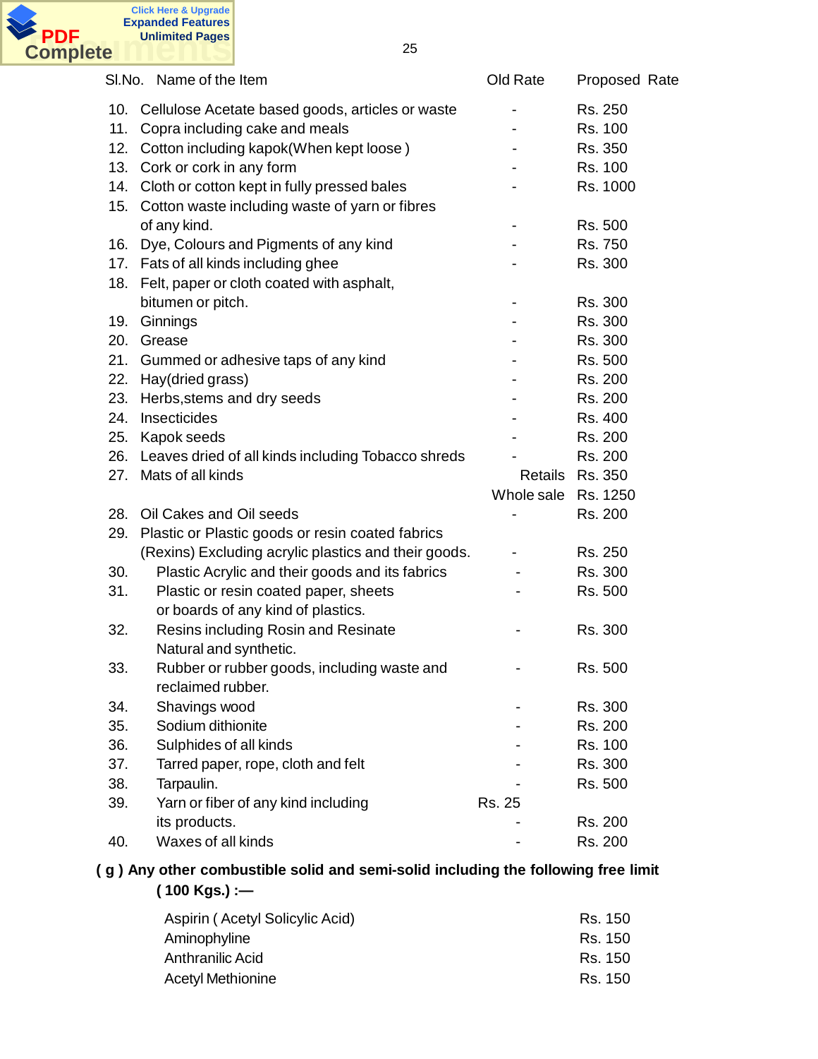| Sl.No. | Name of the Item | Old Rate | Proposed Rate |
|---|---|---|---|
| 10. | Cellulose Acetate based goods, articles or waste | - | Rs. 250 |
| 11. | Copra including cake and meals | - | Rs. 100 |
| 12. | Cotton including kapok(When kept loose ) | - | Rs. 350 |
| 13. | Cork or cork in any form | - | Rs. 100 |
| 14. | Cloth or cotton kept in fully pressed bales | - | Rs. 1000 |
| 15. | Cotton waste including waste of yarn or fibres of any kind. | - | Rs. 500 |
| 16. | Dye, Colours and Pigments of any kind | - | Rs. 750 |
| 17. | Fats of all kinds including ghee | - | Rs. 300 |
| 18. | Felt, paper or cloth coated with asphalt, bitumen or pitch. | - | Rs. 300 |
| 19. | Ginnings | - | Rs. 300 |
| 20. | Grease | - | Rs. 300 |
| 21. | Gummed or adhesive taps of any kind | - | Rs. 500 |
| 22. | Hay(dried grass) | - | Rs. 200 |
| 23. | Herbs,stems and dry seeds | - | Rs. 200 |
| 24. | Insecticides | - | Rs. 400 |
| 25. | Kapok seeds | - | Rs. 200 |
| 26. | Leaves dried of all kinds including Tobacco shreds | - | Rs. 200 |
| 27. | Mats of all kinds | Retails | Rs. 350 |
| | | Whole sale | Rs. 1250 |
| 28. | Oil Cakes and Oil seeds | - | Rs. 200 |
| 29. | Plastic or Plastic goods or resin coated fabrics (Rexins) Excluding acrylic plastics and their goods. | - | Rs. 250 |
| 30. | Plastic Acrylic and their goods and its fabrics | - | Rs. 300 |
| 31. | Plastic or resin coated paper, sheets or boards of any kind of plastics. | - | Rs. 500 |
| 32. | Resins including Rosin and Resinate Natural and synthetic. | - | Rs. 300 |
| 33. | Rubber or rubber goods, including waste and reclaimed rubber. | - | Rs. 500 |
| 34. | Shavings wood | - | Rs. 300 |
| 35. | Sodium dithionite | - | Rs. 200 |
| 36. | Sulphides of all kinds | - | Rs. 100 |
| 37. | Tarred paper, rope, cloth and felt | - | Rs. 300 |
| 38. | Tarpaulin. | - | Rs. 500 |
| 39. | Yarn or fiber of any kind including | Rs. 25 | |
| | its products. | - | Rs. 200 |
| 40. | Waxes of all kinds | - | Rs. 200 |

**( g ) Any other combustible solid and semi-solid including the following free limit ( 100 Kgs.) :—**

| Item | Rate |
|---|---|
| Aspirin ( Acetyl Solicylic Acid) | Rs. 150 |
| Aminophyline | Rs. 150 |
| Anthranilic Acid | Rs. 150 |
| Acetyl Methionine | Rs. 150 |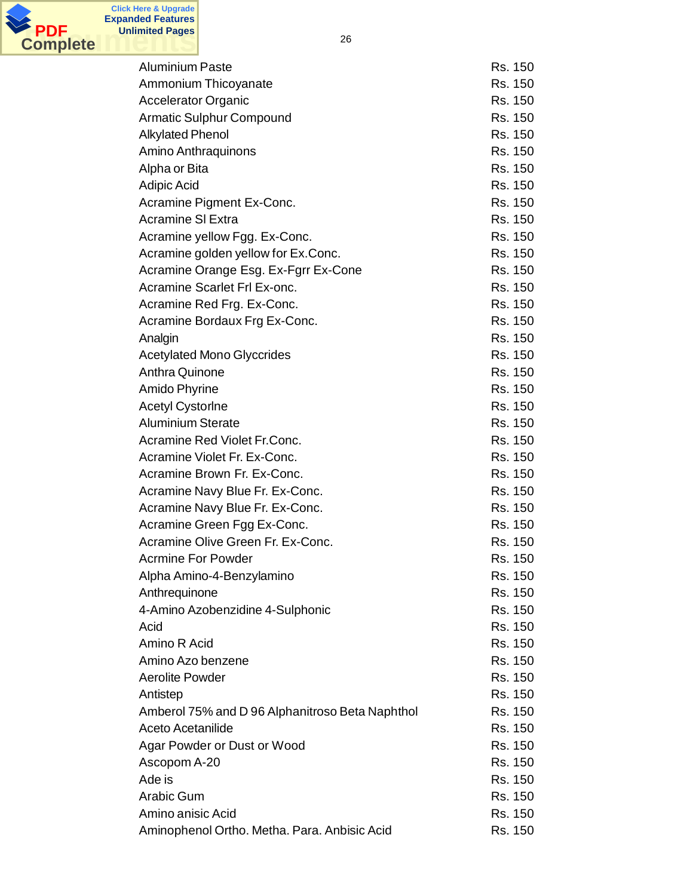| | |
|---|---|
| Aluminium Paste | Rs. 150 |
| Ammonium Thicoyanate | Rs. 150 |
| Accelerator Organic | Rs. 150 |
| Armatic Sulphur Compound | Rs. 150 |
| Alkylated Phenol | Rs. 150 |
| Amino Anthraquinons | Rs. 150 |
| Alpha or Bita | Rs. 150 |
| Adipic Acid | Rs. 150 |
| Acramine Pigment Ex-Conc. | Rs. 150 |
| Acramine Sl Extra | Rs. 150 |
| Acramine yellow Fgg. Ex-Conc. | Rs. 150 |
| Acramine golden yellow for Ex.Conc. | Rs. 150 |
| Acramine Orange Esg. Ex-Fgrr Ex-Cone | Rs. 150 |
| Acramine Scarlet Frl Ex-onc. | Rs. 150 |
| Acramine Red Frg. Ex-Conc. | Rs. 150 |
| Acramine Bordaux Frg Ex-Conc. | Rs. 150 |
| Analgin | Rs. 150 |
| Acetylated Mono Glyccrides | Rs. 150 |
| Anthra Quinone | Rs. 150 |
| Amido Phyrine | Rs. 150 |
| Acetyl Cystorlne | Rs. 150 |
| Aluminium Sterate | Rs. 150 |
| Acramine Red Violet Fr.Conc. | Rs. 150 |
| Acramine Violet Fr. Ex-Conc. | Rs. 150 |
| Acramine Brown Fr. Ex-Conc. | Rs. 150 |
| Acramine Navy Blue Fr. Ex-Conc. | Rs. 150 |
| Acramine Navy Blue Fr. Ex-Conc. | Rs. 150 |
| Acramine Green Fgg Ex-Conc. | Rs. 150 |
| Acramine Olive Green Fr. Ex-Conc. | Rs. 150 |
| Acrmine For Powder | Rs. 150 |
| Alpha Amino-4-Benzylamino | Rs. 150 |
| Anthrequinone | Rs. 150 |
| 4-Amino Azobenzidine 4-Sulphonic | Rs. 150 |
| Acid | Rs. 150 |
| Amino R Acid | Rs. 150 |
| Amino Azo benzene | Rs. 150 |
| Aerolite Powder | Rs. 150 |
| Antistep | Rs. 150 |
| Amberol 75% and D 96 Alphanitroso Beta Naphthol | Rs. 150 |
| Aceto Acetanilide | Rs. 150 |
| Agar Powder or Dust or Wood | Rs. 150 |
| Ascopom A-20 | Rs. 150 |
| Ade is | Rs. 150 |
| Arabic Gum | Rs. 150 |
| Amino anisic Acid | Rs. 150 |
| Aminophenol Ortho. Metha. Para. Anbisic Acid | Rs. 150 |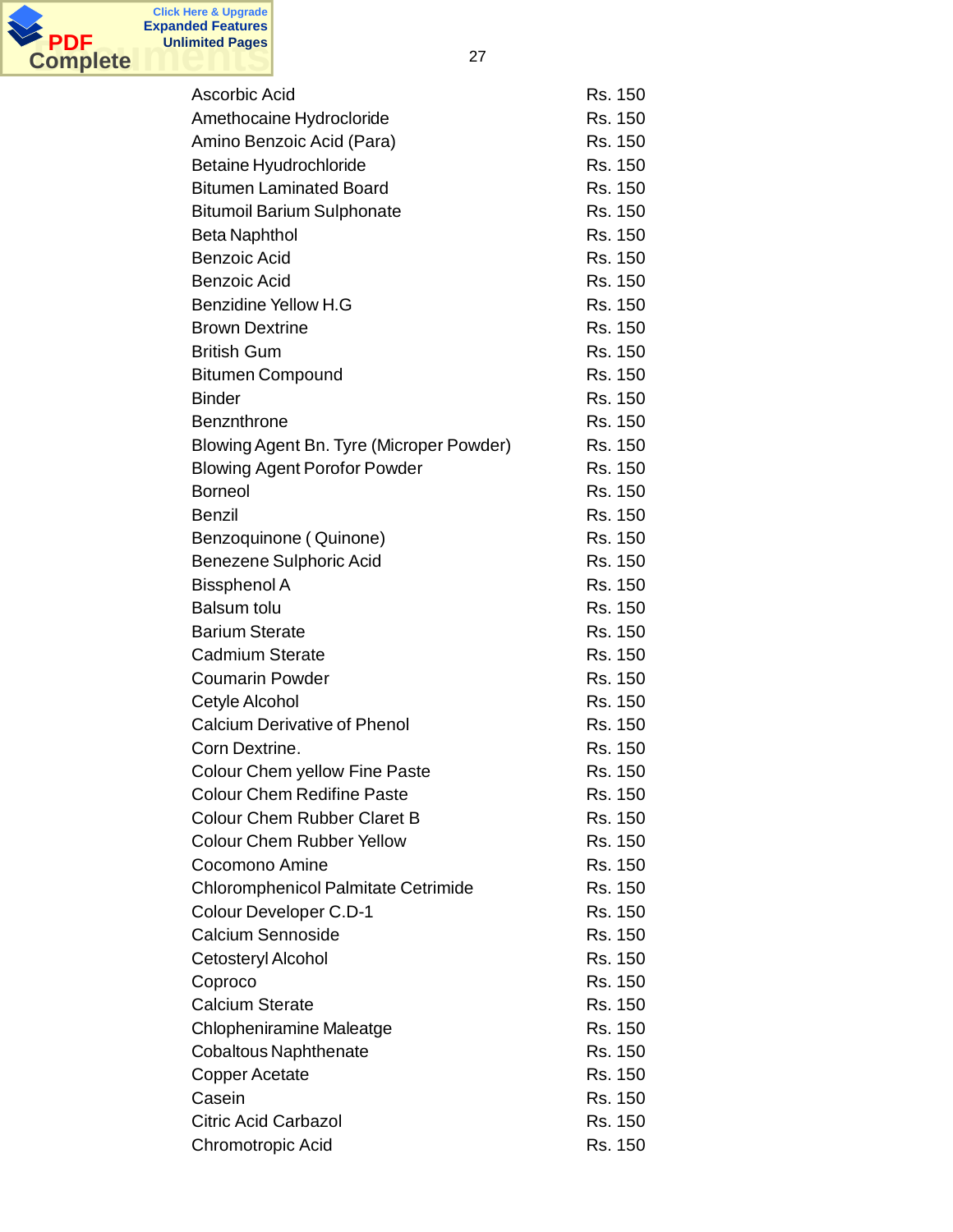| | |
|---|---|
| Ascorbic Acid | Rs. 150 |
| Amethocaine Hydrocloride | Rs. 150 |
| Amino Benzoic Acid (Para) | Rs. 150 |
| Betaine Hyudrochloride | Rs. 150 |
| Bitumen Laminated Board | Rs. 150 |
| Bitumoil Barium Sulphonate | Rs. 150 |
| Beta Naphthol | Rs. 150 |
| Benzoic Acid | Rs. 150 |
| Benzoic Acid | Rs. 150 |
| Benzidine Yellow H.G | Rs. 150 |
| Brown Dextrine | Rs. 150 |
| British Gum | Rs. 150 |
| Bitumen Compound | Rs. 150 |
| Binder | Rs. 150 |
| Benznthrone | Rs. 150 |
| Blowing Agent Bn. Tyre (Microper Powder) | Rs. 150 |
| Blowing Agent Porofor Powder | Rs. 150 |
| Borneol | Rs. 150 |
| Benzil | Rs. 150 |
| Benzoquinone ( Quinone) | Rs. 150 |
| Benezene Sulphoric Acid | Rs. 150 |
| Bissphenol A | Rs. 150 |
| Balsum tolu | Rs. 150 |
| Barium Sterate | Rs. 150 |
| Cadmium Sterate | Rs. 150 |
| Coumarin Powder | Rs. 150 |
| Cetyle Alcohol | Rs. 150 |
| Calcium Derivative of Phenol | Rs. 150 |
| Corn Dextrine. | Rs. 150 |
| Colour Chem yellow Fine Paste | Rs. 150 |
| Colour Chem Redifine Paste | Rs. 150 |
| Colour Chem Rubber Claret B | Rs. 150 |
| Colour Chem Rubber Yellow | Rs. 150 |
| Cocomono Amine | Rs. 150 |
| Chloromphenicol Palmitate Cetrimide | Rs. 150 |
| Colour Developer C.D-1 | Rs. 150 |
| Calcium Sennoside | Rs. 150 |
| Cetosteryl Alcohol | Rs. 150 |
| Coproco | Rs. 150 |
| Calcium Sterate | Rs. 150 |
| Chlopheniramine Maleatge | Rs. 150 |
| Cobaltous Naphthenate | Rs. 150 |
| Copper Acetate | Rs. 150 |
| Casein | Rs. 150 |
| Citric Acid Carbazol | Rs. 150 |
| Chromotropic Acid | Rs. 150 |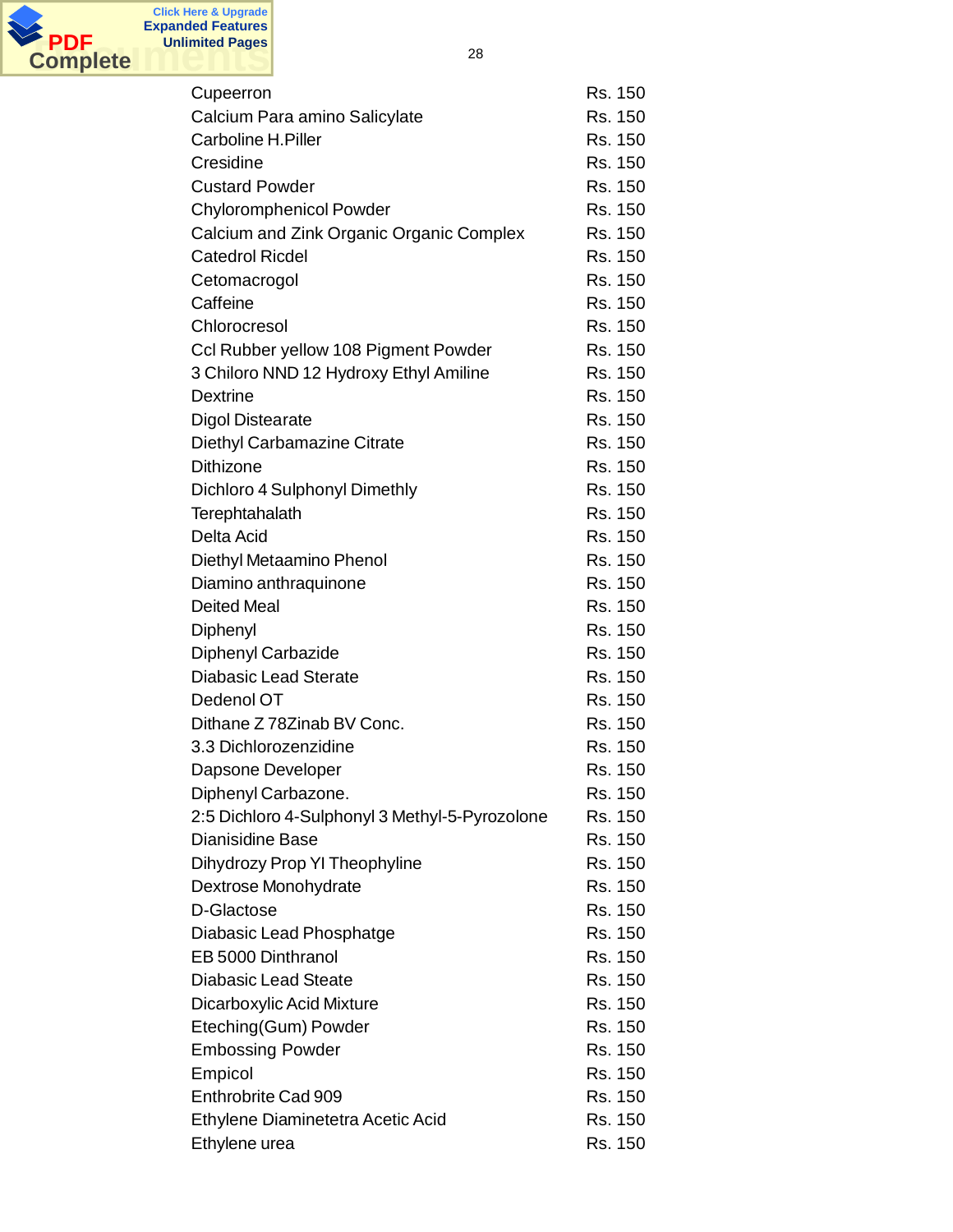| | |
|---|---|
| Cupeerron | Rs. 150 |
| Calcium Para amino Salicylate | Rs. 150 |
| Carboline H.Piller | Rs. 150 |
| Cresidine | Rs. 150 |
| Custard Powder | Rs. 150 |
| Chyloromphenicol Powder | Rs. 150 |
| Calcium and Zink Organic Organic Complex | Rs. 150 |
| Catedrol Ricdel | Rs. 150 |
| Cetomacrogol | Rs. 150 |
| Caffeine | Rs. 150 |
| Chlorocresol | Rs. 150 |
| Ccl Rubber yellow 108 Pigment Powder | Rs. 150 |
| 3 Chiloro NND 12 Hydroxy Ethyl Amiline | Rs. 150 |
| Dextrine | Rs. 150 |
| Digol Distearate | Rs. 150 |
| Diethyl Carbamazine Citrate | Rs. 150 |
| Dithizone | Rs. 150 |
| Dichloro 4 Sulphonyl Dimethly | Rs. 150 |
| Terephtahalath | Rs. 150 |
| Delta Acid | Rs. 150 |
| Diethyl Metaamino Phenol | Rs. 150 |
| Diamino anthraquinone | Rs. 150 |
| Deited Meal | Rs. 150 |
| Diphenyl | Rs. 150 |
| Diphenyl Carbazide | Rs. 150 |
| Diabasic Lead Sterate | Rs. 150 |
| Dedenol OT | Rs. 150 |
| Dithane Z 78Zinab BV Conc. | Rs. 150 |
| 3.3 Dichlorozenzidine | Rs. 150 |
| Dapsone Developer | Rs. 150 |
| Diphenyl Carbazone. | Rs. 150 |
| 2:5 Dichloro 4-Sulphonyl 3 Methyl-5-Pyrozolone | Rs. 150 |
| Dianisidine Base | Rs. 150 |
| Dihydrozy Prop Yl Theophyline | Rs. 150 |
| Dextrose Monohydrate | Rs. 150 |
| D-Glactose | Rs. 150 |
| Diabasic Lead Phosphatge | Rs. 150 |
| EB 5000 Dinthranol | Rs. 150 |
| Diabasic Lead Steate | Rs. 150 |
| Dicarboxylic Acid Mixture | Rs. 150 |
| Eteching(Gum) Powder | Rs. 150 |
| Embossing Powder | Rs. 150 |
| Empicol | Rs. 150 |
| Enthrobrite Cad 909 | Rs. 150 |
| Ethylene Diaminetetra Acetic Acid | Rs. 150 |
| Ethylene urea | Rs. 150 |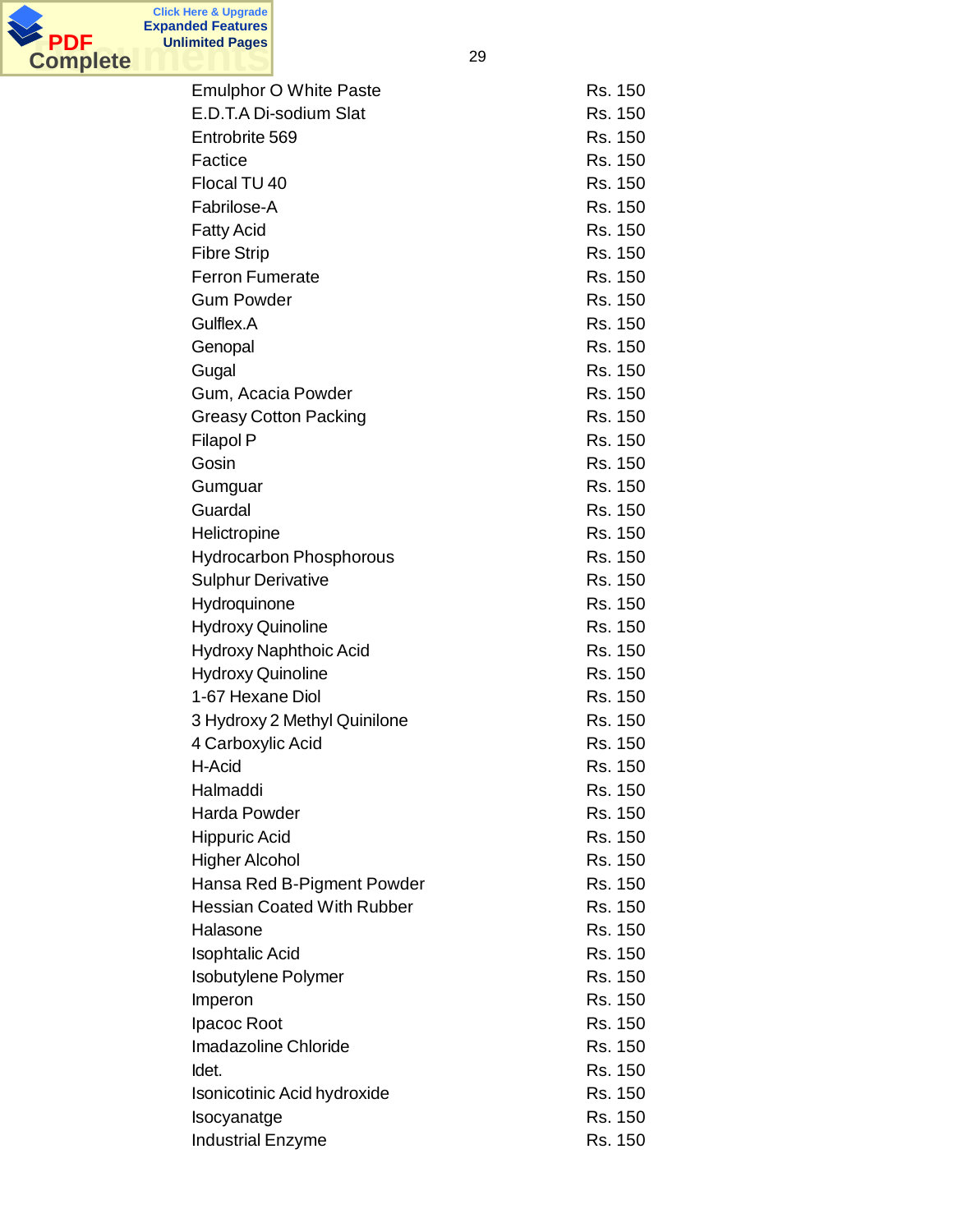| | |
|---|---|
| Emulphor O White Paste | Rs. 150 |
| E.D.T.A Di-sodium Slat | Rs. 150 |
| Entrobrite 569 | Rs. 150 |
| Factice | Rs. 150 |
| Flocal TU 40 | Rs. 150 |
| Fabrilose-A | Rs. 150 |
| Fatty Acid | Rs. 150 |
| Fibre Strip | Rs. 150 |
| Ferron Fumerate | Rs. 150 |
| Gum Powder | Rs. 150 |
| Gulflex.A | Rs. 150 |
| Genopal | Rs. 150 |
| Gugal | Rs. 150 |
| Gum, Acacia Powder | Rs. 150 |
| Greasy Cotton Packing | Rs. 150 |
| Filapol P | Rs. 150 |
| Gosin | Rs. 150 |
| Gumguar | Rs. 150 |
| Guardal | Rs. 150 |
| Helictropine | Rs. 150 |
| Hydrocarbon Phosphorous | Rs. 150 |
| Sulphur Derivative | Rs. 150 |
| Hydroquinone | Rs. 150 |
| Hydroxy Quinoline | Rs. 150 |
| Hydroxy Naphthoic Acid | Rs. 150 |
| Hydroxy Quinoline | Rs. 150 |
| 1-67 Hexane Diol | Rs. 150 |
| 3 Hydroxy 2 Methyl Quinilone | Rs. 150 |
| 4 Carboxylic Acid | Rs. 150 |
| H-Acid | Rs. 150 |
| Halmaddi | Rs. 150 |
| Harda Powder | Rs. 150 |
| Hippuric Acid | Rs. 150 |
| Higher Alcohol | Rs. 150 |
| Hansa Red B-Pigment Powder | Rs. 150 |
| Hessian Coated With Rubber | Rs. 150 |
| Halasone | Rs. 150 |
| Isophtalic Acid | Rs. 150 |
| Isobutylene Polymer | Rs. 150 |
| Imperon | Rs. 150 |
| Ipacoc Root | Rs. 150 |
| Imadazoline Chloride | Rs. 150 |
| Idet. | Rs. 150 |
| Isonicotinic Acid hydroxide | Rs. 150 |
| Isocyanatge | Rs. 150 |
| Industrial Enzyme | Rs. 150 |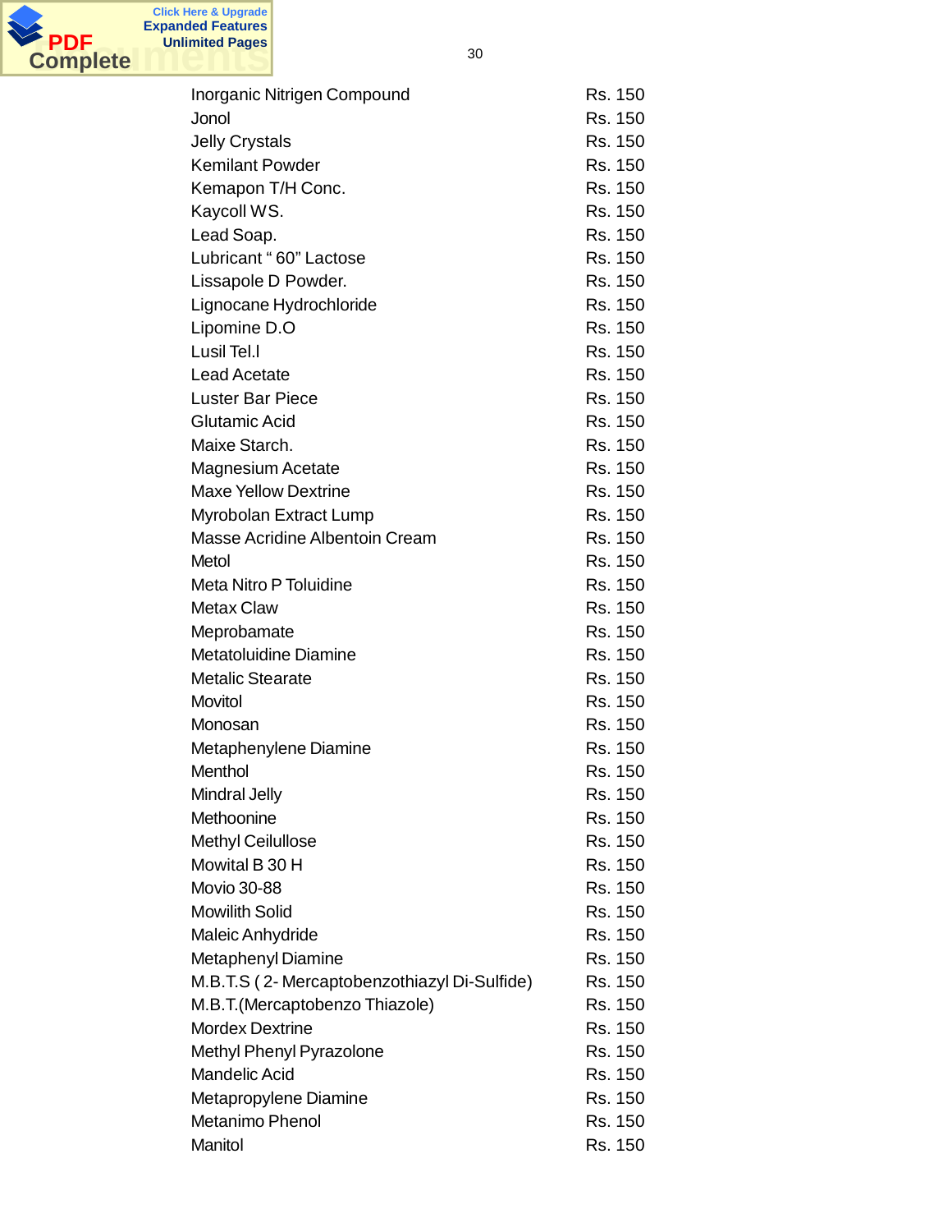| | |
|---|---|
| Inorganic Nitrigen Compound | Rs. 150 |
| Jonol | Rs. 150 |
| Jelly Crystals | Rs. 150 |
| Kemilant Powder | Rs. 150 |
| Kemapon T/H Conc. | Rs. 150 |
| Kaycoll WS. | Rs. 150 |
| Lead Soap. | Rs. 150 |
| Lubricant " 60" Lactose | Rs. 150 |
| Lissapole D Powder. | Rs. 150 |
| Lignocane Hydrochloride | Rs. 150 |
| Lipomine D.O | Rs. 150 |
| Lusil Tel.l | Rs. 150 |
| Lead Acetate | Rs. 150 |
| Luster Bar Piece | Rs. 150 |
| Glutamic Acid | Rs. 150 |
| Maixe Starch. | Rs. 150 |
| Magnesium Acetate | Rs. 150 |
| Maxe Yellow Dextrine | Rs. 150 |
| Myrobolan Extract Lump | Rs. 150 |
| Masse Acridine Albentoin Cream | Rs. 150 |
| Metol | Rs. 150 |
| Meta Nitro P Toluidine | Rs. 150 |
| Metax Claw | Rs. 150 |
| Meprobamate | Rs. 150 |
| Metatoluidine Diamine | Rs. 150 |
| Metalic Stearate | Rs. 150 |
| Movitol | Rs. 150 |
| Monosan | Rs. 150 |
| Metaphenylene Diamine | Rs. 150 |
| Menthol | Rs. 150 |
| Mindral Jelly | Rs. 150 |
| Methoonine | Rs. 150 |
| Methyl Ceilullose | Rs. 150 |
| Mowital B 30 H | Rs. 150 |
| Movio 30-88 | Rs. 150 |
| Mowilith Solid | Rs. 150 |
| Maleic Anhydride | Rs. 150 |
| Metaphenyl Diamine | Rs. 150 |
| M.B.T.S ( 2- Mercaptobenzothiazyl Di-Sulfide) | Rs. 150 |
| M.B.T.(Mercaptobenzo Thiazole) | Rs. 150 |
| Mordex Dextrine | Rs. 150 |
| Methyl Phenyl Pyrazolone | Rs. 150 |
| Mandelic Acid | Rs. 150 |
| Metapropylene Diamine | Rs. 150 |
| Metanimo Phenol | Rs. 150 |
| Manitol | Rs. 150 |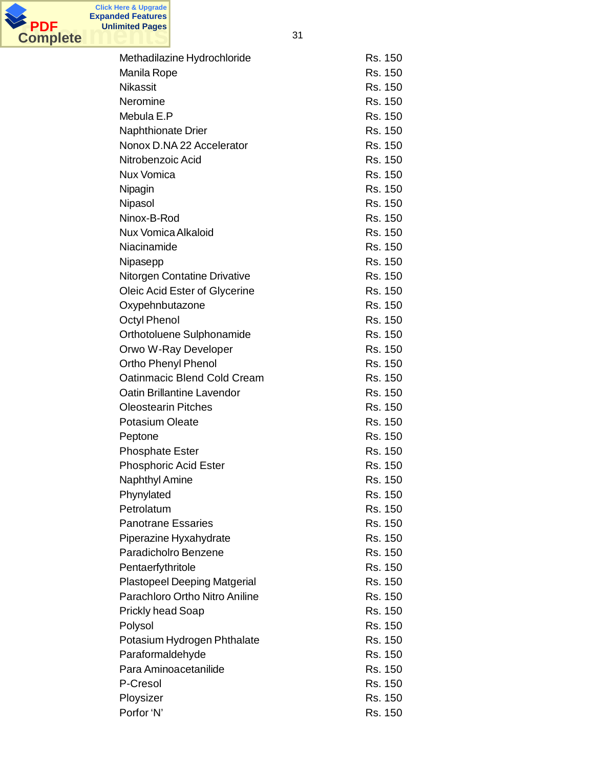| | |
|---|---|
| Methadilazine Hydrochloride | Rs. 150 |
| Manila Rope | Rs. 150 |
| Nikassit | Rs. 150 |
| Neromine | Rs. 150 |
| Mebula E.P | Rs. 150 |
| Naphthionate Drier | Rs. 150 |
| Nonox D.NA 22 Accelerator | Rs. 150 |
| Nitrobenzoic Acid | Rs. 150 |
| Nux Vomica | Rs. 150 |
| Nipagin | Rs. 150 |
| Nipasol | Rs. 150 |
| Ninox-B-Rod | Rs. 150 |
| Nux Vomica Alkaloid | Rs. 150 |
| Niacinamide | Rs. 150 |
| Nipasepp | Rs. 150 |
| Nitorgen Contatine Drivative | Rs. 150 |
| Oleic Acid Ester of Glycerine | Rs. 150 |
| Oxypehnbutazone | Rs. 150 |
| Octyl Phenol | Rs. 150 |
| Orthotoluene Sulphonamide | Rs. 150 |
| Orwo W-Ray Developer | Rs. 150 |
| Ortho Phenyl Phenol | Rs. 150 |
| Oatinmacic Blend Cold Cream | Rs. 150 |
| Oatin Brillantine Lavendor | Rs. 150 |
| Oleostearin Pitches | Rs. 150 |
| Potasium Oleate | Rs. 150 |
| Peptone | Rs. 150 |
| Phosphate Ester | Rs. 150 |
| Phosphoric Acid Ester | Rs. 150 |
| Naphthyl Amine | Rs. 150 |
| Phynylated | Rs. 150 |
| Petrolatum | Rs. 150 |
| Panotrane Essaries | Rs. 150 |
| Piperazine Hyxahydrate | Rs. 150 |
| Paradicholro Benzene | Rs. 150 |
| Pentaerfythritole | Rs. 150 |
| Plastopeel Deeping Matgerial | Rs. 150 |
| Parachloro Ortho Nitro Aniline | Rs. 150 |
| Prickly head Soap | Rs. 150 |
| Polysol | Rs. 150 |
| Potasium Hydrogen Phthalate | Rs. 150 |
| Paraformaldehyde | Rs. 150 |
| Para Aminoacetanilide | Rs. 150 |
| P-Cresol | Rs. 150 |
| Ploysizer | Rs. 150 |
| Porfor ‘N’ | Rs. 150 |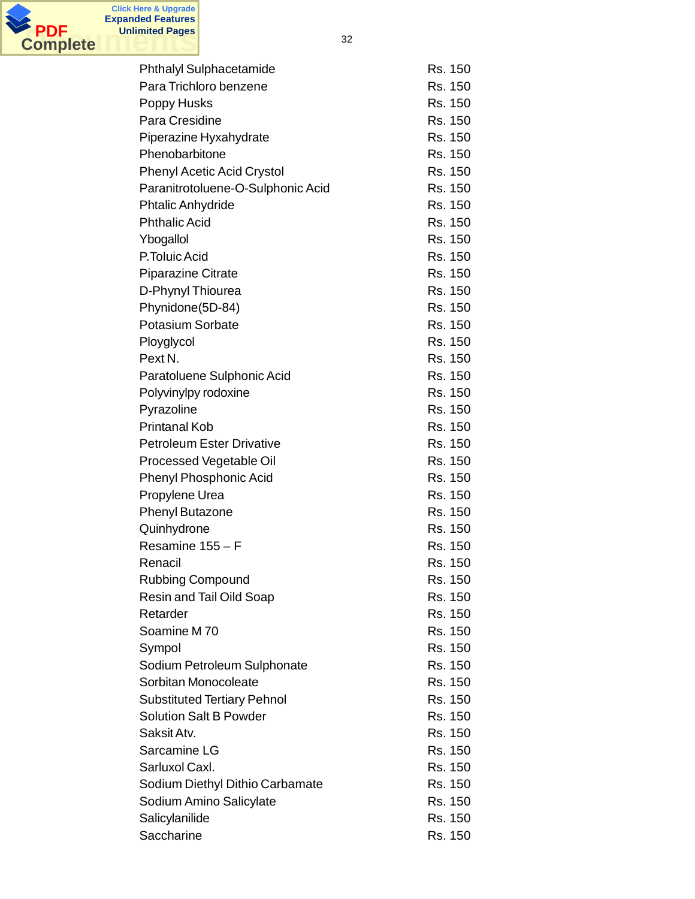| | |
|---|---|
| Phthalyl Sulphacetamide | Rs. 150 |
| Para Trichloro benzene | Rs. 150 |
| Poppy Husks | Rs. 150 |
| Para Cresidine | Rs. 150 |
| Piperazine Hyxahydrate | Rs. 150 |
| Phenobarbitone | Rs. 150 |
| Phenyl Acetic Acid Crystol | Rs. 150 |
| Paranitrotoluene-O-Sulphonic Acid | Rs. 150 |
| Phtalic Anhydride | Rs. 150 |
| Phthalic Acid | Rs. 150 |
| Ybogallol | Rs. 150 |
| P.Toluic Acid | Rs. 150 |
| Piparazine Citrate | Rs. 150 |
| D-Phynyl Thiourea | Rs. 150 |
| Phynidone(5D-84) | Rs. 150 |
| Potasium Sorbate | Rs. 150 |
| Ployglycol | Rs. 150 |
| Pext N. | Rs. 150 |
| Paratoluene Sulphonic Acid | Rs. 150 |
| Polyvinylpy rodoxine | Rs. 150 |
| Pyrazoline | Rs. 150 |
| Printanal Kob | Rs. 150 |
| Petroleum Ester Drivative | Rs. 150 |
| Processed Vegetable Oil | Rs. 150 |
| Phenyl Phosphonic Acid | Rs. 150 |
| Propylene Urea | Rs. 150 |
| Phenyl Butazone | Rs. 150 |
| Quinhydrone | Rs. 150 |
| Resamine 155 – F | Rs. 150 |
| Renacil | Rs. 150 |
| Rubbing Compound | Rs. 150 |
| Resin and Tail Oild Soap | Rs. 150 |
| Retarder | Rs. 150 |
| Soamine M 70 | Rs. 150 |
| Sympol | Rs. 150 |
| Sodium Petroleum Sulphonate | Rs. 150 |
| Sorbitan Monocoleate | Rs. 150 |
| Substituted Tertiary Pehnol | Rs. 150 |
| Solution Salt B Powder | Rs. 150 |
| Saksit Atv. | Rs. 150 |
| Sarcamine LG | Rs. 150 |
| Sarluxol Caxl. | Rs. 150 |
| Sodium Diethyl Dithio Carbamate | Rs. 150 |
| Sodium Amino Salicylate | Rs. 150 |
| Salicylanilide | Rs. 150 |
| Saccharine | Rs. 150 |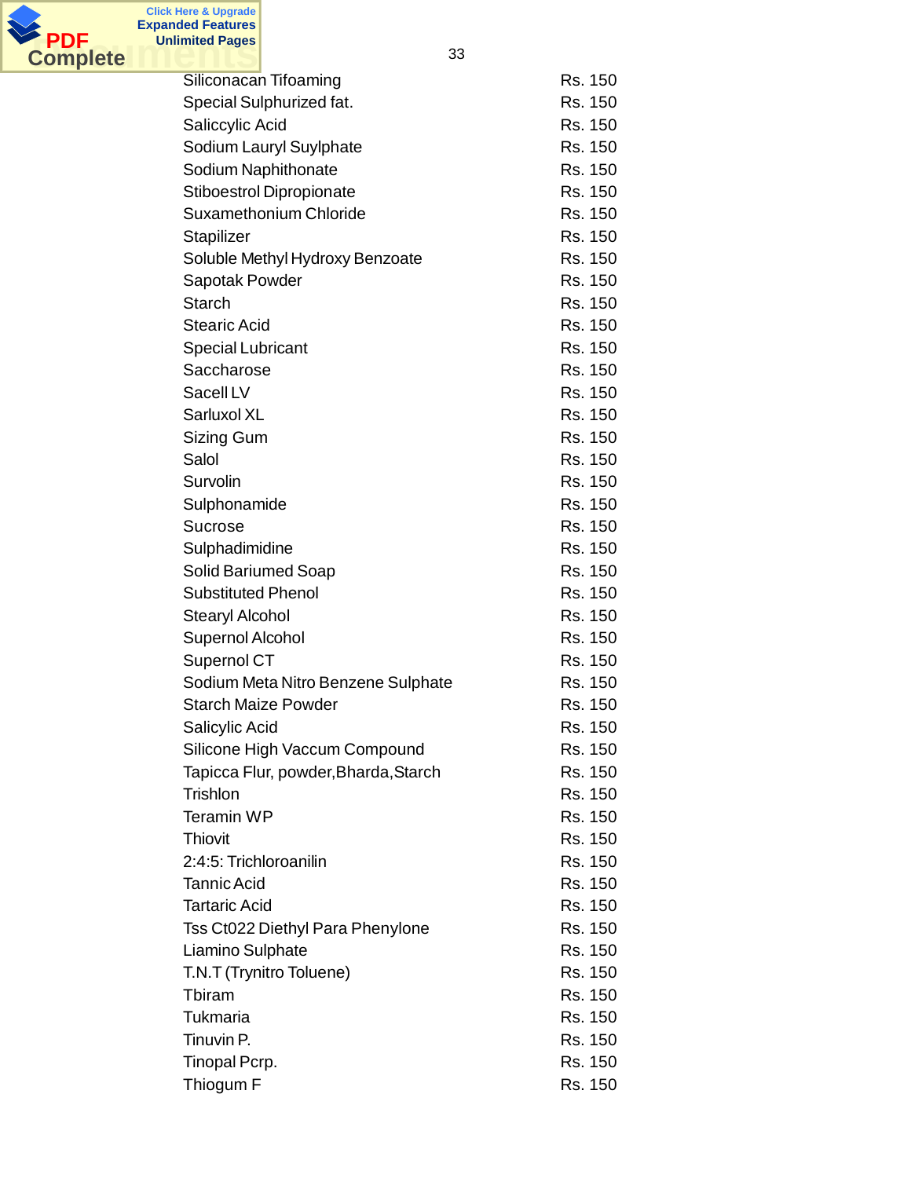| | |
|---|---|
| Siliconacan Tifoaming | Rs. 150 |
| Special Sulphurized fat. | Rs. 150 |
| Saliccylic Acid | Rs. 150 |
| Sodium Lauryl Suylphate | Rs. 150 |
| Sodium Naphithonate | Rs. 150 |
| Stiboestrol Dipropionate | Rs. 150 |
| Suxamethonium Chloride | Rs. 150 |
| Stapilizer | Rs. 150 |
| Soluble Methyl Hydroxy Benzoate | Rs. 150 |
| Sapotak Powder | Rs. 150 |
| Starch | Rs. 150 |
| Stearic Acid | Rs. 150 |
| Special Lubricant | Rs. 150 |
| Saccharose | Rs. 150 |
| Sacell LV | Rs. 150 |
| Sarluxol XL | Rs. 150 |
| Sizing Gum | Rs. 150 |
| Salol | Rs. 150 |
| Survolin | Rs. 150 |
| Sulphonamide | Rs. 150 |
| Sucrose | Rs. 150 |
| Sulphadimidine | Rs. 150 |
| Solid Bariumed Soap | Rs. 150 |
| Substituted Phenol | Rs. 150 |
| Stearyl Alcohol | Rs. 150 |
| Supernol Alcohol | Rs. 150 |
| Supernol CT | Rs. 150 |
| Sodium Meta Nitro Benzene Sulphate | Rs. 150 |
| Starch Maize Powder | Rs. 150 |
| Salicylic Acid | Rs. 150 |
| Silicone High Vaccum Compound | Rs. 150 |
| Tapicca Flur, powder,Bharda,Starch | Rs. 150 |
| Trishlon | Rs. 150 |
| Teramin WP | Rs. 150 |
| Thiovit | Rs. 150 |
| 2:4:5: Trichloroanilin | Rs. 150 |
| Tannic Acid | Rs. 150 |
| Tartaric Acid | Rs. 150 |
| Tss Ct022 Diethyl Para Phenylone | Rs. 150 |
| Liamino Sulphate | Rs. 150 |
| T.N.T (Trynitro Toluene) | Rs. 150 |
| Tbiram | Rs. 150 |
| Tukmaria | Rs. 150 |
| Tinuvin P. | Rs. 150 |
| Tinopal Pcrp. | Rs. 150 |
| Thiogum F | Rs. 150 |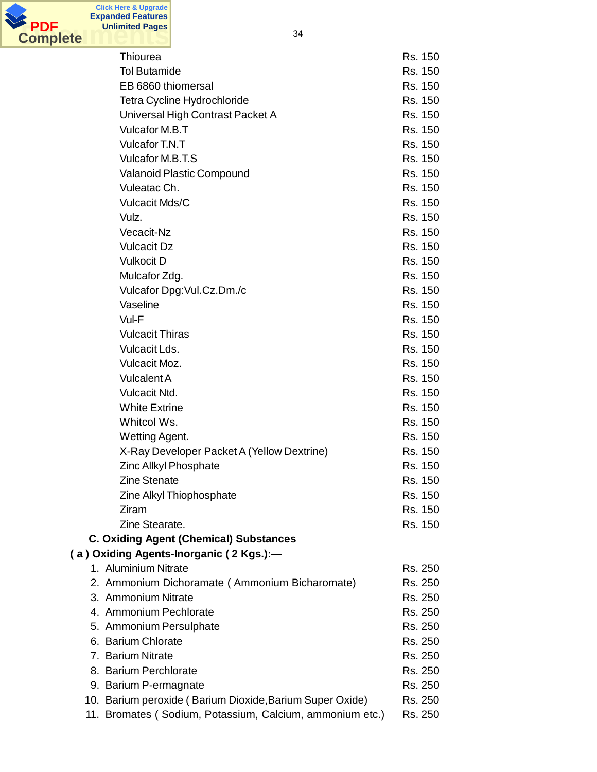| | |
|---|---|
| Thiourea | Rs. 150 |
| Tol Butamide | Rs. 150 |
| EB 6860 thiomersal | Rs. 150 |
| Tetra Cycline Hydrochloride | Rs. 150 |
| Universal High Contrast Packet A | Rs. 150 |
| Vulcafor M.B.T | Rs. 150 |
| Vulcafor T.N.T | Rs. 150 |
| Vulcafor M.B.T.S | Rs. 150 |
| Valanoid Plastic Compound | Rs. 150 |
| Vuleatac Ch. | Rs. 150 |
| Vulcacit Mds/C | Rs. 150 |
| Vulz. | Rs. 150 |
| Vecacit-Nz | Rs. 150 |
| Vulcacit Dz | Rs. 150 |
| Vulkocit D | Rs. 150 |
| Mulcafor Zdg. | Rs. 150 |
| Vulcafor Dpg:Vul.Cz.Dm./c | Rs. 150 |
| Vaseline | Rs. 150 |
| Vul-F | Rs. 150 |
| Vulcacit Thiras | Rs. 150 |
| Vulcacit Lds. | Rs. 150 |
| Vulcacit Moz. | Rs. 150 |
| Vulcalent A | Rs. 150 |
| Vulcacit Ntd. | Rs. 150 |
| White Extrine | Rs. 150 |
| Whitcol Ws. | Rs. 150 |
| Wetting Agent. | Rs. 150 |
| X-Ray Developer Packet A (Yellow Dextrine) | Rs. 150 |
| Zinc Allkyl Phosphate | Rs. 150 |
| Zine Stenate | Rs. 150 |
| Zine Alkyl Thiophosphate | Rs. 150 |
| Ziram | Rs. 150 |
| Zine Stearate. | Rs. 150 |

**C. Oxiding Agent (Chemical) Substances**

**( a ) Oxiding Agents-Inorganic ( 2 Kgs.):—**

| | |
|---|---|
| 1. Aluminium Nitrate | Rs. 250 |
| 2. Ammonium Dichoramate ( Ammonium Bicharomate) | Rs. 250 |
| 3. Ammonium Nitrate | Rs. 250 |
| 4. Ammonium Pechlorate | Rs. 250 |
| 5. Ammonium Persulphate | Rs. 250 |
| 6. Barium Chlorate | Rs. 250 |
| 7. Barium Nitrate | Rs. 250 |
| 8. Barium Perchlorate | Rs. 250 |
| 9. Barium P-ermagnate | Rs. 250 |
| 10. Barium peroxide ( Barium Dioxide,Barium Super Oxide) | Rs. 250 |
| 11. Bromates ( Sodium, Potassium, Calcium, ammonium etc.) | Rs. 250 |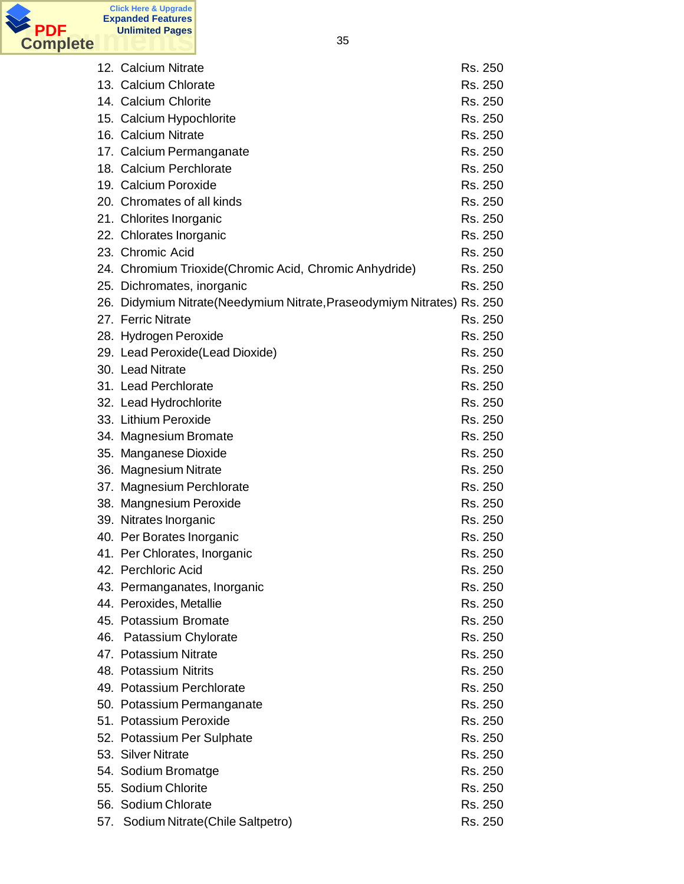| | | |
|---|---|---|
| 12. | Calcium Nitrate | Rs. 250 |
| 13. | Calcium Chlorate | Rs. 250 |
| 14. | Calcium Chlorite | Rs. 250 |
| 15. | Calcium Hypochlorite | Rs. 250 |
| 16. | Calcium Nitrate | Rs. 250 |
| 17. | Calcium Permanganate | Rs. 250 |
| 18. | Calcium Perchlorate | Rs. 250 |
| 19. | Calcium Poroxide | Rs. 250 |
| 20. | Chromates of all kinds | Rs. 250 |
| 21. | Chlorites Inorganic | Rs. 250 |
| 22. | Chlorates Inorganic | Rs. 250 |
| 23. | Chromic Acid | Rs. 250 |
| 24. | Chromium Trioxide(Chromic Acid, Chromic Anhydride) | Rs. 250 |
| 25. | Dichromates, inorganic | Rs. 250 |
| 26. | Didymium Nitrate(Needymium Nitrate,Praseodymiym Nitrates) | Rs. 250 |
| 27. | Ferric Nitrate | Rs. 250 |
| 28. | Hydrogen Peroxide | Rs. 250 |
| 29. | Lead Peroxide(Lead Dioxide) | Rs. 250 |
| 30. | Lead Nitrate | Rs. 250 |
| 31. | Lead Perchlorate | Rs. 250 |
| 32. | Lead Hydrochlorite | Rs. 250 |
| 33. | Lithium Peroxide | Rs. 250 |
| 34. | Magnesium Bromate | Rs. 250 |
| 35. | Manganese Dioxide | Rs. 250 |
| 36. | Magnesium Nitrate | Rs. 250 |
| 37. | Magnesium Perchlorate | Rs. 250 |
| 38. | Mangnesium Peroxide | Rs. 250 |
| 39. | Nitrates Inorganic | Rs. 250 |
| 40. | Per Borates Inorganic | Rs. 250 |
| 41. | Per Chlorates, Inorganic | Rs. 250 |
| 42. | Perchloric Acid | Rs. 250 |
| 43. | Permanganates, Inorganic | Rs. 250 |
| 44. | Peroxides, Metallie | Rs. 250 |
| 45. | Potassium Bromate | Rs. 250 |
| 46. | Patassium Chylorate | Rs. 250 |
| 47. | Potassium Nitrate | Rs. 250 |
| 48. | Potassium Nitrits | Rs. 250 |
| 49. | Potassium Perchlorate | Rs. 250 |
| 50. | Potassium Permanganate | Rs. 250 |
| 51. | Potassium Peroxide | Rs. 250 |
| 52. | Potassium Per Sulphate | Rs. 250 |
| 53. | Silver Nitrate | Rs. 250 |
| 54. | Sodium Bromatge | Rs. 250 |
| 55. | Sodium Chlorite | Rs. 250 |
| 56. | Sodium Chlorate | Rs. 250 |
| 57. | Sodium Nitrate(Chile Saltpetro) | Rs. 250 |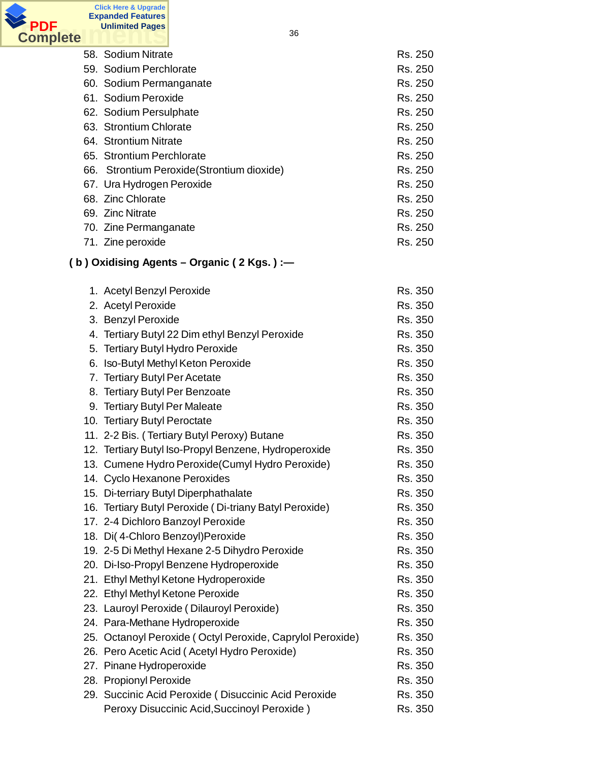| | |
|---|---|
| 58. Sodium Nitrate | Rs. 250 |
| 59. Sodium Perchlorate | Rs. 250 |
| 60. Sodium Permanganate | Rs. 250 |
| 61. Sodium Peroxide | Rs. 250 |
| 62. Sodium Persulphate | Rs. 250 |
| 63. Strontium Chlorate | Rs. 250 |
| 64. Strontium Nitrate | Rs. 250 |
| 65. Strontium Perchlorate | Rs. 250 |
| 66. Strontium Peroxide(Strontium dioxide) | Rs. 250 |
| 67. Ura Hydrogen Peroxide | Rs. 250 |
| 68. Zinc Chlorate | Rs. 250 |
| 69. Zinc Nitrate | Rs. 250 |
| 70. Zine Permanganate | Rs. 250 |
| 71. Zine peroxide | Rs. 250 |

**( b ) Oxidising Agents – Organic ( 2 Kgs. ) :—**

| | |
|---|---|
| 1. Acetyl Benzyl Peroxide | Rs. 350 |
| 2. Acetyl Peroxide | Rs. 350 |
| 3. Benzyl Peroxide | Rs. 350 |
| 4. Tertiary Butyl 22 Dim ethyl Benzyl Peroxide | Rs. 350 |
| 5. Tertiary Butyl Hydro Peroxide | Rs. 350 |
| 6. Iso-Butyl Methyl Keton Peroxide | Rs. 350 |
| 7. Tertiary Butyl Per Acetate | Rs. 350 |
| 8. Tertiary Butyl Per Benzoate | Rs. 350 |
| 9. Tertiary Butyl Per Maleate | Rs. 350 |
| 10. Tertiary Butyl Peroctate | Rs. 350 |
| 11. 2-2 Bis. ( Tertiary Butyl Peroxy) Butane | Rs. 350 |
| 12. Tertiary Butyl Iso-Propyl Benzene, Hydroperoxide | Rs. 350 |
| 13. Cumene Hydro Peroxide(Cumyl Hydro Peroxide) | Rs. 350 |
| 14. Cyclo Hexanone Peroxides | Rs. 350 |
| 15. Di-terriary Butyl Diperphathalate | Rs. 350 |
| 16. Tertiary Butyl Peroxide ( Di-triany Batyl Peroxide) | Rs. 350 |
| 17. 2-4 Dichloro Banzoyl Peroxide | Rs. 350 |
| 18. Di( 4-Chloro Benzoyl)Peroxide | Rs. 350 |
| 19. 2-5 Di Methyl Hexane 2-5 Dihydro Peroxide | Rs. 350 |
| 20. Di-Iso-Propyl Benzene Hydroperoxide | Rs. 350 |
| 21. Ethyl Methyl Ketone Hydroperoxide | Rs. 350 |
| 22. Ethyl Methyl Ketone Peroxide | Rs. 350 |
| 23. Lauroyl Peroxide ( Dilauroyl Peroxide) | Rs. 350 |
| 24. Para-Methane Hydroperoxide | Rs. 350 |
| 25. Octanoyl Peroxide ( Octyl Peroxide, Caprylol Peroxide) | Rs. 350 |
| 26. Pero Acetic Acid ( Acetyl Hydro Peroxide) | Rs. 350 |
| 27. Pinane Hydroperoxide | Rs. 350 |
| 28. Propionyl Peroxide | Rs. 350 |
| 29. Succinic Acid Peroxide ( Disuccinic Acid Peroxide | Rs. 350 |
| Peroxy Disuccinic Acid,Succinoyl Peroxide ) | Rs. 350 |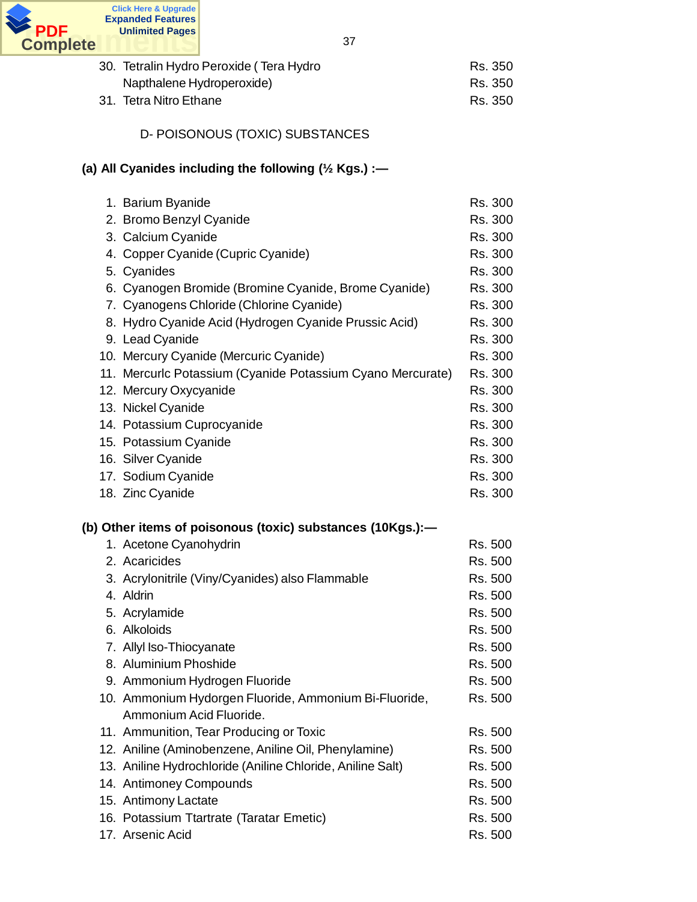| | | |
|---|---|---|
| 30. | Tetralin Hydro Peroxide ( Tera Hydro Napthalene Hydroperoxide) | Rs. 350<br>Rs. 350 |
| 31. | Tetra Nitro Ethane | Rs. 350 |

## D- POISONOUS (TOXIC) SUBSTANCES

**(a) All Cyanides including the following (½ Kgs.) :—**

| | | |
|---|---|---|
| 1. | Barium Byanide | Rs. 300 |
| 2. | Bromo Benzyl Cyanide | Rs. 300 |
| 3. | Calcium Cyanide | Rs. 300 |
| 4. | Copper Cyanide (Cupric Cyanide) | Rs. 300 |
| 5. | Cyanides | Rs. 300 |
| 6. | Cyanogen Bromide (Bromine Cyanide, Brome Cyanide) | Rs. 300 |
| 7. | Cyanogens Chloride (Chlorine Cyanide) | Rs. 300 |
| 8. | Hydro Cyanide Acid (Hydrogen Cyanide Prussic Acid) | Rs. 300 |
| 9. | Lead Cyanide | Rs. 300 |
| 10. | Mercury Cyanide (Mercuric Cyanide) | Rs. 300 |
| 11. | Mercurlc Potassium (Cyanide Potassium Cyano Mercurate) | Rs. 300 |
| 12. | Mercury Oxycyanide | Rs. 300 |
| 13. | Nickel Cyanide | Rs. 300 |
| 14. | Potassium Cuprocyanide | Rs. 300 |
| 15. | Potassium Cyanide | Rs. 300 |
| 16. | Silver Cyanide | Rs. 300 |
| 17. | Sodium Cyanide | Rs. 300 |
| 18. | Zinc Cyanide | Rs. 300 |

**(b) Other items of poisonous (toxic) substances (10Kgs.):—**

| | | |
|---|---|---|
| 1. | Acetone Cyanohydrin | Rs. 500 |
| 2. | Acaricides | Rs. 500 |
| 3. | Acrylonitrile (Viny/Cyanides) also Flammable | Rs. 500 |
| 4. | Aldrin | Rs. 500 |
| 5. | Acrylamide | Rs. 500 |
| 6. | Alkoloids | Rs. 500 |
| 7. | Allyl Iso-Thiocyanate | Rs. 500 |
| 8. | Aluminium Phoshide | Rs. 500 |
| 9. | Ammonium Hydrogen Fluoride | Rs. 500 |
| 10. | Ammonium Hydorgen Fluoride, Ammonium Bi-Fluoride, Ammonium Acid Fluoride. | Rs. 500 |
| 11. | Ammunition, Tear Producing or Toxic | Rs. 500 |
| 12. | Aniline (Aminobenzene, Aniline Oil, Phenylamine) | Rs. 500 |
| 13. | Aniline Hydrochloride (Aniline Chloride, Aniline Salt) | Rs. 500 |
| 14. | Antimoney Compounds | Rs. 500 |
| 15. | Antimony Lactate | Rs. 500 |
| 16. | Potassium Ttartrate (Taratar Emetic) | Rs. 500 |
| 17. | Arsenic Acid | Rs. 500 |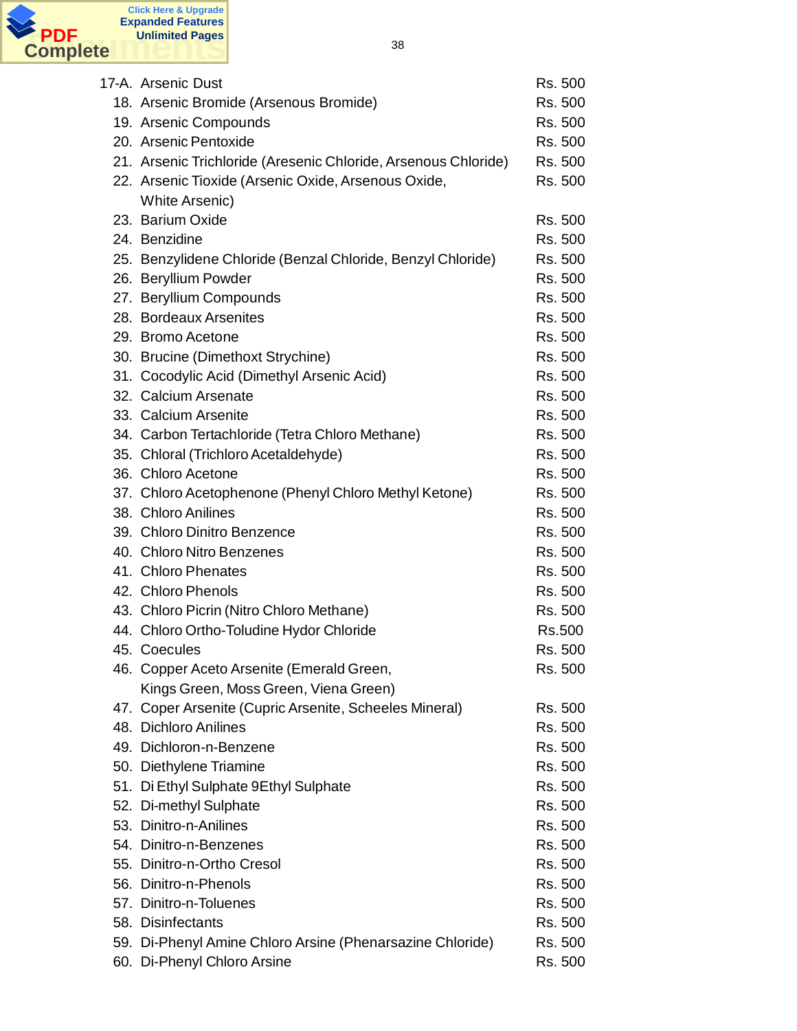| | | |
|---|---|---|
| 17-A. | Arsenic Dust | Rs. 500 |
| 18. | Arsenic Bromide (Arsenous Bromide) | Rs. 500 |
| 19. | Arsenic Compounds | Rs. 500 |
| 20. | Arsenic Pentoxide | Rs. 500 |
| 21. | Arsenic Trichloride (Aresenic Chloride, Arsenous Chloride) | Rs. 500 |
| 22. | Arsenic Tioxide (Arsenic Oxide, Arsenous Oxide, White Arsenic) | Rs. 500 |
| 23. | Barium Oxide | Rs. 500 |
| 24. | Benzidine | Rs. 500 |
| 25. | Benzylidene Chloride (Benzal Chloride, Benzyl Chloride) | Rs. 500 |
| 26. | Beryllium Powder | Rs. 500 |
| 27. | Beryllium Compounds | Rs. 500 |
| 28. | Bordeaux Arsenites | Rs. 500 |
| 29. | Bromo Acetone | Rs. 500 |
| 30. | Brucine (Dimethoxt Strychine) | Rs. 500 |
| 31. | Cocodylic Acid (Dimethyl Arsenic Acid) | Rs. 500 |
| 32. | Calcium Arsenate | Rs. 500 |
| 33. | Calcium Arsenite | Rs. 500 |
| 34. | Carbon Tertachloride (Tetra Chloro Methane) | Rs. 500 |
| 35. | Chloral (Trichloro Acetaldehyde) | Rs. 500 |
| 36. | Chloro Acetone | Rs. 500 |
| 37. | Chloro Acetophenone (Phenyl Chloro Methyl Ketone) | Rs. 500 |
| 38. | Chloro Anilines | Rs. 500 |
| 39. | Chloro Dinitro Benzence | Rs. 500 |
| 40. | Chloro Nitro Benzenes | Rs. 500 |
| 41. | Chloro Phenates | Rs. 500 |
| 42. | Chloro Phenols | Rs. 500 |
| 43. | Chloro Picrin (Nitro Chloro Methane) | Rs. 500 |
| 44. | Chloro Ortho-Toludine Hydor Chloride | Rs.500 |
| 45. | Coecules | Rs. 500 |
| 46. | Copper Aceto Arsenite (Emerald Green, Kings Green, Moss Green, Viena Green) | Rs. 500 |
| 47. | Coper Arsenite (Cupric Arsenite, Scheeles Mineral) | Rs. 500 |
| 48. | Dichloro Anilines | Rs. 500 |
| 49. | Dichloron-n-Benzene | Rs. 500 |
| 50. | Diethylene Triamine | Rs. 500 |
| 51. | Di Ethyl Sulphate 9Ethyl Sulphate | Rs. 500 |
| 52. | Di-methyl Sulphate | Rs. 500 |
| 53. | Dinitro-n-Anilines | Rs. 500 |
| 54. | Dinitro-n-Benzenes | Rs. 500 |
| 55. | Dinitro-n-Ortho Cresol | Rs. 500 |
| 56. | Dinitro-n-Phenols | Rs. 500 |
| 57. | Dinitro-n-Toluenes | Rs. 500 |
| 58. | Disinfectants | Rs. 500 |
| 59. | Di-Phenyl Amine Chloro Arsine (Phenarsazine Chloride) | Rs. 500 |
| 60. | Di-Phenyl Chloro Arsine | Rs. 500 |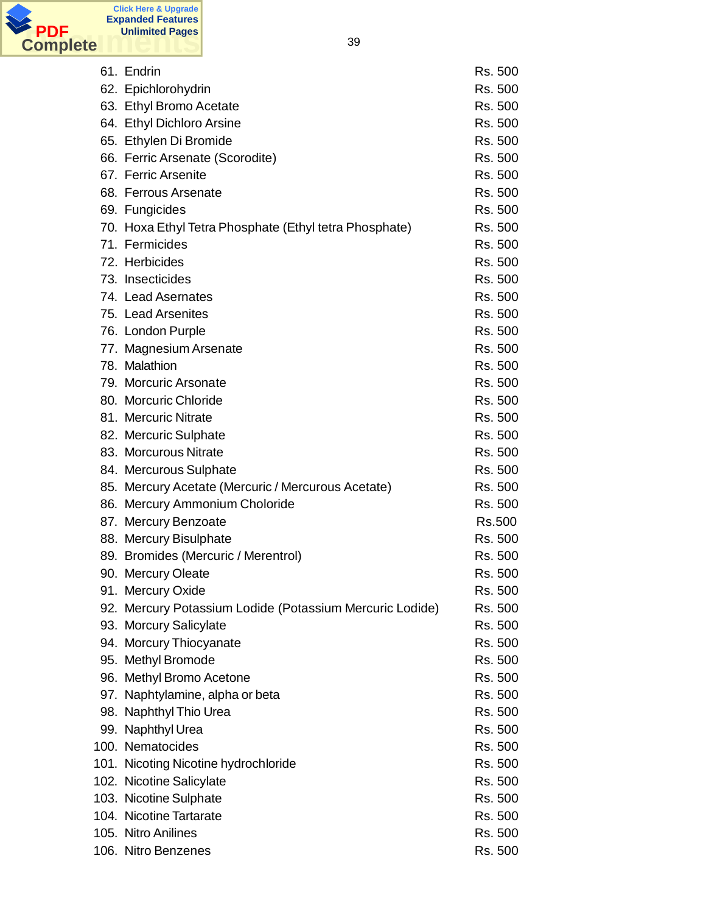| | | |
|---|---|---|
| 61. | Endrin | Rs. 500 |
| 62. | Epichlorohydrin | Rs. 500 |
| 63. | Ethyl Bromo Acetate | Rs. 500 |
| 64. | Ethyl Dichloro Arsine | Rs. 500 |
| 65. | Ethylen Di Bromide | Rs. 500 |
| 66. | Ferric Arsenate (Scorodite) | Rs. 500 |
| 67. | Ferric Arsenite | Rs. 500 |
| 68. | Ferrous Arsenate | Rs. 500 |
| 69. | Fungicides | Rs. 500 |
| 70. | Hoxa Ethyl Tetra Phosphate (Ethyl tetra Phosphate) | Rs. 500 |
| 71. | Fermicides | Rs. 500 |
| 72. | Herbicides | Rs. 500 |
| 73. | Insecticides | Rs. 500 |
| 74. | Lead Asernates | Rs. 500 |
| 75. | Lead Arsenites | Rs. 500 |
| 76. | London Purple | Rs. 500 |
| 77. | Magnesium Arsenate | Rs. 500 |
| 78. | Malathion | Rs. 500 |
| 79. | Morcuric Arsonate | Rs. 500 |
| 80. | Morcuric Chloride | Rs. 500 |
| 81. | Mercuric Nitrate | Rs. 500 |
| 82. | Mercuric Sulphate | Rs. 500 |
| 83. | Morcurous Nitrate | Rs. 500 |
| 84. | Mercurous Sulphate | Rs. 500 |
| 85. | Mercury Acetate (Mercuric / Mercurous Acetate) | Rs. 500 |
| 86. | Mercury Ammonium Choloride | Rs. 500 |
| 87. | Mercury Benzoate | Rs.500 |
| 88. | Mercury Bisulphate | Rs. 500 |
| 89. | Bromides (Mercuric / Merentrol) | Rs. 500 |
| 90. | Mercury Oleate | Rs. 500 |
| 91. | Mercury Oxide | Rs. 500 |
| 92. | Mercury Potassium Lodide (Potassium Mercuric Lodide) | Rs. 500 |
| 93. | Morcury Salicylate | Rs. 500 |
| 94. | Morcury Thiocyanate | Rs. 500 |
| 95. | Methyl Bromode | Rs. 500 |
| 96. | Methyl Bromo Acetone | Rs. 500 |
| 97. | Naphtylamine, alpha or beta | Rs. 500 |
| 98. | Naphthyl Thio Urea | Rs. 500 |
| 99. | Naphthyl Urea | Rs. 500 |
| 100. | Nematocides | Rs. 500 |
| 101. | Nicoting Nicotine hydrochloride | Rs. 500 |
| 102. | Nicotine Salicylate | Rs. 500 |
| 103. | Nicotine Sulphate | Rs. 500 |
| 104. | Nicotine Tartarate | Rs. 500 |
| 105. | Nitro Anilines | Rs. 500 |
| 106. | Nitro Benzenes | Rs. 500 |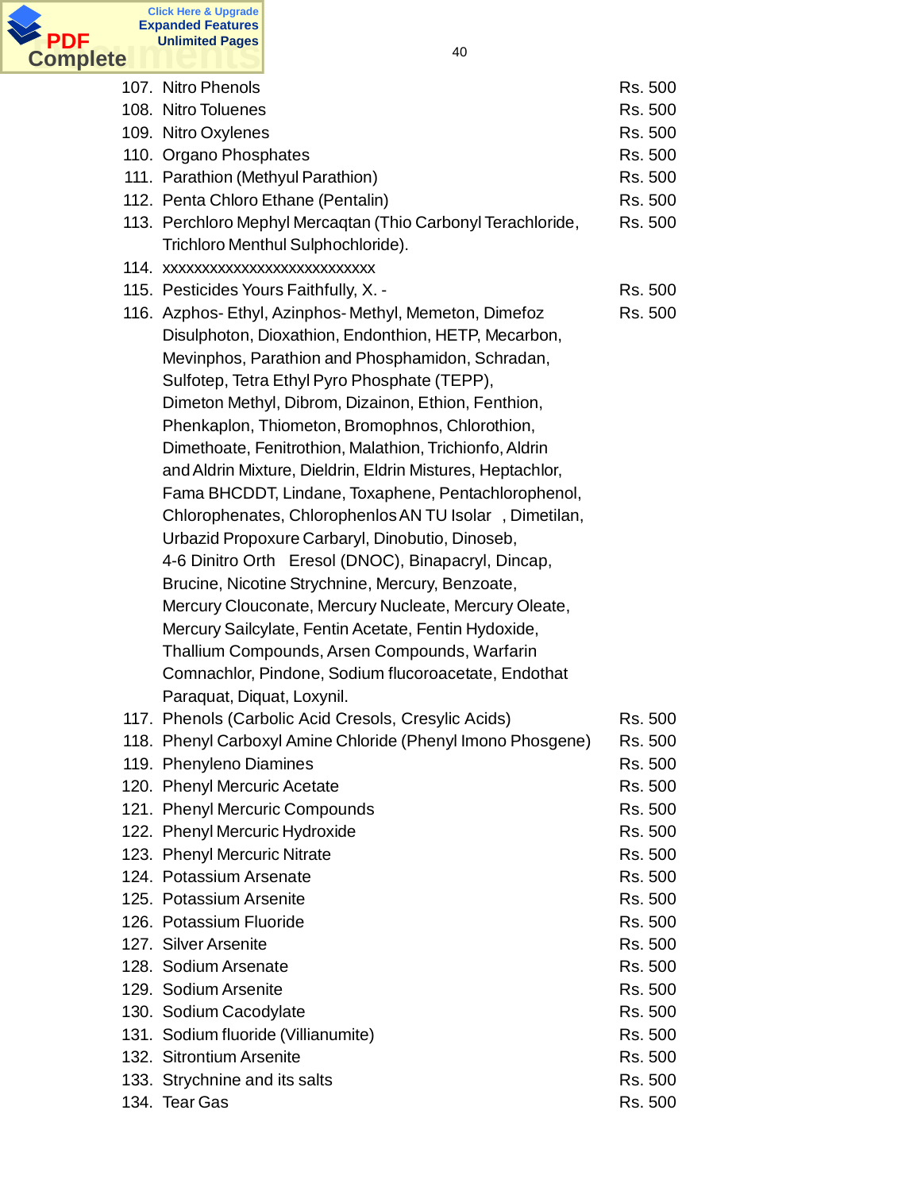| | | |
|---|---|---|
| 107. | Nitro Phenols | Rs. 500 |
| 108. | Nitro Toluenes | Rs. 500 |
| 109. | Nitro Oxylenes | Rs. 500 |
| 110. | Organo Phosphates | Rs. 500 |
| 111. | Parathion (Methyul Parathion) | Rs. 500 |
| 112. | Penta Chloro Ethane (Pentalin) | Rs. 500 |
| 113. | Perchloro Mephyl Mercaqtan (Thio Carbonyl Terachloride, Trichloro Menthul Sulphochloride). | Rs. 500 |
| 114. | xxxxxxxxxxxxxxxxxxxxxxxxxxx | |
| 115. | Pesticides Yours Faithfully, X. - | Rs. 500 |
| 116. | Azphos- Ethyl, Azinphos- Methyl, Memeton, Dimefoz Disulphoton, Dioxathion, Endonthion, HETP, Mecarbon, Mevinphos, Parathion and Phosphamidon, Schradan, Sulfotep, Tetra Ethyl Pyro Phosphate (TEPP), Dimeton Methyl, Dibrom, Dizainon, Ethion, Fenthion, Phenkaplon, Thiometon, Bromophnos, Chlorothion, Dimethoate, Fenitrothion, Malathion, Trichionfo, Aldrin and Aldrin Mixture, Dieldrin, Eldrin Mistures, Heptachlor, Fama BHCDDT, Lindane, Toxaphene, Pentachlorophenol, Chlorophenates, Chlorophenlos AN TU Isolar , Dimetilan, Urbazid Propoxure Carbaryl, Dinobutio, Dinoseb, 4-6 Dinitro Orth Eresol (DNOC), Binapacryl, Dincap, Brucine, Nicotine Strychnine, Mercury, Benzoate, Mercury Clouconate, Mercury Nucleate, Mercury Oleate, Mercury Sailcylate, Fentin Acetate, Fentin Hydoxide, Thallium Compounds, Arsen Compounds, Warfarin Comnachlor, Pindone, Sodium flucoroacetate, Endothat Paraquat, Diquat, Loxynil. | Rs. 500 |
| 117. | Phenols (Carbolic Acid Cresols, Cresylic Acids) | Rs. 500 |
| 118. | Phenyl Carboxyl Amine Chloride (Phenyl Imono Phosgene) | Rs. 500 |
| 119. | Phenyleno Diamines | Rs. 500 |
| 120. | Phenyl Mercuric Acetate | Rs. 500 |
| 121. | Phenyl Mercuric Compounds | Rs. 500 |
| 122. | Phenyl Mercuric Hydroxide | Rs. 500 |
| 123. | Phenyl Mercuric Nitrate | Rs. 500 |
| 124. | Potassium Arsenate | Rs. 500 |
| 125. | Potassium Arsenite | Rs. 500 |
| 126. | Potassium Fluoride | Rs. 500 |
| 127. | Silver Arsenite | Rs. 500 |
| 128. | Sodium Arsenate | Rs. 500 |
| 129. | Sodium Arsenite | Rs. 500 |
| 130. | Sodium Cacodylate | Rs. 500 |
| 131. | Sodium fluoride (Villianumite) | Rs. 500 |
| 132. | Sitrontium Arsenite | Rs. 500 |
| 133. | Strychnine and its salts | Rs. 500 |
| 134. | Tear Gas | Rs. 500 |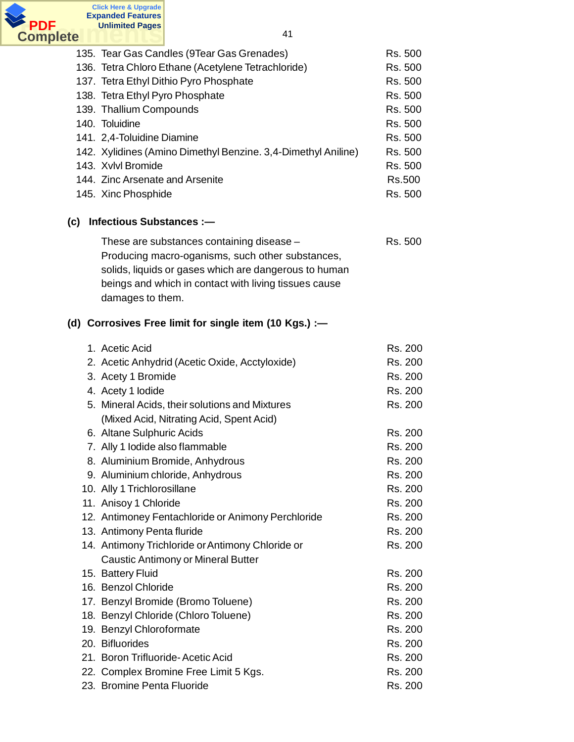| | | |
|---|---|---|
| 135. | Tear Gas Candles (9Tear Gas Grenades) | Rs. 500 |
| 136. | Tetra Chloro Ethane (Acetylene Tetrachloride) | Rs. 500 |
| 137. | Tetra Ethyl Dithio Pyro Phosphate | Rs. 500 |
| 138. | Tetra Ethyl Pyro Phosphate | Rs. 500 |
| 139. | Thallium Compounds | Rs. 500 |
| 140. | Toluidine | Rs. 500 |
| 141. | 2,4-Toluidine Diamine | Rs. 500 |
| 142. | Xylidines (Amino Dimethyl Benzine. 3,4-Dimethyl Aniline) | Rs. 500 |
| 143. | Xvlvl Bromide | Rs. 500 |
| 144. | Zinc Arsenate and Arsenite | Rs.500 |
| 145. | Xinc Phosphide | Rs. 500 |

**(c) Infectious Substances :—**

| | |
|---|---|
| These are substances containing disease – Producing macro-oganisms, such other substances, solids, liquids or gases which are dangerous to human beings and which in contact with living tissues cause damages to them. | Rs. 500 |

**(d) Corrosives Free limit for single item (10 Kgs.) :—**

| | | |
|---|---|---|
| 1. | Acetic Acid | Rs. 200 |
| 2. | Acetic Anhydrid (Acetic Oxide, Acctyloxide) | Rs. 200 |
| 3. | Acety 1 Bromide | Rs. 200 |
| 4. | Acety 1 Iodide | Rs. 200 |
| 5. | Mineral Acids, their solutions and Mixtures (Mixed Acid, Nitrating Acid, Spent Acid) | Rs. 200 |
| 6. | Altane Sulphuric Acids | Rs. 200 |
| 7. | Ally 1 Iodide also flammable | Rs. 200 |
| 8. | Aluminium Bromide, Anhydrous | Rs. 200 |
| 9. | Aluminium chloride, Anhydrous | Rs. 200 |
| 10. | Ally 1 Trichlorosillane | Rs. 200 |
| 11. | Anisoy 1 Chloride | Rs. 200 |
| 12. | Antimoney Fentachloride or Animony Perchloride | Rs. 200 |
| 13. | Antimony Penta fluride | Rs. 200 |
| 14. | Antimony Trichloride or Antimony Chloride or Caustic Antimony or Mineral Butter | Rs. 200 |
| 15. | Battery Fluid | Rs. 200 |
| 16. | Benzol Chloride | Rs. 200 |
| 17. | Benzyl Bromide (Bromo Toluene) | Rs. 200 |
| 18. | Benzyl Chloride (Chloro Toluene) | Rs. 200 |
| 19. | Benzyl Chloroformate | Rs. 200 |
| 20. | Bifluorides | Rs. 200 |
| 21. | Boron Trifluoride- Acetic Acid | Rs. 200 |
| 22. | Complex Bromine Free Limit 5 Kgs. | Rs. 200 |
| 23. | Bromine Penta Fluoride | Rs. 200 |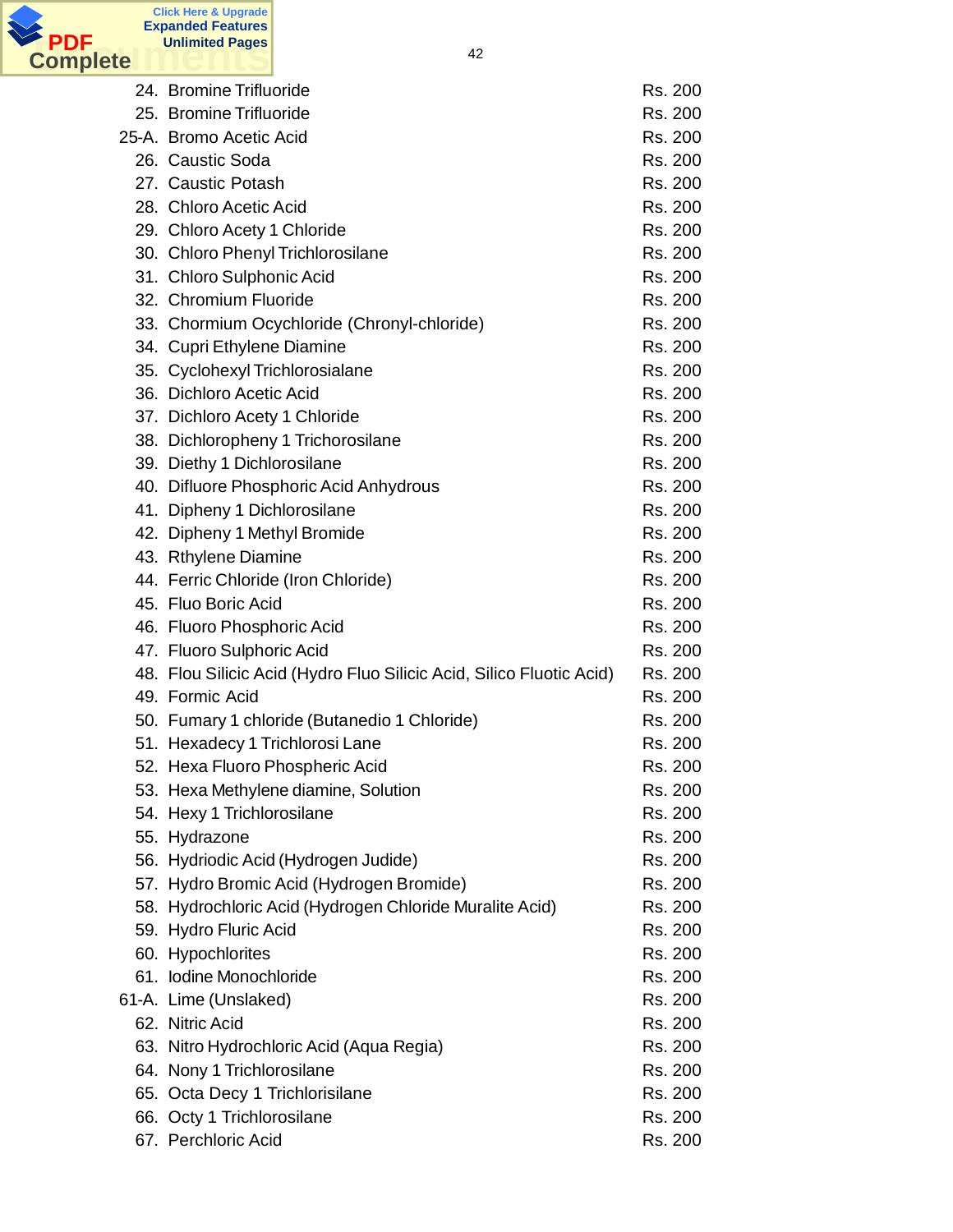| | | |
|---|---|---|
| 24. | Bromine Trifluoride | Rs. 200 |
| 25. | Bromine Trifluoride | Rs. 200 |
| 25-A. | Bromo Acetic Acid | Rs. 200 |
| 26. | Caustic Soda | Rs. 200 |
| 27. | Caustic Potash | Rs. 200 |
| 28. | Chloro Acetic Acid | Rs. 200 |
| 29. | Chloro Acety 1 Chloride | Rs. 200 |
| 30. | Chloro Phenyl Trichlorosilane | Rs. 200 |
| 31. | Chloro Sulphonic Acid | Rs. 200 |
| 32. | Chromium Fluoride | Rs. 200 |
| 33. | Chormium Ocychloride (Chronyl-chloride) | Rs. 200 |
| 34. | Cupri Ethylene Diamine | Rs. 200 |
| 35. | Cyclohexyl Trichlorosialane | Rs. 200 |
| 36. | Dichloro Acetic Acid | Rs. 200 |
| 37. | Dichloro Acety 1 Chloride | Rs. 200 |
| 38. | Dichloropheny 1 Trichorosilane | Rs. 200 |
| 39. | Diethy 1 Dichlorosilane | Rs. 200 |
| 40. | Difluore Phosphoric Acid Anhydrous | Rs. 200 |
| 41. | Dipheny 1 Dichlorosilane | Rs. 200 |
| 42. | Dipheny 1 Methyl Bromide | Rs. 200 |
| 43. | Rthylene Diamine | Rs. 200 |
| 44. | Ferric Chloride (Iron Chloride) | Rs. 200 |
| 45. | Fluo Boric Acid | Rs. 200 |
| 46. | Fluoro Phosphoric Acid | Rs. 200 |
| 47. | Fluoro Sulphoric Acid | Rs. 200 |
| 48. | Flou Silicic Acid (Hydro Fluo Silicic Acid, Silico Fluotic Acid) | Rs. 200 |
| 49. | Formic Acid | Rs. 200 |
| 50. | Fumary 1 chloride (Butanedio 1 Chloride) | Rs. 200 |
| 51. | Hexadecy 1 Trichlorosi Lane | Rs. 200 |
| 52. | Hexa Fluoro Phospheric Acid | Rs. 200 |
| 53. | Hexa Methylene diamine, Solution | Rs. 200 |
| 54. | Hexy 1 Trichlorosilane | Rs. 200 |
| 55. | Hydrazone | Rs. 200 |
| 56. | Hydriodic Acid (Hydrogen Judide) | Rs. 200 |
| 57. | Hydro Bromic Acid (Hydrogen Bromide) | Rs. 200 |
| 58. | Hydrochloric Acid (Hydrogen Chloride Muralite Acid) | Rs. 200 |
| 59. | Hydro Fluric Acid | Rs. 200 |
| 60. | Hypochlorites | Rs. 200 |
| 61. | Iodine Monochloride | Rs. 200 |
| 61-A. | Lime (Unslaked) | Rs. 200 |
| 62. | Nitric Acid | Rs. 200 |
| 63. | Nitro Hydrochloric Acid (Aqua Regia) | Rs. 200 |
| 64. | Nony 1 Trichlorosilane | Rs. 200 |
| 65. | Octa Decy 1 Trichlorisilane | Rs. 200 |
| 66. | Octy 1 Trichlorosilane | Rs. 200 |
| 67. | Perchloric Acid | Rs. 200 |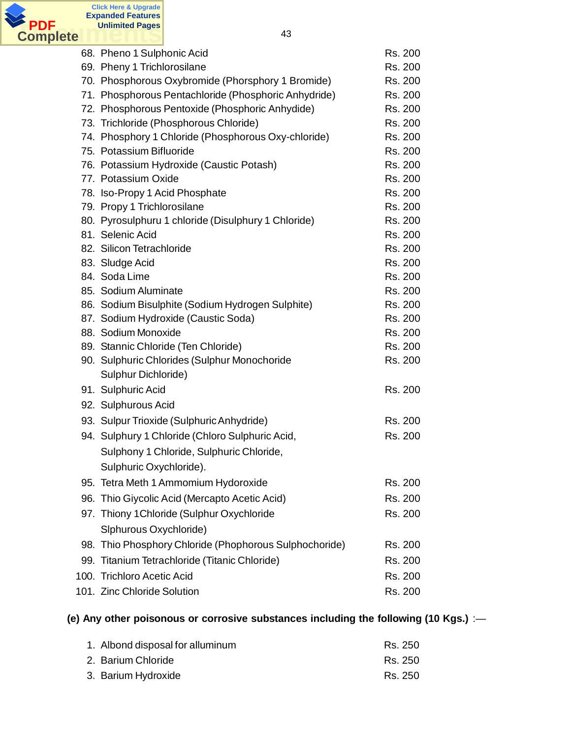| | | |
|---|---|---|
| 68. | Pheno 1 Sulphonic Acid | Rs. 200 |
| 69. | Pheny 1 Trichlorosilane | Rs. 200 |
| 70. | Phosphorous Oxybromide (Phorsphory 1 Bromide) | Rs. 200 |
| 71. | Phosphorous Pentachloride (Phosphoric Anhydride) | Rs. 200 |
| 72. | Phosphorous Pentoxide (Phosphoric Anhydide) | Rs. 200 |
| 73. | Trichloride (Phosphorous Chloride) | Rs. 200 |
| 74. | Phosphory 1 Chloride (Phosphorous Oxy-chloride) | Rs. 200 |
| 75. | Potassium Bifluoride | Rs. 200 |
| 76. | Potassium Hydroxide (Caustic Potash) | Rs. 200 |
| 77. | Potassium Oxide | Rs. 200 |
| 78. | Iso-Propy 1 Acid Phosphate | Rs. 200 |
| 79. | Propy 1 Trichlorosilane | Rs. 200 |
| 80. | Pyrosulphuru 1 chloride (Disulphury 1 Chloride) | Rs. 200 |
| 81. | Selenic Acid | Rs. 200 |
| 82. | Silicon Tetrachloride | Rs. 200 |
| 83. | Sludge Acid | Rs. 200 |
| 84. | Soda Lime | Rs. 200 |
| 85. | Sodium Aluminate | Rs. 200 |
| 86. | Sodium Bisulphite (Sodium Hydrogen Sulphite) | Rs. 200 |
| 87. | Sodium Hydroxide (Caustic Soda) | Rs. 200 |
| 88. | Sodium Monoxide | Rs. 200 |
| 89. | Stannic Chloride (Ten Chloride) | Rs. 200 |
| 90. | Sulphuric Chlorides (Sulphur Monochoride Sulphur Dichloride) | Rs. 200 |
| 91. | Sulphuric Acid | Rs. 200 |
| 92. | Sulphurous Acid | |
| 93. | Sulpur Trioxide (Sulphuric Anhydride) | Rs. 200 |
| 94. | Sulphury 1 Chloride (Chloro Sulphuric Acid, Sulphony 1 Chloride, Sulphuric Chloride, Sulphuric Oxychloride). | Rs. 200 |
| 95. | Tetra Meth 1 Ammomium Hydoroxide | Rs. 200 |
| 96. | Thio Giycolic Acid (Mercapto Acetic Acid) | Rs. 200 |
| 97. | Thiony 1Chloride (Sulphur Oxychloride Slphurous Oxychloride) | Rs. 200 |
| 98. | Thio Phosphory Chloride (Phophorous Sulphochoride) | Rs. 200 |
| 99. | Titanium Tetrachloride (Titanic Chloride) | Rs. 200 |
| 100. | Trichloro Acetic Acid | Rs. 200 |
| 101. | Zinc Chloride Solution | Rs. 200 |

**(e) Any other poisonous or corrosive substances including the following (10 Kgs.)** :—

| | | |
|---|---|---|
| 1. | Albond disposal for alluminum | Rs. 250 |
| 2. | Barium Chloride | Rs. 250 |
| 3. | Barium Hydroxide | Rs. 250 |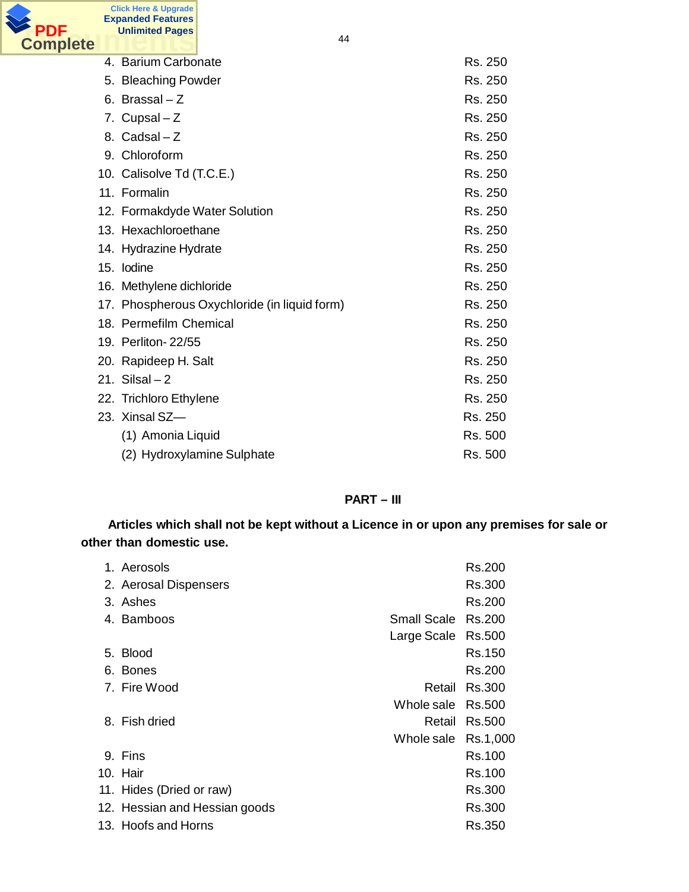| | | |
|---|---|---|
| 4. | Barium Carbonate | Rs. 250 |
| 5. | Bleaching Powder | Rs. 250 |
| 6. | Brassal – Z | Rs. 250 |
| 7. | Cupsal – Z | Rs. 250 |
| 8. | Cadsal – Z | Rs. 250 |
| 9. | Chloroform | Rs. 250 |
| 10. | Calisolve Td (T.C.E.) | Rs. 250 |
| 11. | Formalin | Rs. 250 |
| 12. | Formakdyde Water Solution | Rs. 250 |
| 13. | Hexachloroethane | Rs. 250 |
| 14. | Hydrazine Hydrate | Rs. 250 |
| 15. | Iodine | Rs. 250 |
| 16. | Methylene dichloride | Rs. 250 |
| 17. | Phospherous Oxychloride (in liquid form) | Rs. 250 |
| 18. | Permefilm Chemical | Rs. 250 |
| 19. | Perliton- 22/55 | Rs. 250 |
| 20. | Rapideep H. Salt | Rs. 250 |
| 21. | Silsal – 2 | Rs. 250 |
| 22. | Trichloro Ethylene | Rs. 250 |
| 23. | Xinsal SZ— | Rs. 250 |
| | (1) Amonia Liquid | Rs. 500 |
| | (2) Hydroxylamine Sulphate | Rs. 500 |

## PART – III

**Articles which shall not be kept without a Licence in or upon any premises for sale or other than domestic use.**

| | | | |
|---|---|---|---|
| 1. | Aerosols | | Rs.200 |
| 2. | Aerosal Dispensers | | Rs.300 |
| 3. | Ashes | | Rs.200 |
| 4. | Bamboos | Small Scale | Rs.200 |
| | | Large Scale | Rs.500 |
| 5. | Blood | | Rs.150 |
| 6. | Bones | | Rs.200 |
| 7. | Fire Wood | Retail | Rs.300 |
| | | Whole sale | Rs.500 |
| 8. | Fish dried | Retail | Rs.500 |
| | | Whole sale | Rs.1,000 |
| 9. | Fins | | Rs.100 |
| 10. | Hair | | Rs.100 |
| 11. | Hides (Dried or raw) | | Rs.300 |
| 12. | Hessian and Hessian goods | | Rs.300 |
| 13. | Hoofs and Horns | | Rs.350 |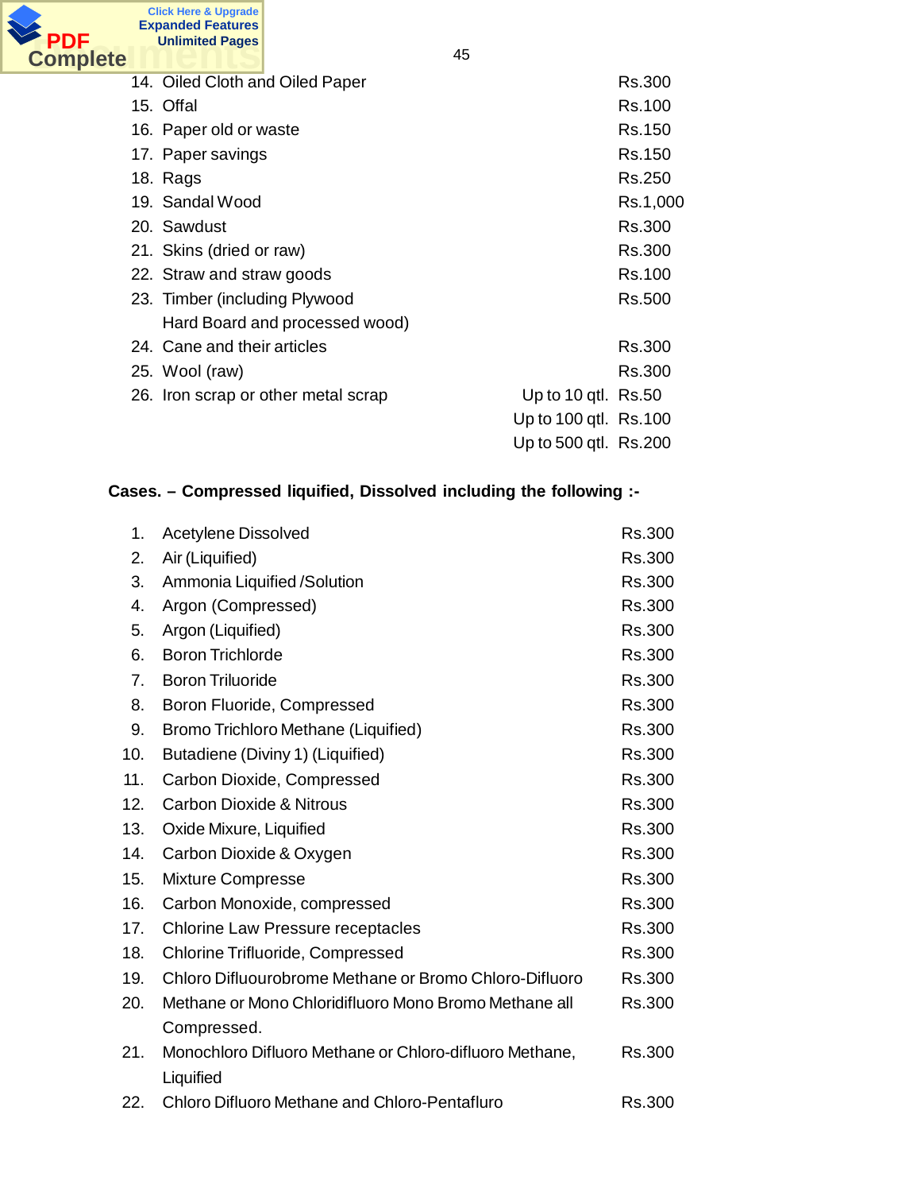| | | | |
|---|---|---|---|
| 14. | Oiled Cloth and Oiled Paper | | Rs.300 |
| 15. | Offal | | Rs.100 |
| 16. | Paper old or waste | | Rs.150 |
| 17. | Paper savings | | Rs.150 |
| 18. | Rags | | Rs.250 |
| 19. | Sandal Wood | | Rs.1,000 |
| 20. | Sawdust | | Rs.300 |
| 21. | Skins (dried or raw) | | Rs.300 |
| 22. | Straw and straw goods | | Rs.100 |
| 23. | Timber (including Plywood Hard Board and processed wood) | | Rs.500 |
| 24. | Cane and their articles | | Rs.300 |
| 25. | Wool (raw) | | Rs.300 |
| 26. | Iron scrap or other metal scrap | Up to 10 qtl. | Rs.50 |
| | | Up to 100 qtl. | Rs.100 |
| | | Up to 500 qtl. | Rs.200 |

**Cases. – Compressed liquified, Dissolved including the following :-**

| | | |
|---|---|---|
| 1. | Acetylene Dissolved | Rs.300 |
| 2. | Air (Liquified) | Rs.300 |
| 3. | Ammonia Liquified /Solution | Rs.300 |
| 4. | Argon (Compressed) | Rs.300 |
| 5. | Argon (Liquified) | Rs.300 |
| 6. | Boron Trichlorde | Rs.300 |
| 7. | Boron Triluoride | Rs.300 |
| 8. | Boron Fluoride, Compressed | Rs.300 |
| 9. | Bromo Trichloro Methane (Liquified) | Rs.300 |
| 10. | Butadiene (Diviny 1) (Liquified) | Rs.300 |
| 11. | Carbon Dioxide, Compressed | Rs.300 |
| 12. | Carbon Dioxide & Nitrous | Rs.300 |
| 13. | Oxide Mixure, Liquified | Rs.300 |
| 14. | Carbon Dioxide & Oxygen | Rs.300 |
| 15. | Mixture Compresse | Rs.300 |
| 16. | Carbon Monoxide, compressed | Rs.300 |
| 17. | Chlorine Law Pressure receptacles | Rs.300 |
| 18. | Chlorine Trifluoride, Compressed | Rs.300 |
| 19. | Chloro Difluourobrome Methane or Bromo Chloro-Difluoro | Rs.300 |
| 20. | Methane or Mono Chloridifluoro Mono Bromo Methane all Compressed. | Rs.300 |
| 21. | Monochloro Difluoro Methane or Chloro-difluoro Methane, Liquified | Rs.300 |
| 22. | Chloro Difluoro Methane and Chloro-Pentafluro | Rs.300 |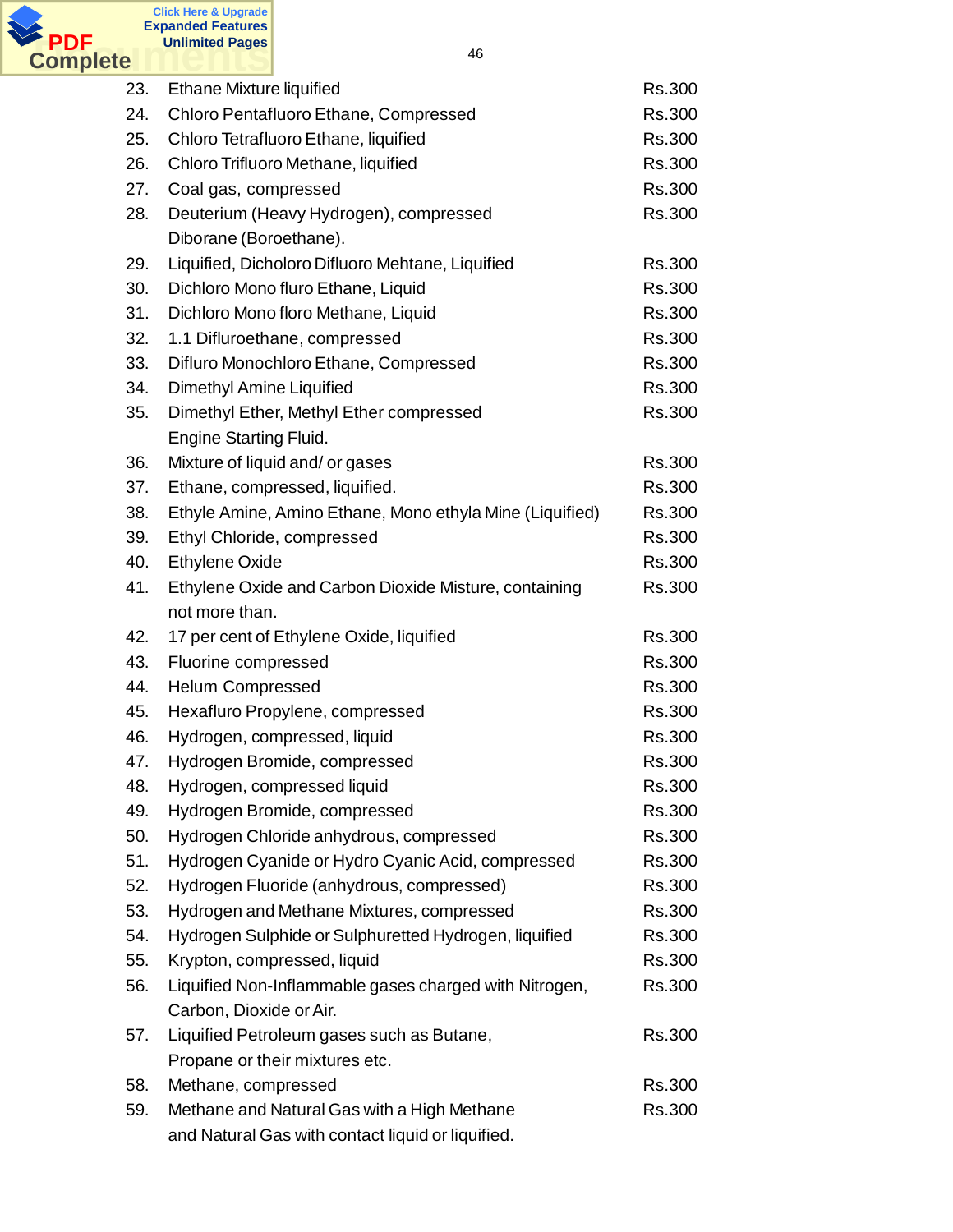| | | |
|---|---|---|
| 23. | Ethane Mixture liquified | Rs.300 |
| 24. | Chloro Pentafluoro Ethane, Compressed | Rs.300 |
| 25. | Chloro Tetrafluoro Ethane, liquified | Rs.300 |
| 26. | Chloro Trifluoro Methane, liquified | Rs.300 |
| 27. | Coal gas, compressed | Rs.300 |
| 28. | Deuterium (Heavy Hydrogen), compressed<br>Diborane (Boroethane). | Rs.300 |
| 29. | Liquified, Dicholoro Difluoro Mehtane, Liquified | Rs.300 |
| 30. | Dichloro Mono fluro Ethane, Liquid | Rs.300 |
| 31. | Dichloro Mono floro Methane, Liquid | Rs.300 |
| 32. | 1.1 Difluroethane, compressed | Rs.300 |
| 33. | Difluro Monochloro Ethane, Compressed | Rs.300 |
| 34. | Dimethyl Amine Liquified | Rs.300 |
| 35. | Dimethyl Ether, Methyl Ether compressed<br>Engine Starting Fluid. | Rs.300 |
| 36. | Mixture of liquid and/ or gases | Rs.300 |
| 37. | Ethane, compressed, liquified. | Rs.300 |
| 38. | Ethyle Amine, Amino Ethane, Mono ethyla Mine (Liquified) | Rs.300 |
| 39. | Ethyl Chloride, compressed | Rs.300 |
| 40. | Ethylene Oxide | Rs.300 |
| 41. | Ethylene Oxide and Carbon Dioxide Misture, containing<br>not more than. | Rs.300 |
| 42. | 17 per cent of Ethylene Oxide, liquified | Rs.300 |
| 43. | Fluorine compressed | Rs.300 |
| 44. | Helum Compressed | Rs.300 |
| 45. | Hexafluro Propylene, compressed | Rs.300 |
| 46. | Hydrogen, compressed, liquid | Rs.300 |
| 47. | Hydrogen Bromide, compressed | Rs.300 |
| 48. | Hydrogen, compressed liquid | Rs.300 |
| 49. | Hydrogen Bromide, compressed | Rs.300 |
| 50. | Hydrogen Chloride anhydrous, compressed | Rs.300 |
| 51. | Hydrogen Cyanide or Hydro Cyanic Acid, compressed | Rs.300 |
| 52. | Hydrogen Fluoride (anhydrous, compressed) | Rs.300 |
| 53. | Hydrogen and Methane Mixtures, compressed | Rs.300 |
| 54. | Hydrogen Sulphide or Sulphuretted Hydrogen, liquified | Rs.300 |
| 55. | Krypton, compressed, liquid | Rs.300 |
| 56. | Liquified Non-Inflammable gases charged with Nitrogen,<br>Carbon, Dioxide or Air. | Rs.300 |
| 57. | Liquified Petroleum gases such as Butane,<br>Propane or their mixtures etc. | Rs.300 |
| 58. | Methane, compressed | Rs.300 |
| 59. | Methane and Natural Gas with a High Methane<br>and Natural Gas with contact liquid or liquified. | Rs.300 |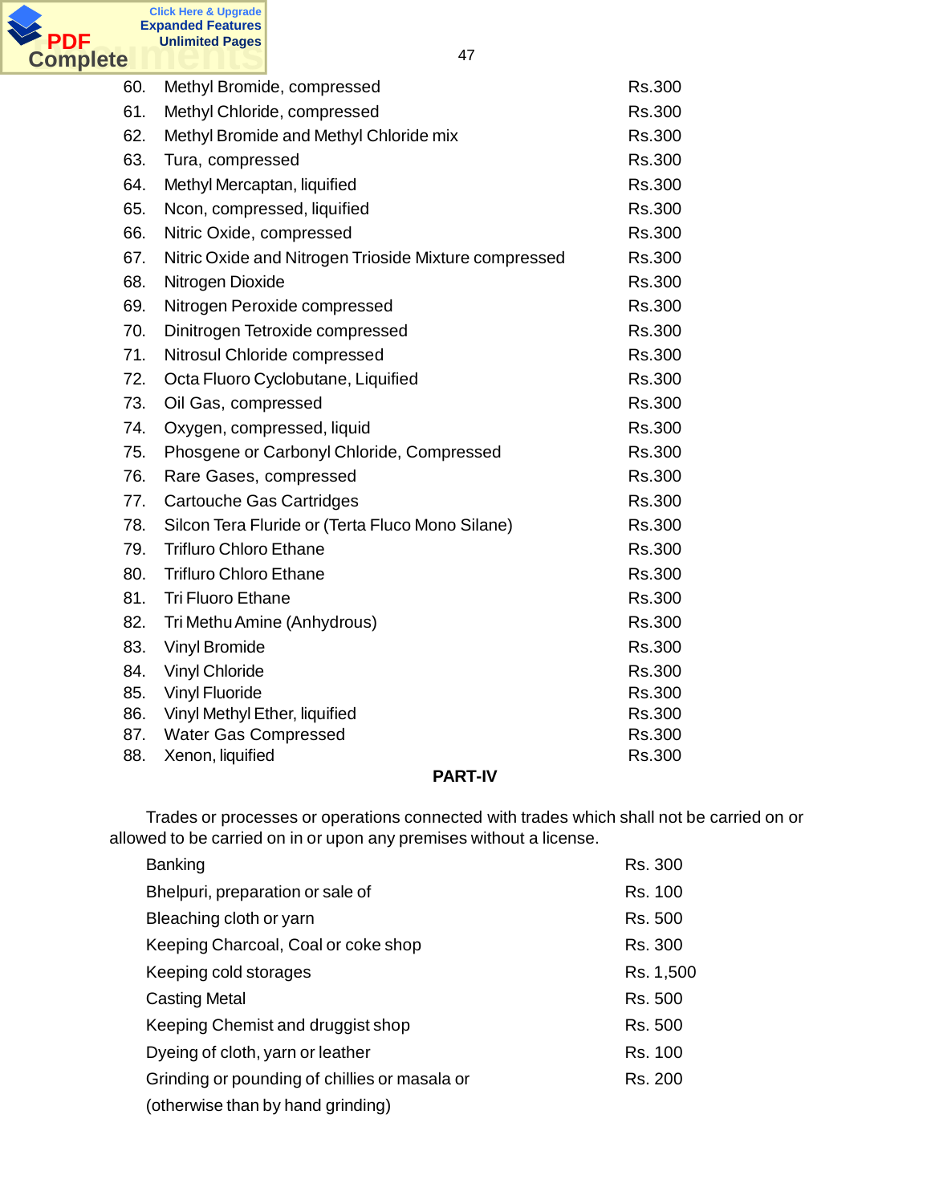| | | |
|---|---|---|
| 60. | Methyl Bromide, compressed | Rs.300 |
| 61. | Methyl Chloride, compressed | Rs.300 |
| 62. | Methyl Bromide and Methyl Chloride mix | Rs.300 |
| 63. | Tura, compressed | Rs.300 |
| 64. | Methyl Mercaptan, liquified | Rs.300 |
| 65. | Ncon, compressed, liquified | Rs.300 |
| 66. | Nitric Oxide, compressed | Rs.300 |
| 67. | Nitric Oxide and Nitrogen Trioside Mixture compressed | Rs.300 |
| 68. | Nitrogen Dioxide | Rs.300 |
| 69. | Nitrogen Peroxide compressed | Rs.300 |
| 70. | Dinitrogen Tetroxide compressed | Rs.300 |
| 71. | Nitrosul Chloride compressed | Rs.300 |
| 72. | Octa Fluoro Cyclobutane, Liquified | Rs.300 |
| 73. | Oil Gas, compressed | Rs.300 |
| 74. | Oxygen, compressed, liquid | Rs.300 |
| 75. | Phosgene or Carbonyl Chloride, Compressed | Rs.300 |
| 76. | Rare Gases, compressed | Rs.300 |
| 77. | Cartouche Gas Cartridges | Rs.300 |
| 78. | Silcon Tera Fluride or (Terta Fluco Mono Silane) | Rs.300 |
| 79. | Trifluro Chloro Ethane | Rs.300 |
| 80. | Trifluro Chloro Ethane | Rs.300 |
| 81. | Tri Fluoro Ethane | Rs.300 |
| 82. | Tri Methu Amine (Anhydrous) | Rs.300 |
| 83. | Vinyl Bromide | Rs.300 |
| 84. | Vinyl Chloride | Rs.300 |
| 85. | Vinyl Fluoride | Rs.300 |
| 86. | Vinyl Methyl Ether, liquified | Rs.300 |
| 87. | Water Gas Compressed | Rs.300 |
| 88. | Xenon, liquified | Rs.300 |

## PART-IV

Trades or processes or operations connected with trades which shall not be carried on or allowed to be carried on in or upon any premises without a license.

| | |
|---|---|
| Banking | Rs. 300 |
| Bhelpuri, preparation or sale of | Rs. 100 |
| Bleaching cloth or yarn | Rs. 500 |
| Keeping Charcoal, Coal or coke shop | Rs. 300 |
| Keeping cold storages | Rs. 1,500 |
| Casting Metal | Rs. 500 |
| Keeping Chemist and druggist shop | Rs. 500 |
| Dyeing of cloth, yarn or leather | Rs. 100 |
| Grinding or pounding of chillies or masala or (otherwise than by hand grinding) | Rs. 200 |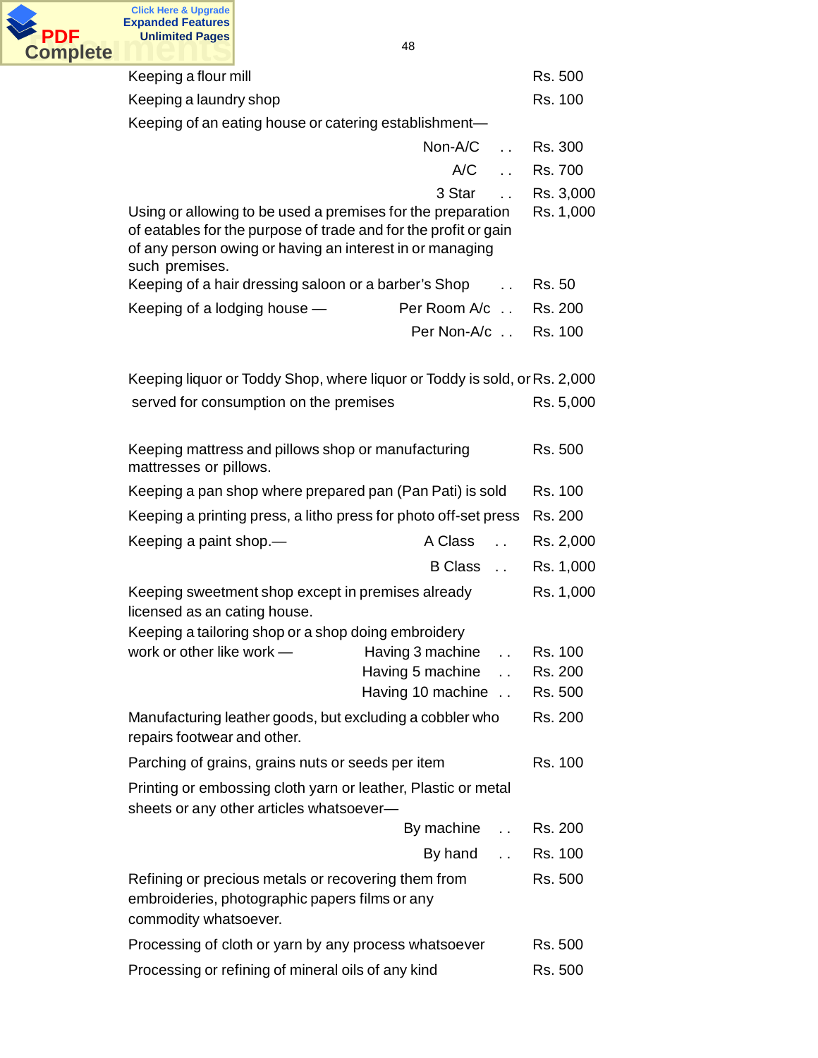| Trade | Sub-category | Fee |
|---|---|---|
| Keeping a flour mill | | Rs. 500 |
| Keeping a laundry shop | | Rs. 100 |
| Keeping of an eating house or catering establishment— | Non-A/C .. | Rs. 300 |
| | A/C .. | Rs. 700 |
| | 3 Star .. | Rs. 3,000 |
| Using or allowing to be used a premises for the preparation of eatables for the purpose of trade and for the profit or gain of any person owing or having an interest in or managing such premises. | | Rs. 1,000 |
| Keeping of a hair dressing saloon or a barber's Shop | .. | Rs. 50 |
| Keeping of a lodging house — | Per Room A/c .. | Rs. 200 |
| | Per Non-A/c .. | Rs. 100 |
| Keeping liquor or Toddy Shop, where liquor or Toddy is sold, or | | Rs. 2,000 |
| served for consumption on the premises | | Rs. 5,000 |
| Keeping mattress and pillows shop or manufacturing mattresses or pillows. | | Rs. 500 |
| Keeping a pan shop where prepared pan (Pan Pati) is sold | | Rs. 100 |
| Keeping a printing press, a litho press for photo off-set press | | Rs. 200 |
| Keeping a paint shop.— | A Class .. | Rs. 2,000 |
| | B Class .. | Rs. 1,000 |
| Keeping sweetment shop except in premises already licensed as an cating house. | | Rs. 1,000 |
| Keeping a tailoring shop or a shop doing embroidery work or other like work — | Having 3 machine .. | Rs. 100 |
| | Having 5 machine .. | Rs. 200 |
| | Having 10 machine .. | Rs. 500 |
| Manufacturing leather goods, but excluding a cobbler who repairs footwear and other. | | Rs. 200 |
| Parching of grains, grains nuts or seeds per item | | Rs. 100 |
| Printing or embossing cloth yarn or leather, Plastic or metal sheets or any other articles whatsoever— | By machine .. | Rs. 200 |
| | By hand .. | Rs. 100 |
| Refining or precious metals or recovering them from embroideries, photographic papers films or any commodity whatsoever. | | Rs. 500 |
| Processing of cloth or yarn by any process whatsoever | | Rs. 500 |
| Processing or refining of mineral oils of any kind | | Rs. 500 |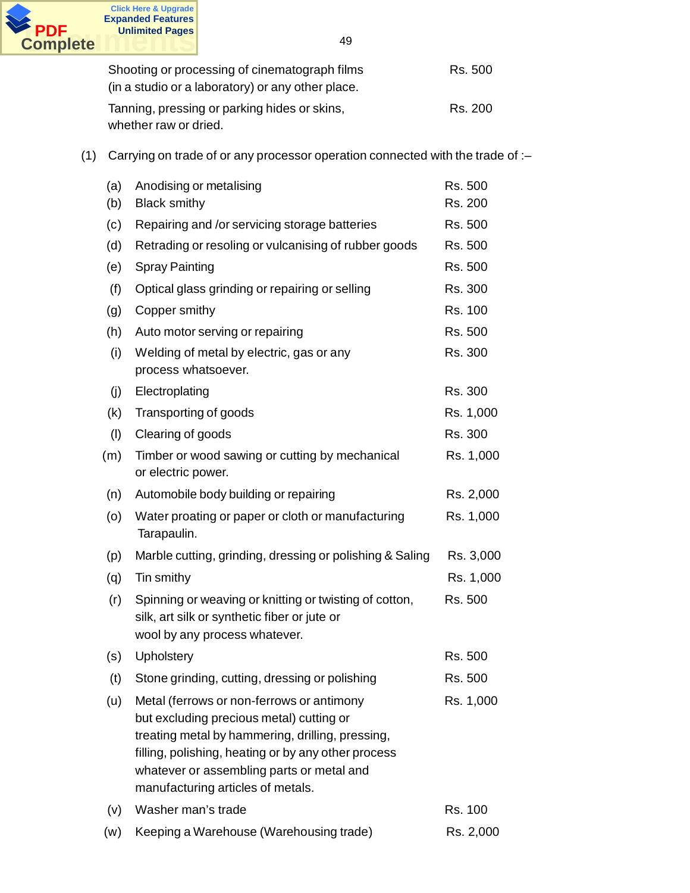| | |
|---|---|
| Shooting or processing of cinematograph films (in a studio or a laboratory) or any other place. | Rs. 500 |
| Tanning, pressing or parking hides or skins, whether raw or dried. | Rs. 200 |

(1) Carrying on trade of or any processor operation connected with the trade of :–

| | | |
|---|---|---|
| (a) | Anodising or metalising | Rs. 500 |
| (b) | Black smithy | Rs. 200 |
| (c) | Repairing and /or servicing storage batteries | Rs. 500 |
| (d) | Retrading or resoling or vulcanising of rubber goods | Rs. 500 |
| (e) | Spray Painting | Rs. 500 |
| (f) | Optical glass grinding or repairing or selling | Rs. 300 |
| (g) | Copper smithy | Rs. 100 |
| (h) | Auto motor serving or repairing | Rs. 500 |
| (i) | Welding of metal by electric, gas or any process whatsoever. | Rs. 300 |
| (j) | Electroplating | Rs. 300 |
| (k) | Transporting of goods | Rs. 1,000 |
| (l) | Clearing of goods | Rs. 300 |
| (m) | Timber or wood sawing or cutting by mechanical or electric power. | Rs. 1,000 |
| (n) | Automobile body building or repairing | Rs. 2,000 |
| (o) | Water proating or paper or cloth or manufacturing Tarapaulin. | Rs. 1,000 |
| (p) | Marble cutting, grinding, dressing or polishing & Saling | Rs. 3,000 |
| (q) | Tin smithy | Rs. 1,000 |
| (r) | Spinning or weaving or knitting or twisting of cotton, silk, art silk or synthetic fiber or jute or wool by any process whatever. | Rs. 500 |
| (s) | Upholstery | Rs. 500 |
| (t) | Stone grinding, cutting, dressing or polishing | Rs. 500 |
| (u) | Metal (ferrows or non-ferrows or antimony but excluding precious metal) cutting or treating metal by hammering, drilling, pressing, filling, polishing, heating or by any other process whatever or assembling parts or metal and manufacturing articles of metals. | Rs. 1,000 |
| (v) | Washer man's trade | Rs. 100 |
| (w) | Keeping a Warehouse (Warehousing trade) | Rs. 2,000 |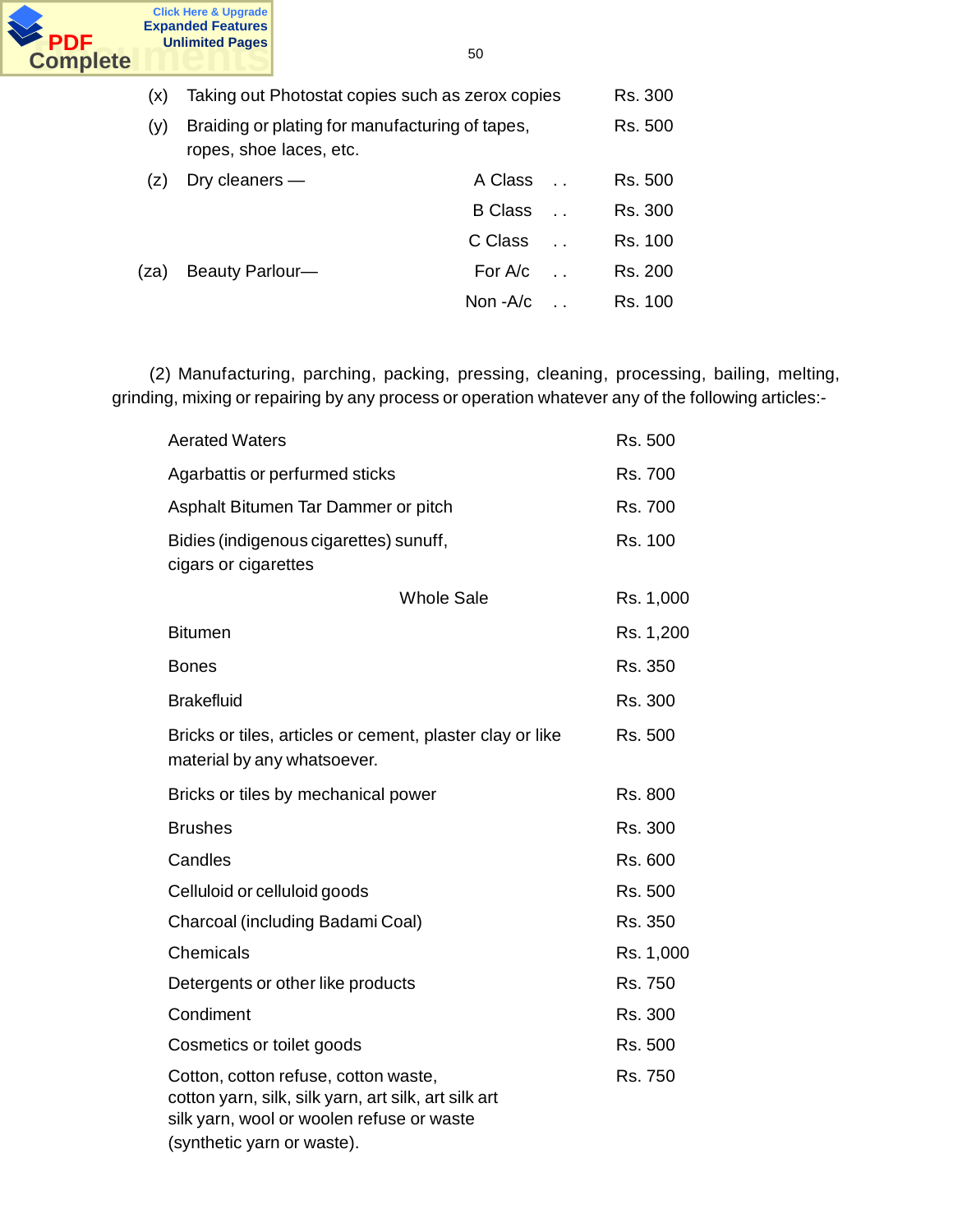| | | | |
|---|---|---|---|
| (x) | Taking out Photostat copies such as zerox copies | | Rs. 300 |
| (y) | Braiding or plating for manufacturing of tapes, ropes, shoe laces, etc. | | Rs. 500 |
| (z) | Dry cleaners — | A Class . . | Rs. 500 |
| | | B Class . . | Rs. 300 |
| | | C Class . . | Rs. 100 |
| (za) | Beauty Parlour— | For A/c . . | Rs. 200 |
| | | Non -A/c . . | Rs. 100 |

(2) Manufacturing, parching, packing, pressing, cleaning, processing, bailing, melting, grinding, mixing or repairing by any process or operation whatever any of the following articles:-

| | |
|---|---|
| Aerated Waters | Rs. 500 |
| Agarbattis or perfumed sticks | Rs. 700 |
| Asphalt Bitumen Tar Dammer or pitch | Rs. 700 |
| Bidies (indigenous cigarettes) sunuff, cigars or cigarettes | Rs. 100 |
| Whole Sale | Rs. 1,000 |
| Bitumen | Rs. 1,200 |
| Bones | Rs. 350 |
| Brakefluid | Rs. 300 |
| Bricks or tiles, articles or cement, plaster clay or like material by any whatsoever. | Rs. 500 |
| Bricks or tiles by mechanical power | Rs. 800 |
| Brushes | Rs. 300 |
| Candles | Rs. 600 |
| Celluloid or celluloid goods | Rs. 500 |
| Charcoal (including Badami Coal) | Rs. 350 |
| Chemicals | Rs. 1,000 |
| Detergents or other like products | Rs. 750 |
| Condiment | Rs. 300 |
| Cosmetics or toilet goods | Rs. 500 |
| Cotton, cotton refuse, cotton waste, cotton yarn, silk, silk yarn, art silk, art silk art silk yarn, wool or woolen refuse or waste (synthetic yarn or waste). | Rs. 750 |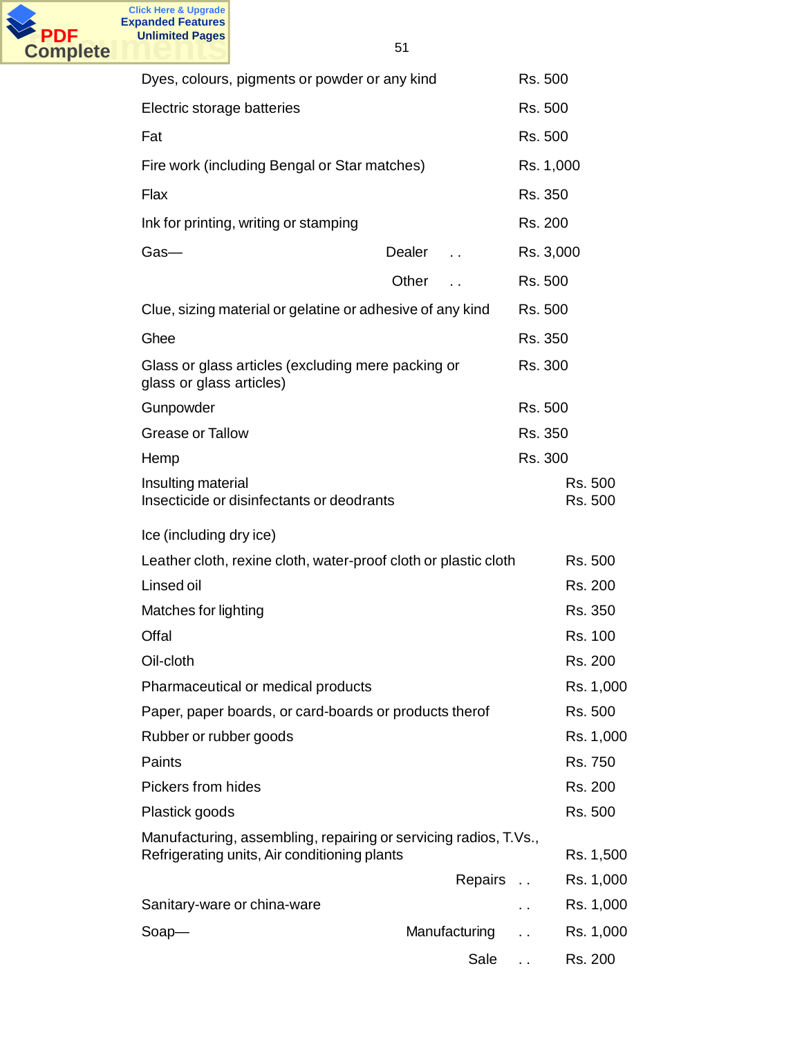| | | |
|---|---|---|
| Dyes, colours, pigments or powder or any kind | | Rs. 500 |
| Electric storage batteries | | Rs. 500 |
| Fat | | Rs. 500 |
| Fire work (including Bengal or Star matches) | | Rs. 1,000 |
| Flax | | Rs. 350 |
| Ink for printing, writing or stamping | | Rs. 200 |
| Gas— | Dealer . . | Rs. 3,000 |
| | Other . . | Rs. 500 |
| Clue, sizing material or gelatine or adhesive of any kind | | Rs. 500 |
| Ghee | | Rs. 350 |
| Glass or glass articles (excluding mere packing or glass or glass articles) | | Rs. 300 |
| Gunpowder | | Rs. 500 |
| Grease or Tallow | | Rs. 350 |
| Hemp | | Rs. 300 |
| Insulting material | | Rs. 500 |
| Insecticide or disinfectants or deodrants | | Rs. 500 |
| Ice (including dry ice) | | |
| Leather cloth, rexine cloth, water-proof cloth or plastic cloth | | Rs. 500 |
| Linsed oil | | Rs. 200 |
| Matches for lighting | | Rs. 350 |
| Offal | | Rs. 100 |
| Oil-cloth | | Rs. 200 |
| Pharmaceutical or medical products | | Rs. 1,000 |
| Paper, paper boards, or card-boards or products therof | | Rs. 500 |
| Rubber or rubber goods | | Rs. 1,000 |
| Paints | | Rs. 750 |
| Pickers from hides | | Rs. 200 |
| Plastick goods | | Rs. 500 |
| Manufacturing, assembling, repairing or servicing radios, T.Vs., Refrigerating units, Air conditioning plants | | Rs. 1,500 |
| | Repairs . . | Rs. 1,000 |
| Sanitary-ware or china-ware | . . | Rs. 1,000 |
| Soap— | Manufacturing . . | Rs. 1,000 |
| | Sale . . | Rs. 200 |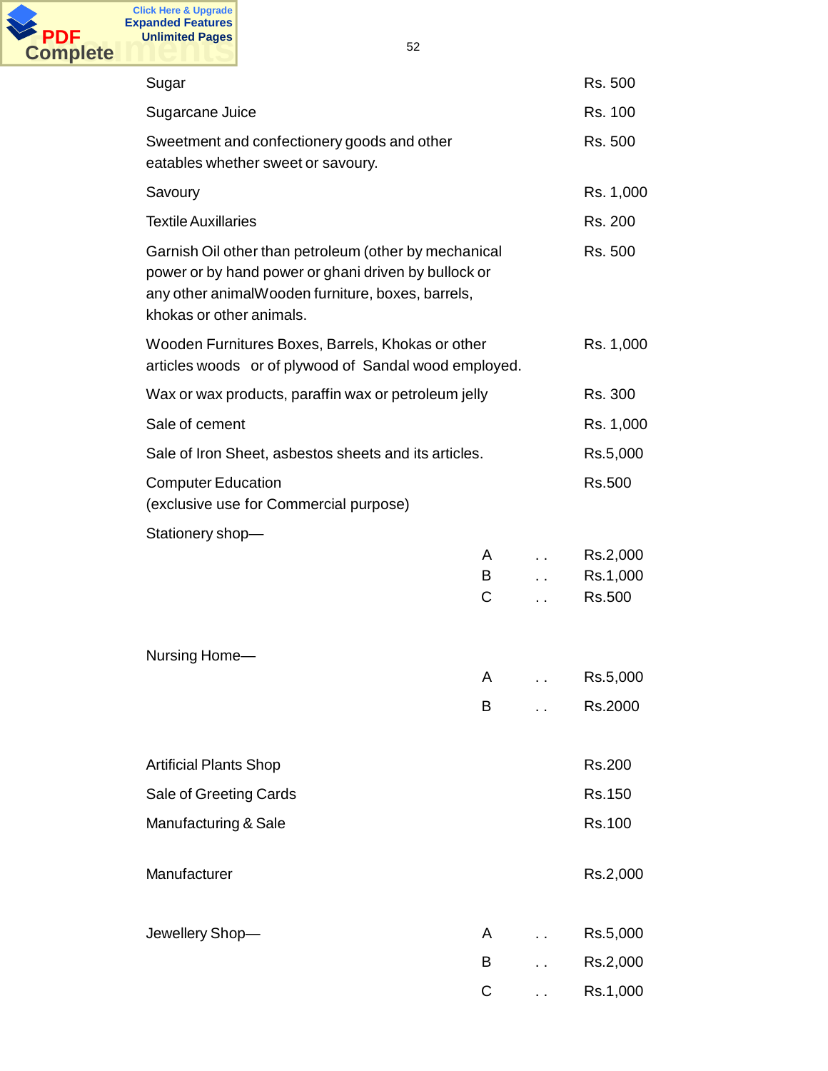| Item | Category | | Fee |
|---|---|---|---|
| Sugar | | | Rs. 500 |
| Sugarcane Juice | | | Rs. 100 |
| Sweetment and confectionery goods and other eatables whether sweet or savoury. | | | Rs. 500 |
| Savoury | | | Rs. 1,000 |
| Textile Auxillaries | | | Rs. 200 |
| Garnish Oil other than petroleum (other by mechanical power or by hand power or ghani driven by bullock or any other animalWooden furniture, boxes, barrels, khokas or other animals. | | | Rs. 500 |
| Wooden Furnitures Boxes, Barrels, Khokas or other articles woods or of plywood of Sandal wood employed. | | | Rs. 1,000 |
| Wax or wax products, paraffin wax or petroleum jelly | | | Rs. 300 |
| Sale of cement | | | Rs. 1,000 |
| Sale of Iron Sheet, asbestos sheets and its articles. | | | Rs.5,000 |
| Computer Education (exclusive use for Commercial purpose) | | | Rs.500 |
| Stationery shop— | A | . . | Rs.2,000 |
| | B | . . | Rs.1,000 |
| | C | . . | Rs.500 |
| Nursing Home— | A | . . | Rs.5,000 |
| | B | . . | Rs.2000 |
| Artificial Plants Shop | | | Rs.200 |
| Sale of Greeting Cards | | | Rs.150 |
| Manufacturing & Sale | | | Rs.100 |
| Manufacturer | | | Rs.2,000 |
| Jewellery Shop— | A | . . | Rs.5,000 |
| | B | . . | Rs.2,000 |
| | C | . . | Rs.1,000 |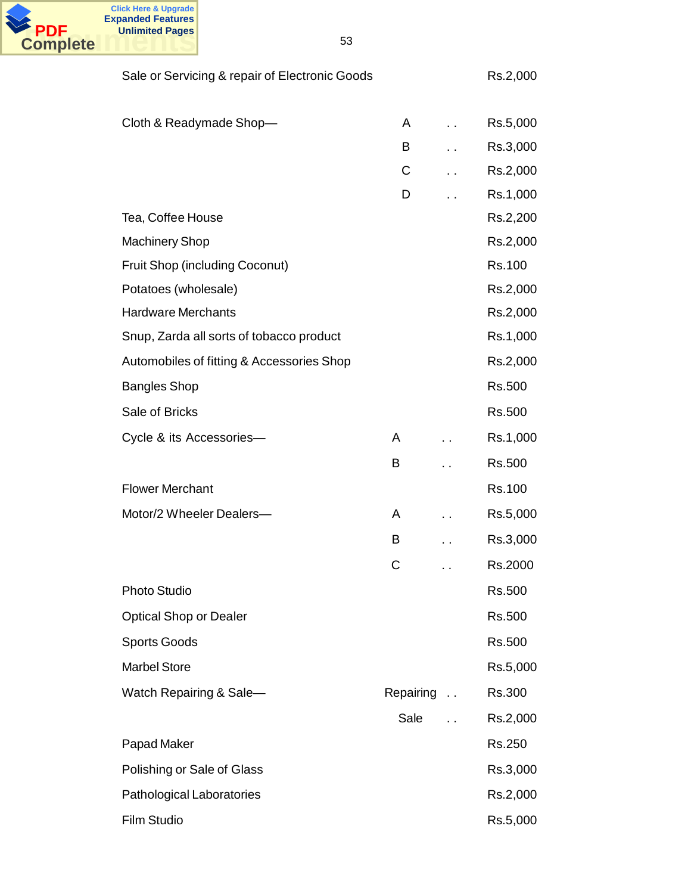| | | | |
|---|---|---|---|
| Sale or Servicing & repair of Electronic Goods | | | Rs.2,000 |
| Cloth & Readymade Shop— | A | . . | Rs.5,000 |
| | B | . . | Rs.3,000 |
| | C | . . | Rs.2,000 |
| | D | . . | Rs.1,000 |
| Tea, Coffee House | | | Rs.2,200 |
| Machinery Shop | | | Rs.2,000 |
| Fruit Shop (including Coconut) | | | Rs.100 |
| Potatoes (wholesale) | | | Rs.2,000 |
| Hardware Merchants | | | Rs.2,000 |
| Snup, Zarda all sorts of tobacco product | | | Rs.1,000 |
| Automobiles of fitting & Accessories Shop | | | Rs.2,000 |
| Bangles Shop | | | Rs.500 |
| Sale of Bricks | | | Rs.500 |
| Cycle & its Accessories— | A | . . | Rs.1,000 |
| | B | . . | Rs.500 |
| Flower Merchant | | | Rs.100 |
| Motor/2 Wheeler Dealers— | A | . . | Rs.5,000 |
| | B | . . | Rs.3,000 |
| | C | . . | Rs.2000 |
| Photo Studio | | | Rs.500 |
| Optical Shop or Dealer | | | Rs.500 |
| Sports Goods | | | Rs.500 |
| Marbel Store | | | Rs.5,000 |
| Watch Repairing & Sale— | Repairing | . . | Rs.300 |
| | Sale | . . | Rs.2,000 |
| Papad Maker | | | Rs.250 |
| Polishing or Sale of Glass | | | Rs.3,000 |
| Pathological Laboratories | | | Rs.2,000 |
| Film Studio | | | Rs.5,000 |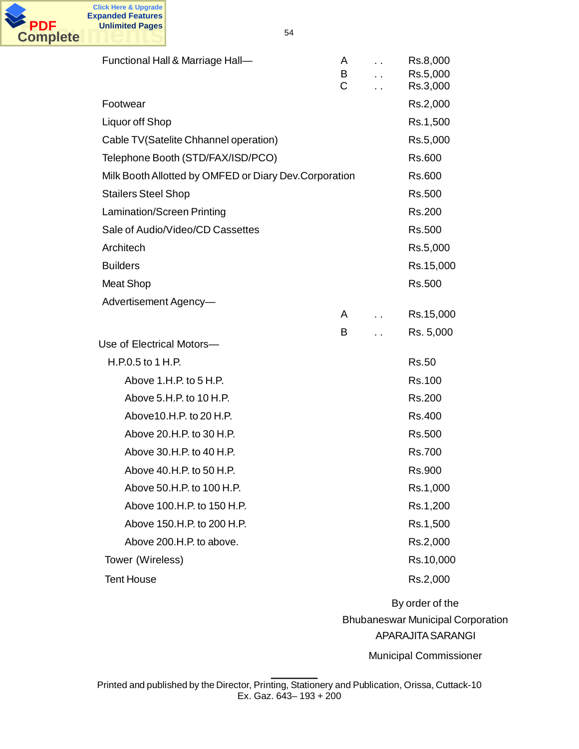| | | |
|---|---|---|
| Functional Hall & Marriage Hall— | A . . | Rs.8,000 |
| | B . . | Rs.5,000 |
| | C . . | Rs.3,000 |
| Footwear | | Rs.2,000 |
| Liquor off Shop | | Rs.1,500 |
| Cable TV(Satelite Chhannel operation) | | Rs.5,000 |
| Telephone Booth (STD/FAX/ISD/PCO) | | Rs.600 |
| Milk Booth Allotted by OMFED or Diary Dev.Corporation | | Rs.600 |
| Stailers Steel Shop | | Rs.500 |
| Lamination/Screen Printing | | Rs.200 |
| Sale of Audio/Video/CD Cassettes | | Rs.500 |
| Architech | | Rs.5,000 |
| Builders | | Rs.15,000 |
| Meat Shop | | Rs.500 |
| Advertisement Agency— | A . . | Rs.15,000 |
| | B . . | Rs. 5,000 |
| Use of Electrical Motors— | | |
| H.P.0.5 to 1 H.P. | | Rs.50 |
| Above 1.H.P. to 5 H.P. | | Rs.100 |
| Above 5.H.P. to 10 H.P. | | Rs.200 |
| Above10.H.P. to 20 H.P. | | Rs.400 |
| Above 20.H.P. to 30 H.P. | | Rs.500 |
| Above 30.H.P. to 40 H.P. | | Rs.700 |
| Above 40.H.P. to 50 H.P. | | Rs.900 |
| Above 50.H.P. to 100 H.P. | | Rs.1,000 |
| Above 100.H.P. to 150 H.P. | | Rs.1,200 |
| Above 150.H.P. to 200 H.P. | | Rs.1,500 |
| Above 200.H.P. to above. | | Rs.2,000 |
| Tower (Wireless) | | Rs.10,000 |
| Tent House | | Rs.2,000 |

By order of the
Bhubaneswar Municipal Corporation
APARAJITA SARANGI
Municipal Commissioner

---

Printed and published by the Director, Printing, Stationery and Publication, Orissa, Cuttack-10
Ex. Gaz. 643– 193 + 200